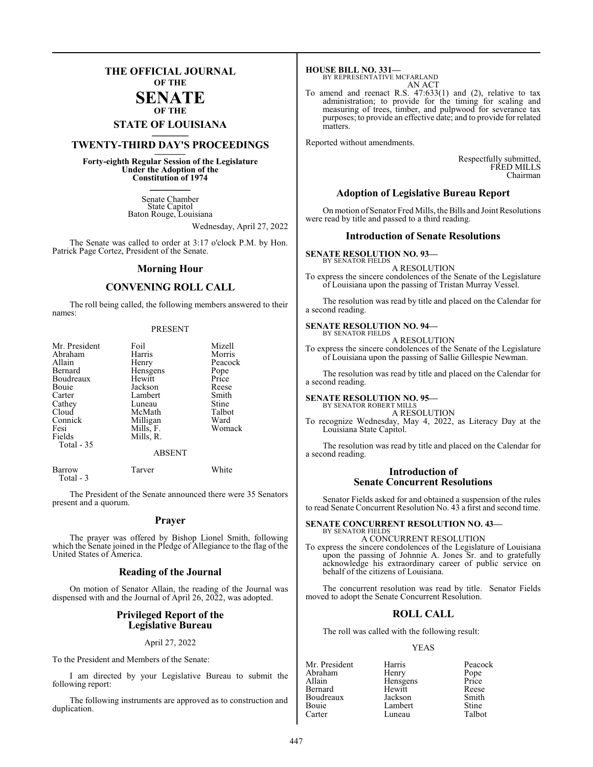# THE OFFICIAL JOURNAL OF THE SENATE OF THE STATE OF LOUISIANA

## TWENTY-THIRD DAY'S PROCEEDINGS

**Forty-eighth Regular Session of the Legislature Under the Adoption of the Constitution of 1974**

Senate Chamber
State Capitol
Baton Rouge, Louisiana

Wednesday, April 27, 2022

The Senate was called to order at 3:17 o'clock P.M. by Hon. Patrick Page Cortez, President of the Senate.

## Morning Hour

## CONVENING ROLL CALL

The roll being called, the following members answered to their names:

PRESENT

| | | |
|---|---|---|
| Mr. President | Foil | Mizell |
| Abraham | Harris | Morris |
| Allain | Henry | Peacock |
| Bernard | Hensgens | Pope |
| Boudreaux | Hewitt | Price |
| Bouie | Jackson | Reese |
| Carter | Lambert | Smith |
| Cathey | Luneau | Stine |
| Cloud | McMath | Talbot |
| Connick | Milligan | Ward |
| Fesi | Mills, F. | Womack |
| Fields | Mills, R. | |
| Total - 35 | | |

ABSENT

| | | |
|---|---|---|
| Barrow | Tarver | White |
| Total - 3 | | |

The President of the Senate announced there were 35 Senators present and a quorum.

## Prayer

The prayer was offered by Bishop Lionel Smith, following which the Senate joined in the Pledge of Allegiance to the flag of the United States of America.

## Reading of the Journal

On motion of Senator Allain, the reading of the Journal was dispensed with and the Journal of April 26, 2022, was adopted.

## Privileged Report of the Legislative Bureau

April 27, 2022

To the President and Members of the Senate:

I am directed by your Legislative Bureau to submit the following report:

The following instruments are approved as to construction and duplication.

**HOUSE BILL NO. 331—**
BY REPRESENTATIVE MCFARLAND
AN ACT

To amend and reenact R.S. 47:633(1) and (2), relative to tax administration; to provide for the timing for scaling and measuring of trees, timber, and pulpwood for severance tax purposes; to provide an effective date; and to provide for related matters.

Reported without amendments.

Respectfully submitted,
FRED MILLS
Chairman

## Adoption of Legislative Bureau Report

On motion of Senator Fred Mills, the Bills and Joint Resolutions were read by title and passed to a third reading.

## Introduction of Senate Resolutions

**SENATE RESOLUTION NO. 93—**
BY SENATOR FIELDS
A RESOLUTION

To express the sincere condolences of the Senate of the Legislature of Louisiana upon the passing of Tristan Murray Vessel.

The resolution was read by title and placed on the Calendar for a second reading.

**SENATE RESOLUTION NO. 94—**
BY SENATOR FIELDS
A RESOLUTION

To express the sincere condolences of the Senate of the Legislature of Louisiana upon the passing of Sallie Gillespie Newman.

The resolution was read by title and placed on the Calendar for a second reading.

**SENATE RESOLUTION NO. 95—**
BY SENATOR ROBERT MILLS
A RESOLUTION

To recognize Wednesday, May 4, 2022, as Literacy Day at the Louisiana State Capitol.

The resolution was read by title and placed on the Calendar for a second reading.

## Introduction of Senate Concurrent Resolutions

Senator Fields asked for and obtained a suspension of the rules to read Senate Concurrent Resolution No. 43 a first and second time.

**SENATE CONCURRENT RESOLUTION NO. 43—**
BY SENATOR FIELDS
A CONCURRENT RESOLUTION

To express the sincere condolences of the Legislature of Louisiana upon the passing of Johnnie A. Jones Sr. and to gratefully acknowledge his extraordinary career of public service on behalf of the citizens of Louisiana.

The concurrent resolution was read by title. Senator Fields moved to adopt the Senate Concurrent Resolution.

## ROLL CALL

The roll was called with the following result:

YEAS

| | | |
|---|---|---|
| Mr. President | Harris | Peacock |
| Abraham | Henry | Pope |
| Allain | Hensgens | Price |
| Bernard | Hewitt | Reese |
| Boudreaux | Jackson | Smith |
| Bouie | Lambert | Stine |
| Carter | Luneau | Talbot |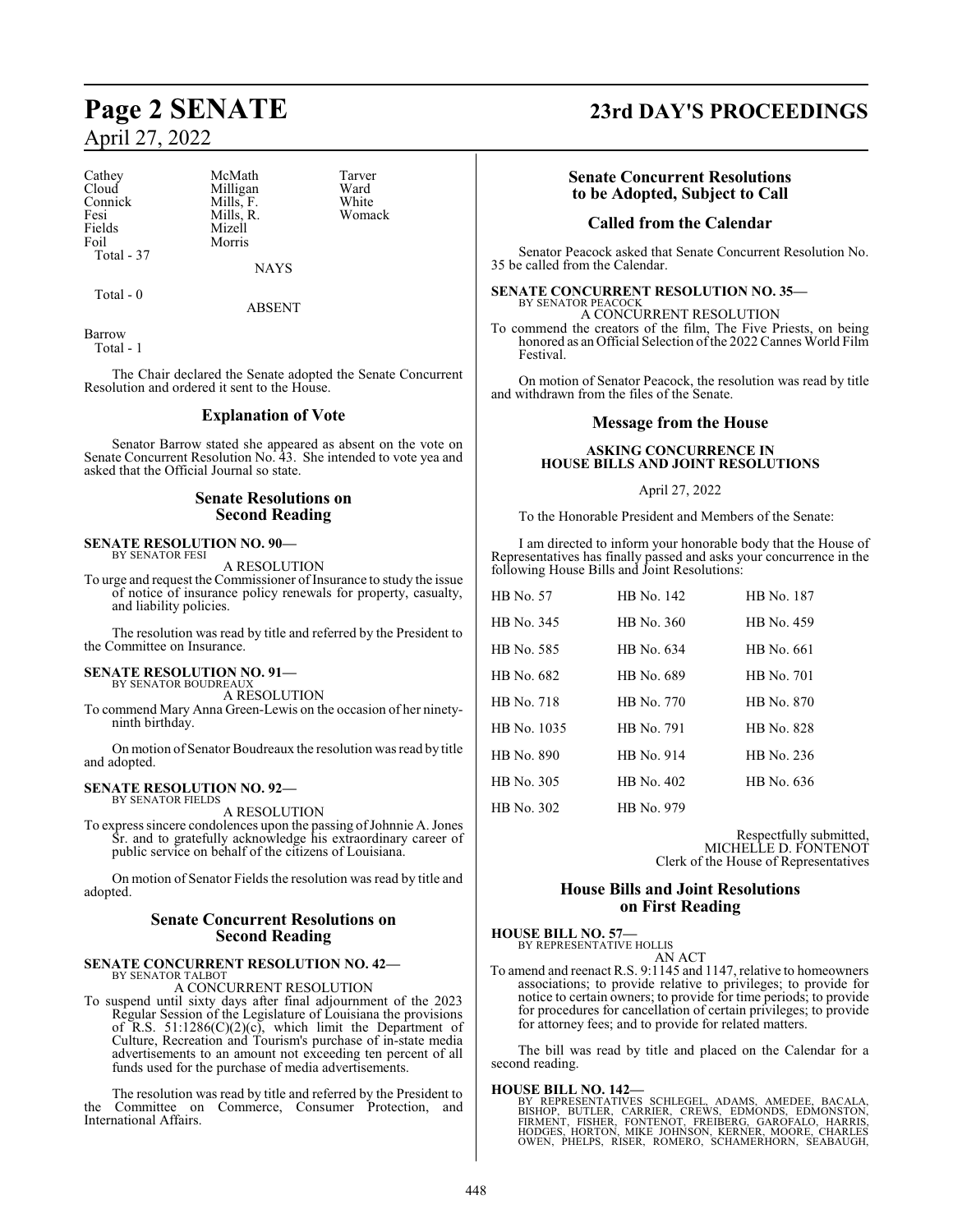| | | |
|---|---|---|
| Cathey | McMath | Tarver |
| Cloud | Milligan | Ward |
| Connick | Mills, F. | White |
| Fesi | Mills, R. | Womack |
| Fields | Mizell | |
| Foil | Morris | |
| Total - 37 | | |

NAYS

Total - 0

ABSENT

Barrow
Total - 1

The Chair declared the Senate adopted the Senate Concurrent Resolution and ordered it sent to the House.

## Explanation of Vote

Senator Barrow stated she appeared as absent on the vote on Senate Concurrent Resolution No. 43. She intended to vote yea and asked that the Official Journal so state.

## Senate Resolutions on Second Reading

**SENATE RESOLUTION NO. 90—**
BY SENATOR FESI

A RESOLUTION

To urge and request the Commissioner of Insurance to study the issue of notice of insurance policy renewals for property, casualty, and liability policies.

The resolution was read by title and referred by the President to the Committee on Insurance.

**SENATE RESOLUTION NO. 91—**
BY SENATOR BOUDREAUX

A RESOLUTION

To commend Mary Anna Green-Lewis on the occasion of her ninety-ninth birthday.

On motion of Senator Boudreaux the resolution was read by title and adopted.

**SENATE RESOLUTION NO. 92—**
BY SENATOR FIELDS

A RESOLUTION

To express sincere condolences upon the passing of Johnnie A. Jones Sr. and to gratefully acknowledge his extraordinary career of public service on behalf of the citizens of Louisiana.

On motion of Senator Fields the resolution was read by title and adopted.

## Senate Concurrent Resolutions on Second Reading

**SENATE CONCURRENT RESOLUTION NO. 42—**
BY SENATOR TALBOT

A CONCURRENT RESOLUTION

To suspend until sixty days after final adjournment of the 2023 Regular Session of the Legislature of Louisiana the provisions of R.S. 51:1286(C)(2)(c), which limit the Department of Culture, Recreation and Tourism's purchase of in-state media advertisements to an amount not exceeding ten percent of all funds used for the purchase of media advertisements.

The resolution was read by title and referred by the President to the Committee on Commerce, Consumer Protection, and International Affairs.

## Senate Concurrent Resolutions to be Adopted, Subject to Call

## Called from the Calendar

Senator Peacock asked that Senate Concurrent Resolution No. 35 be called from the Calendar.

**SENATE CONCURRENT RESOLUTION NO. 35—**
BY SENATOR PEACOCK

A CONCURRENT RESOLUTION

To commend the creators of the film, The Five Priests, on being honored as an Official Selection of the 2022 Cannes World Film Festival.

On motion of Senator Peacock, the resolution was read by title and withdrawn from the files of the Senate.

## Message from the House

**ASKING CONCURRENCE IN HOUSE BILLS AND JOINT RESOLUTIONS**

April 27, 2022

To the Honorable President and Members of the Senate:

I am directed to inform your honorable body that the House of Representatives has finally passed and asks your concurrence in the following House Bills and Joint Resolutions:

| | | |
|---|---|---|
| HB No. 57 | HB No. 142 | HB No. 187 |
| HB No. 345 | HB No. 360 | HB No. 459 |
| HB No. 585 | HB No. 634 | HB No. 661 |
| HB No. 682 | HB No. 689 | HB No. 701 |
| HB No. 718 | HB No. 770 | HB No. 870 |
| HB No. 1035 | HB No. 791 | HB No. 828 |
| HB No. 890 | HB No. 914 | HB No. 236 |
| HB No. 305 | HB No. 402 | HB No. 636 |
| HB No. 302 | HB No. 979 | |

Respectfully submitted,
MICHELLE D. FONTENOT
Clerk of the House of Representatives

## House Bills and Joint Resolutions on First Reading

**HOUSE BILL NO. 57—**
BY REPRESENTATIVE HOLLIS

AN ACT

To amend and reenact R.S. 9:1145 and 1147, relative to homeowners associations; to provide relative to privileges; to provide for notice to certain owners; to provide for time periods; to provide for procedures for cancellation of certain privileges; to provide for attorney fees; and to provide for related matters.

The bill was read by title and placed on the Calendar for a second reading.

**HOUSE BILL NO. 142—**
BY REPRESENTATIVES SCHLEGEL, ADAMS, AMEDEE, BACALA, BISHOP, BUTLER, CARRIER, CREWS, EDMONDS, EDMONSTON, FIRMENT, FISHER, FONTENOT, FREIBERG, GAROFALO, HARRIS, HODGES, HORTON, MIKE JOHNSON, KERNER, MOORE, CHARLES OWEN, PHELPS, RISER, ROMERO, SCHAMERHORN, SEABAUGH,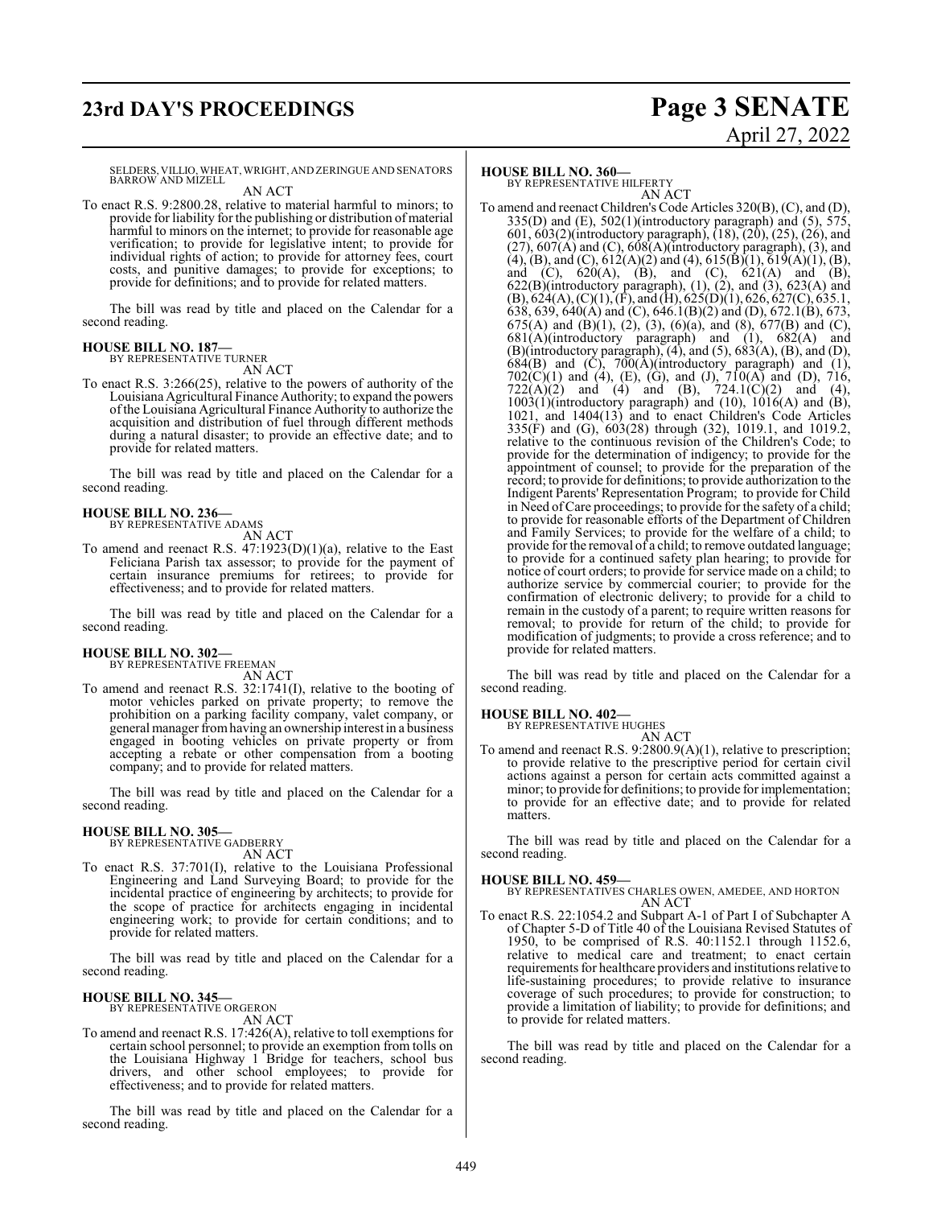SELDERS, VILLIO, WHEAT, WRIGHT, AND ZERINGUE AND SENATORS BARROW AND MIZELL

AN ACT

To enact R.S. 9:2800.28, relative to material harmful to minors; to provide for liability for the publishing or distribution of material harmful to minors on the internet; to provide for reasonable age verification; to provide for legislative intent; to provide for individual rights of action; to provide for attorney fees, court costs, and punitive damages; to provide for exceptions; to provide for definitions; and to provide for related matters.

The bill was read by title and placed on the Calendar for a second reading.

**HOUSE BILL NO. 187—**
BY REPRESENTATIVE TURNER

AN ACT

To enact R.S. 3:266(25), relative to the powers of authority of the Louisiana Agricultural Finance Authority; to expand the powers of the Louisiana Agricultural Finance Authority to authorize the acquisition and distribution of fuel through different methods during a natural disaster; to provide an effective date; and to provide for related matters.

The bill was read by title and placed on the Calendar for a second reading.

**HOUSE BILL NO. 236—**
BY REPRESENTATIVE ADAMS

AN ACT

To amend and reenact R.S. 47:1923(D)(1)(a), relative to the East Feliciana Parish tax assessor; to provide for the payment of certain insurance premiums for retirees; to provide for effectiveness; and to provide for related matters.

The bill was read by title and placed on the Calendar for a second reading.

**HOUSE BILL NO. 302—**
BY REPRESENTATIVE FREEMAN

AN ACT

To amend and reenact R.S. 32:1741(I), relative to the booting of motor vehicles parked on private property; to remove the prohibition on a parking facility company, valet company, or general manager from having an ownership interest in a business engaged in booting vehicles on private property or from accepting a rebate or other compensation from a booting company; and to provide for related matters.

The bill was read by title and placed on the Calendar for a second reading.

**HOUSE BILL NO. 305—**
BY REPRESENTATIVE GADBERRY

AN ACT

To enact R.S. 37:701(I), relative to the Louisiana Professional Engineering and Land Surveying Board; to provide for the incidental practice of engineering by architects; to provide for the scope of practice for architects engaging in incidental engineering work; to provide for certain conditions; and to provide for related matters.

The bill was read by title and placed on the Calendar for a second reading.

**HOUSE BILL NO. 345—**
BY REPRESENTATIVE ORGERON

AN ACT

To amend and reenact R.S. 17:426(A), relative to toll exemptions for certain school personnel; to provide an exemption from tolls on the Louisiana Highway 1 Bridge for teachers, school bus drivers, and other school employees; to provide for effectiveness; and to provide for related matters.

The bill was read by title and placed on the Calendar for a second reading.

**HOUSE BILL NO. 360—**
BY REPRESENTATIVE HILFERTY

AN ACT

To amend and reenact Children's Code Articles 320(B), (C), and (D), 335(D) and (E), 502(1)(introductory paragraph) and (5), 575, 601, 603(2)(introductory paragraph), (18), (20), (25), (26), and (27), 607(A) and (C), 608(A)(introductory paragraph), (3), and (4), (B), and (C), 612(A)(2) and (4), 615(B)(1), 619(A)(1), (B), and (C), 620(A), (B), and (C), 621(A) and (B), 622(B)(introductory paragraph), (1), (2), and (3), 623(A) and (B), 624(A), (C)(1), (F), and (H), 625(D)(1), 626, 627(C), 635.1, 638, 639, 640(A) and (C), 646.1(B)(2) and (D), 672.1(B), 673, 675(A) and (B)(1), (2), (3), (6)(a), and (8), 677(B) and (C), 681(A)(introductory paragraph) and (1), 682(A) and (B)(introductory paragraph), (4), and (5), 683(A), (B), and (D), 684(B) and (C), 700(A)(introductory paragraph) and (1), 702(C)(1) and (4), (E), (G), and (J), 710(A) and (D), 716, 722(A)(2) and (4) and (B), 724.1(C)(2) and (4), 1003(1)(introductory paragraph) and (10), 1016(A) and (B), 1021, and 1404(13) and to enact Children's Code Articles 335(F) and (G), 603(28) through (32), 1019.1, and 1019.2, relative to the continuous revision of the Children's Code; to provide for the determination of indigency; to provide for the appointment of counsel; to provide for the preparation of the record; to provide for definitions; to provide authorization to the Indigent Parents' Representation Program; to provide for Child in Need of Care proceedings; to provide for the safety of a child; to provide for reasonable efforts of the Department of Children and Family Services; to provide for the welfare of a child; to provide for the removal of a child; to remove outdated language; to provide for a continued safety plan hearing; to provide for notice of court orders; to provide for service made on a child; to authorize service by commercial courier; to provide for the confirmation of electronic delivery; to provide for a child to remain in the custody of a parent; to require written reasons for removal; to provide for return of the child; to provide for modification of judgments; to provide a cross reference; and to provide for related matters.

The bill was read by title and placed on the Calendar for a second reading.

**HOUSE BILL NO. 402—**
BY REPRESENTATIVE HUGHES

AN ACT

To amend and reenact R.S. 9:2800.9(A)(1), relative to prescription; to provide relative to the prescriptive period for certain civil actions against a person for certain acts committed against a minor; to provide for definitions; to provide for implementation; to provide for an effective date; and to provide for related matters.

The bill was read by title and placed on the Calendar for a second reading.

**HOUSE BILL NO. 459—**
BY REPRESENTATIVES CHARLES OWEN, AMEDEE, AND HORTON

AN ACT

To enact R.S. 22:1054.2 and Subpart A-1 of Part I of Subchapter A of Chapter 5-D of Title 40 of the Louisiana Revised Statutes of 1950, to be comprised of R.S. 40:1152.1 through 1152.6, relative to medical care and treatment; to enact certain requirements for healthcare providers and institutions relative to life-sustaining procedures; to provide relative to insurance coverage of such procedures; to provide for construction; to provide a limitation of liability; to provide for definitions; and to provide for related matters.

The bill was read by title and placed on the Calendar for a second reading.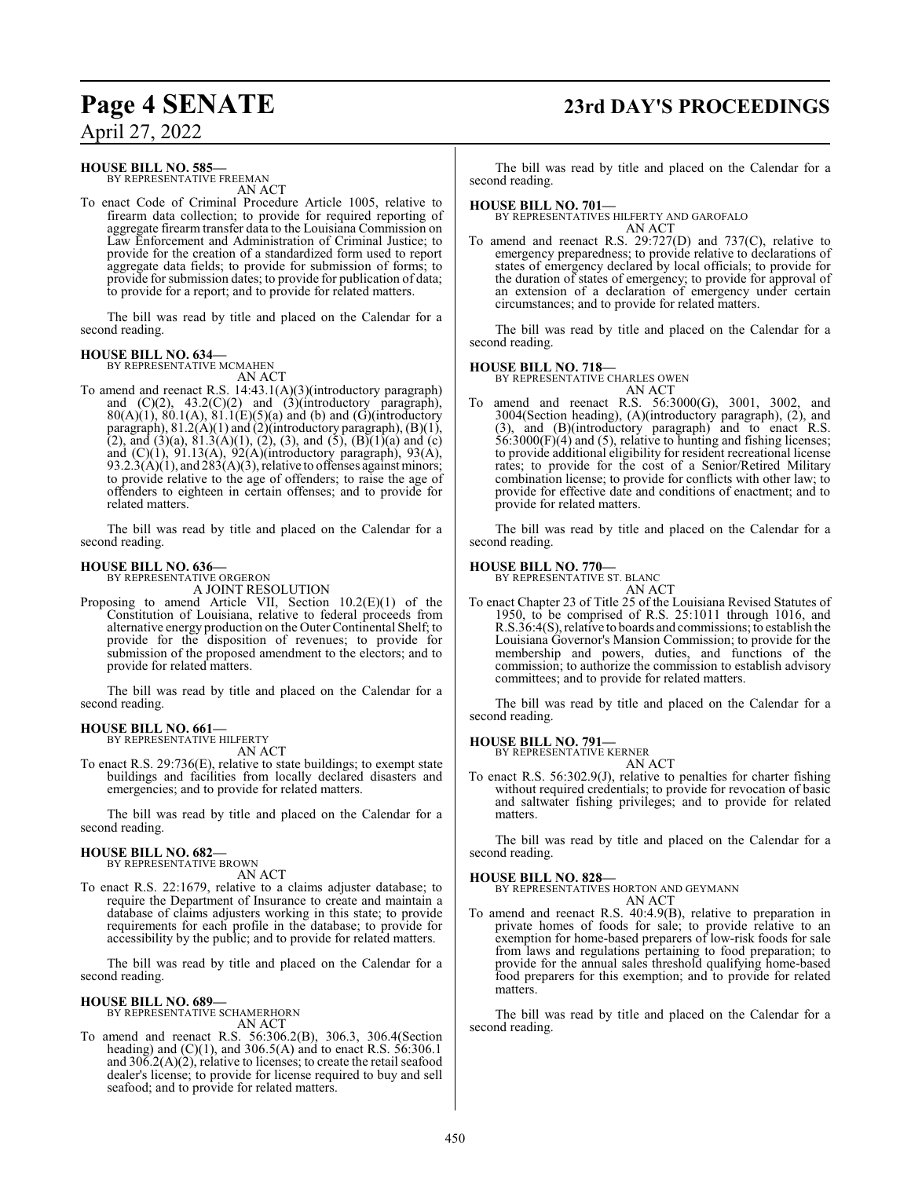**HOUSE BILL NO. 585—**
BY REPRESENTATIVE FREEMAN
AN ACT

To enact Code of Criminal Procedure Article 1005, relative to firearm data collection; to provide for required reporting of aggregate firearm transfer data to the Louisiana Commission on Law Enforcement and Administration of Criminal Justice; to provide for the creation of a standardized form used to report aggregate data fields; to provide for submission of forms; to provide for submission dates; to provide for publication of data; to provide for a report; and to provide for related matters.

The bill was read by title and placed on the Calendar for a second reading.

**HOUSE BILL NO. 634—**
BY REPRESENTATIVE MCMAHEN
AN ACT

To amend and reenact R.S. 14:43.1(A)(3)(introductory paragraph) and (C)(2), 43.2(C)(2) and (3)(introductory paragraph), 80(A)(1), 80.1(A), 81.1(E)(5)(a) and (b) and (G)(introductory paragraph), 81.2(A)(1) and (2)(introductory paragraph), (B)(1), (2), and (3)(a), 81.3(A)(1), (2), (3), and (5), (B)(1)(a) and (c) and (C)(1), 91.13(A), 92(A)(introductory paragraph), 93(A), 93.2.3(A)(1), and 283(A)(3), relative to offenses against minors; to provide relative to the age of offenders; to raise the age of offenders to eighteen in certain offenses; and to provide for related matters.

The bill was read by title and placed on the Calendar for a second reading.

**HOUSE BILL NO. 636—**
BY REPRESENTATIVE ORGERON
A JOINT RESOLUTION

Proposing to amend Article VII, Section 10.2(E)(1) of the Constitution of Louisiana, relative to federal proceeds from alternative energy production on the Outer Continental Shelf; to provide for the disposition of revenues; to provide for submission of the proposed amendment to the electors; and to provide for related matters.

The bill was read by title and placed on the Calendar for a second reading.

**HOUSE BILL NO. 661—**
BY REPRESENTATIVE HILFERTY
AN ACT

To enact R.S. 29:736(E), relative to state buildings; to exempt state buildings and facilities from locally declared disasters and emergencies; and to provide for related matters.

The bill was read by title and placed on the Calendar for a second reading.

**HOUSE BILL NO. 682—**
BY REPRESENTATIVE BROWN
AN ACT

To enact R.S. 22:1679, relative to a claims adjuster database; to require the Department of Insurance to create and maintain a database of claims adjusters working in this state; to provide requirements for each profile in the database; to provide for accessibility by the public; and to provide for related matters.

The bill was read by title and placed on the Calendar for a second reading.

**HOUSE BILL NO. 689—**
BY REPRESENTATIVE SCHAMERHORN
AN ACT

To amend and reenact R.S. 56:306.2(B), 306.3, 306.4(Section heading) and (C)(1), and 306.5(A) and to enact R.S. 56:306.1 and 306.2(A)(2), relative to licenses; to create the retail seafood dealer's license; to provide for license required to buy and sell seafood; and to provide for related matters.

The bill was read by title and placed on the Calendar for a second reading.

**HOUSE BILL NO. 701—**
BY REPRESENTATIVES HILFERTY AND GAROFALO
AN ACT

To amend and reenact R.S. 29:727(D) and 737(C), relative to emergency preparedness; to provide relative to declarations of states of emergency declared by local officials; to provide for the duration of states of emergency; to provide for approval of an extension of a declaration of emergency under certain circumstances; and to provide for related matters.

The bill was read by title and placed on the Calendar for a second reading.

**HOUSE BILL NO. 718—**
BY REPRESENTATIVE CHARLES OWEN
AN ACT

To amend and reenact R.S. 56:3000(G), 3001, 3002, and 3004(Section heading), (A)(introductory paragraph), (2), and (3), and (B)(introductory paragraph) and to enact R.S. 56:3000(F)(4) and (5), relative to hunting and fishing licenses; to provide additional eligibility for resident recreational license rates; to provide for the cost of a Senior/Retired Military combination license; to provide for conflicts with other law; to provide for effective date and conditions of enactment; and to provide for related matters.

The bill was read by title and placed on the Calendar for a second reading.

**HOUSE BILL NO. 770—**
BY REPRESENTATIVE ST. BLANC
AN ACT

To enact Chapter 23 of Title 25 of the Louisiana Revised Statutes of 1950, to be comprised of R.S. 25:1011 through 1016, and R.S.36:4(S), relative to boards and commissions; to establish the Louisiana Governor's Mansion Commission; to provide for the membership and powers, duties, and functions of the commission; to authorize the commission to establish advisory committees; and to provide for related matters.

The bill was read by title and placed on the Calendar for a second reading.

**HOUSE BILL NO. 791—**
BY REPRESENTATIVE KERNER
AN ACT

To enact R.S. 56:302.9(J), relative to penalties for charter fishing without required credentials; to provide for revocation of basic and saltwater fishing privileges; and to provide for related matters.

The bill was read by title and placed on the Calendar for a second reading.

**HOUSE BILL NO. 828—**
BY REPRESENTATIVES HORTON AND GEYMANN
AN ACT

To amend and reenact R.S. 40:4.9(B), relative to preparation in private homes of foods for sale; to provide relative to an exemption for home-based preparers of low-risk foods for sale from laws and regulations pertaining to food preparation; to provide for the annual sales threshold qualifying home-based food preparers for this exemption; and to provide for related matters.

The bill was read by title and placed on the Calendar for a second reading.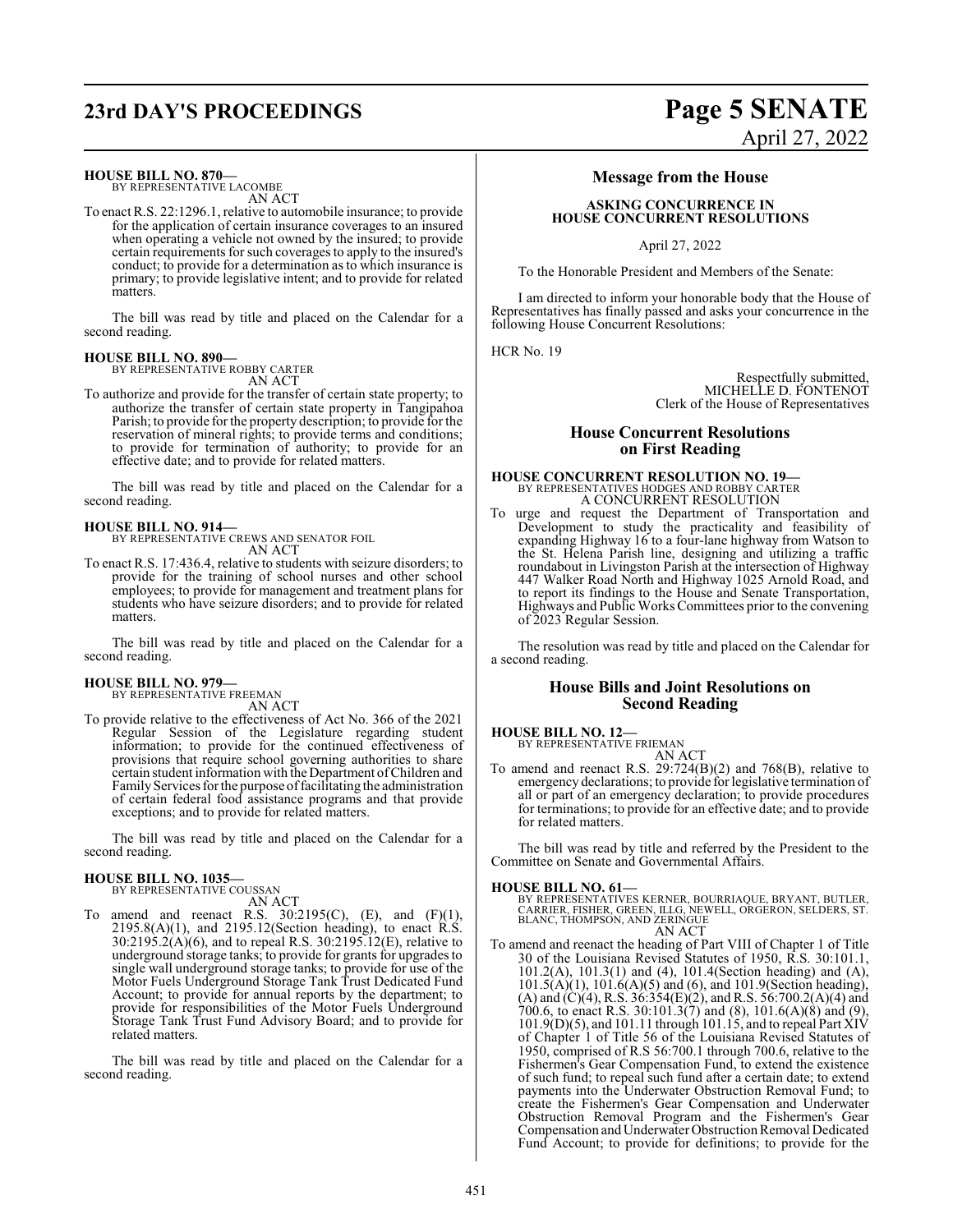**HOUSE BILL NO. 870—**
BY REPRESENTATIVE LACOMBE
AN ACT

To enact R.S. 22:1296.1, relative to automobile insurance; to provide for the application of certain insurance coverages to an insured when operating a vehicle not owned by the insured; to provide certain requirements for such coverages to apply to the insured's conduct; to provide for a determination as to which insurance is primary; to provide legislative intent; and to provide for related matters.

The bill was read by title and placed on the Calendar for a second reading.

**HOUSE BILL NO. 890—**
BY REPRESENTATIVE ROBBY CARTER
AN ACT

To authorize and provide for the transfer of certain state property; to authorize the transfer of certain state property in Tangipahoa Parish; to provide for the property description; to provide for the reservation of mineral rights; to provide terms and conditions; to provide for termination of authority; to provide for an effective date; and to provide for related matters.

The bill was read by title and placed on the Calendar for a second reading.

**HOUSE BILL NO. 914—**
BY REPRESENTATIVE CREWS AND SENATOR FOIL
AN ACT

To enact R.S. 17:436.4, relative to students with seizure disorders; to provide for the training of school nurses and other school employees; to provide for management and treatment plans for students who have seizure disorders; and to provide for related matters.

The bill was read by title and placed on the Calendar for a second reading.

**HOUSE BILL NO. 979—**
BY REPRESENTATIVE FREEMAN
AN ACT

To provide relative to the effectiveness of Act No. 366 of the 2021 Regular Session of the Legislature regarding student information; to provide for the continued effectiveness of provisions that require school governing authorities to share certain student information with the Department of Children and Family Services for the purpose of facilitating the administration of certain federal food assistance programs and that provide exceptions; and to provide for related matters.

The bill was read by title and placed on the Calendar for a second reading.

**HOUSE BILL NO. 1035—**
BY REPRESENTATIVE COUSSAN
AN ACT

To amend and reenact R.S. 30:2195(C), (E), and (F)(1), 2195.8(A)(1), and 2195.12(Section heading), to enact R.S. 30:2195.2(A)(6), and to repeal R.S. 30:2195.12(E), relative to underground storage tanks; to provide for grants for upgrades to single wall underground storage tanks; to provide for use of the Motor Fuels Underground Storage Tank Trust Dedicated Fund Account; to provide for annual reports by the department; to provide for responsibilities of the Motor Fuels Underground Storage Tank Trust Fund Advisory Board; and to provide for related matters.

The bill was read by title and placed on the Calendar for a second reading.

## Message from the House

### ASKING CONCURRENCE IN HOUSE CONCURRENT RESOLUTIONS

April 27, 2022

To the Honorable President and Members of the Senate:

I am directed to inform your honorable body that the House of Representatives has finally passed and asks your concurrence in the following House Concurrent Resolutions:

HCR No. 19

Respectfully submitted,
MICHELLE D. FONTENOT
Clerk of the House of Representatives

## House Concurrent Resolutions on First Reading

**HOUSE CONCURRENT RESOLUTION NO. 19—**
BY REPRESENTATIVES HODGES AND ROBBY CARTER
A CONCURRENT RESOLUTION

To urge and request the Department of Transportation and Development to study the practicality and feasibility of expanding Highway 16 to a four-lane highway from Watson to the St. Helena Parish line, designing and utilizing a traffic roundabout in Livingston Parish at the intersection of Highway 447 Walker Road North and Highway 1025 Arnold Road, and to report its findings to the House and Senate Transportation, Highways and Public Works Committees prior to the convening of 2023 Regular Session.

The resolution was read by title and placed on the Calendar for a second reading.

## House Bills and Joint Resolutions on Second Reading

**HOUSE BILL NO. 12—**
BY REPRESENTATIVE FRIEMAN
AN ACT

To amend and reenact R.S. 29:724(B)(2) and 768(B), relative to emergency declarations; to provide for legislative termination of all or part of an emergency declaration; to provide procedures for terminations; to provide for an effective date; and to provide for related matters.

The bill was read by title and referred by the President to the Committee on Senate and Governmental Affairs.

**HOUSE BILL NO. 61—**
BY REPRESENTATIVES KERNER, BOURRIAQUE, BRYANT, BUTLER, CARRIER, FISHER, GREEN, ILLG, NEWELL, ORGERON, SELDERS, ST. BLANC, THOMPSON, AND ZERINGUE
AN ACT

To amend and reenact the heading of Part VIII of Chapter 1 of Title 30 of the Louisiana Revised Statutes of 1950, R.S. 30:101.1, 101.2(A), 101.3(1) and (4), 101.4(Section heading) and (A), 101.5(A)(1), 101.6(A)(5) and (6), and 101.9(Section heading), (A) and (C)(4), R.S. 36:354(E)(2), and R.S. 56:700.2(A)(4) and 700.6, to enact R.S. 30:101.3(7) and (8), 101.6(A)(8) and (9), 101.9(D)(5), and 101.11 through 101.15, and to repeal Part XIV of Chapter 1 of Title 56 of the Louisiana Revised Statutes of 1950, comprised of R.S 56:700.1 through 700.6, relative to the Fishermen's Gear Compensation Fund, to extend the existence of such fund; to repeal such fund after a certain date; to extend payments into the Underwater Obstruction Removal Fund; to create the Fishermen's Gear Compensation and Underwater Obstruction Removal Program and the Fishermen's Gear Compensation and Underwater Obstruction Removal Dedicated Fund Account; to provide for definitions; to provide for the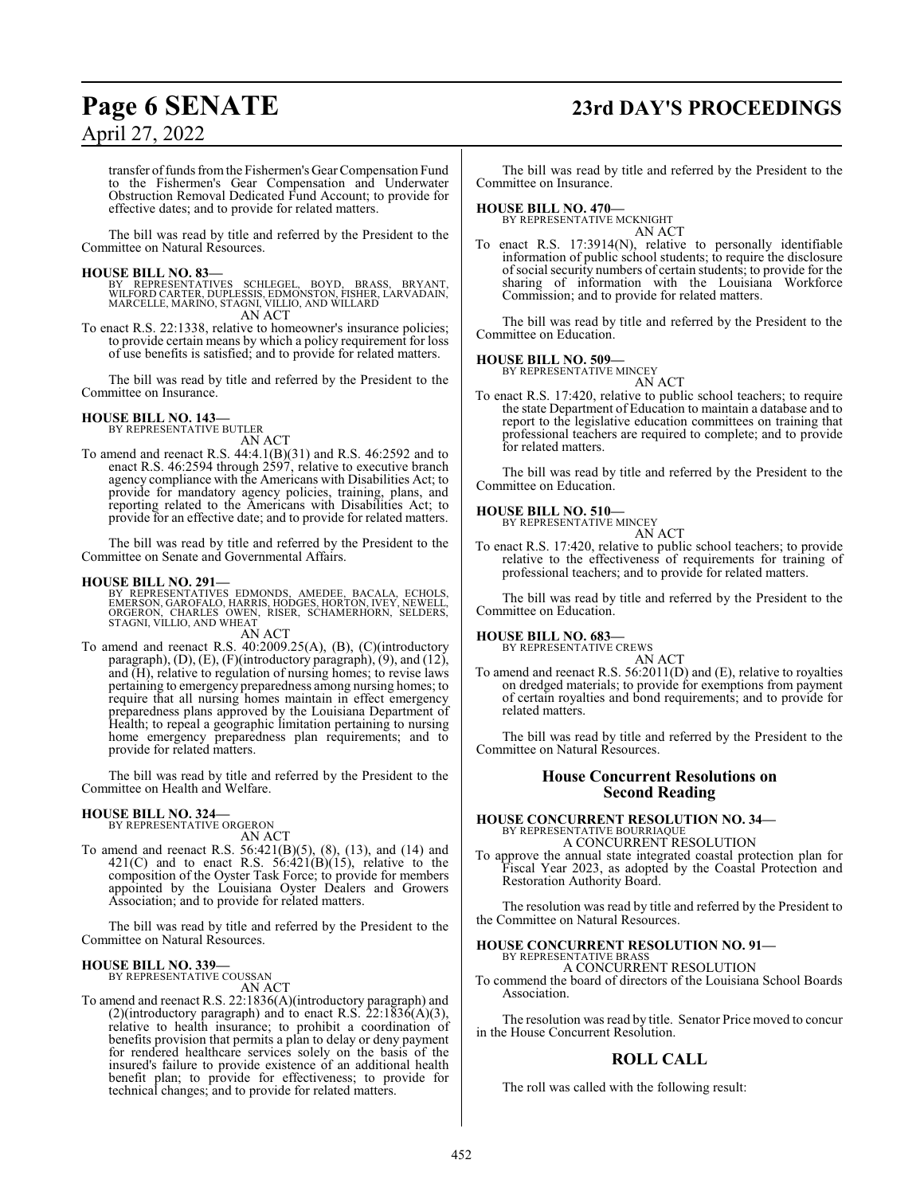transfer of funds from the Fishermen's Gear Compensation Fund to the Fishermen's Gear Compensation and Underwater Obstruction Removal Dedicated Fund Account; to provide for effective dates; and to provide for related matters.

The bill was read by title and referred by the President to the Committee on Natural Resources.

**HOUSE BILL NO. 83—**
BY REPRESENTATIVES SCHLEGEL, BOYD, BRASS, BRYANT, WILFORD CARTER, DUPLESSIS, EDMONSTON, FISHER, LARVADAIN, MARCELLE, MARINO, STAGNI, VILLIO, AND WILLARD
AN ACT

To enact R.S. 22:1338, relative to homeowner's insurance policies; to provide certain means by which a policy requirement for loss of use benefits is satisfied; and to provide for related matters.

The bill was read by title and referred by the President to the Committee on Insurance.

**HOUSE BILL NO. 143—**
BY REPRESENTATIVE BUTLER
AN ACT

To amend and reenact R.S. 44:4.1(B)(31) and R.S. 46:2592 and to enact R.S. 46:2594 through 2597, relative to executive branch agency compliance with the Americans with Disabilities Act; to provide for mandatory agency policies, training, plans, and reporting related to the Americans with Disabilities Act; to provide for an effective date; and to provide for related matters.

The bill was read by title and referred by the President to the Committee on Senate and Governmental Affairs.

**HOUSE BILL NO. 291—**
BY REPRESENTATIVES EDMONDS, AMEDEE, BACALA, ECHOLS, EMERSON, GAROFALO, HARRIS, HODGES, HORTON, IVEY, NEWELL, ORGERON, CHARLES OWEN, RISER, SCHAMERHORN, SELDERS, STAGNI, VILLIO, AND WHEAT
AN ACT

To amend and reenact R.S. 40:2009.25(A), (B), (C)(introductory paragraph), (D), (E), (F)(introductory paragraph), (9), and (12), and (H), relative to regulation of nursing homes; to revise laws pertaining to emergency preparedness among nursing homes; to require that all nursing homes maintain in effect emergency preparedness plans approved by the Louisiana Department of Health; to repeal a geographic limitation pertaining to nursing home emergency preparedness plan requirements; and to provide for related matters.

The bill was read by title and referred by the President to the Committee on Health and Welfare.

**HOUSE BILL NO. 324—**
BY REPRESENTATIVE ORGERON
AN ACT

To amend and reenact R.S. 56:421(B)(5), (8), (13), and (14) and 421(C) and to enact R.S. 56:421(B)(15), relative to the composition of the Oyster Task Force; to provide for members appointed by the Louisiana Oyster Dealers and Growers Association; and to provide for related matters.

The bill was read by title and referred by the President to the Committee on Natural Resources.

**HOUSE BILL NO. 339—**
BY REPRESENTATIVE COUSSAN
AN ACT

To amend and reenact R.S. 22:1836(A)(introductory paragraph) and (2)(introductory paragraph) and to enact R.S. 22:1836(A)(3), relative to health insurance; to prohibit a coordination of benefits provision that permits a plan to delay or deny payment for rendered healthcare services solely on the basis of the insured's failure to provide existence of an additional health benefit plan; to provide for effectiveness; to provide for technical changes; and to provide for related matters.

The bill was read by title and referred by the President to the Committee on Insurance.

**HOUSE BILL NO. 470—**
BY REPRESENTATIVE MCKNIGHT
AN ACT

To enact R.S. 17:3914(N), relative to personally identifiable information of public school students; to require the disclosure of social security numbers of certain students; to provide for the sharing of information with the Louisiana Workforce Commission; and to provide for related matters.

The bill was read by title and referred by the President to the Committee on Education.

**HOUSE BILL NO. 509—**
BY REPRESENTATIVE MINCEY
AN ACT

To enact R.S. 17:420, relative to public school teachers; to require the state Department of Education to maintain a database and to report to the legislative education committees on training that professional teachers are required to complete; and to provide for related matters.

The bill was read by title and referred by the President to the Committee on Education.

**HOUSE BILL NO. 510—**
BY REPRESENTATIVE MINCEY
AN ACT

To enact R.S. 17:420, relative to public school teachers; to provide relative to the effectiveness of requirements for training of professional teachers; and to provide for related matters.

The bill was read by title and referred by the President to the Committee on Education.

**HOUSE BILL NO. 683—**
BY REPRESENTATIVE CREWS
AN ACT

To amend and reenact R.S. 56:2011(D) and (E), relative to royalties on dredged materials; to provide for exemptions from payment of certain royalties and bond requirements; and to provide for related matters.

The bill was read by title and referred by the President to the Committee on Natural Resources.

## House Concurrent Resolutions on Second Reading

**HOUSE CONCURRENT RESOLUTION NO. 34—**
BY REPRESENTATIVE BOURRIAQUE
A CONCURRENT RESOLUTION

To approve the annual state integrated coastal protection plan for Fiscal Year 2023, as adopted by the Coastal Protection and Restoration Authority Board.

The resolution was read by title and referred by the President to the Committee on Natural Resources.

**HOUSE CONCURRENT RESOLUTION NO. 91—**
BY REPRESENTATIVE BRASS
A CONCURRENT RESOLUTION

To commend the board of directors of the Louisiana School Boards Association.

The resolution was read by title. Senator Price moved to concur in the House Concurrent Resolution.

## ROLL CALL

The roll was called with the following result: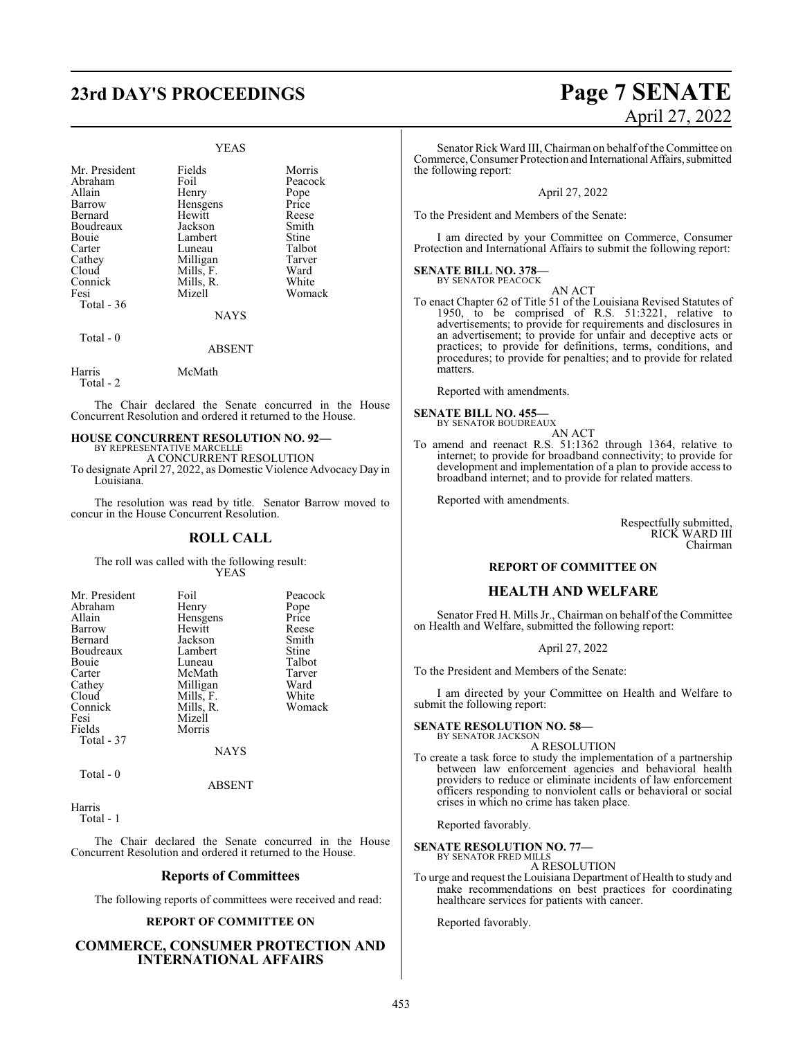YEAS

| | | |
|---|---|---|
| Mr. President | Fields | Morris |
| Abraham | Foil | Peacock |
| Allain | Henry | Pope |
| Barrow | Hensgens | Price |
| Bernard | Hewitt | Reese |
| Boudreaux | Jackson | Smith |
| Bouie | Lambert | Stine |
| Carter | Luneau | Talbot |
| Cathey | Milligan | Tarver |
| Cloud | Mills, F. | Ward |
| Connick | Mills, R. | White |
| Fesi | Mizell | Womack |
| Total - 36 | | |

NAYS

Total - 0

ABSENT

| | |
|---|---|
| Harris | McMath |
| Total - 2 | |

The Chair declared the Senate concurred in the House Concurrent Resolution and ordered it returned to the House.

**HOUSE CONCURRENT RESOLUTION NO. 92—**
BY REPRESENTATIVE MARCELLE
A CONCURRENT RESOLUTION
To designate April 27, 2022, as Domestic Violence Advocacy Day in Louisiana.

The resolution was read by title. Senator Barrow moved to concur in the House Concurrent Resolution.

## ROLL CALL

The roll was called with the following result:

YEAS

| | | |
|---|---|---|
| Mr. President | Foil | Peacock |
| Abraham | Henry | Pope |
| Allain | Hensgens | Price |
| Barrow | Hewitt | Reese |
| Bernard | Jackson | Smith |
| Boudreaux | Lambert | Stine |
| Bouie | Luneau | Talbot |
| Carter | McMath | Tarver |
| Cathey | Milligan | Ward |
| Cloud | Mills, F. | White |
| Connick | Mills, R. | Womack |
| Fesi | Mizell | |
| Fields | Morris | |
| Total - 37 | | |

NAYS

Total - 0

ABSENT

Harris
Total - 1

The Chair declared the Senate concurred in the House Concurrent Resolution and ordered it returned to the House.

## Reports of Committees

The following reports of committees were received and read:

### REPORT OF COMMITTEE ON

## COMMERCE, CONSUMER PROTECTION AND INTERNATIONAL AFFAIRS

Senator Rick Ward III, Chairman on behalf of the Committee on Commerce, Consumer Protection and International Affairs, submitted the following report:

April 27, 2022

To the President and Members of the Senate:

I am directed by your Committee on Commerce, Consumer Protection and International Affairs to submit the following report:

**SENATE BILL NO. 378—**
BY SENATOR PEACOCK
AN ACT
To enact Chapter 62 of Title 51 of the Louisiana Revised Statutes of 1950, to be comprised of R.S. 51:3221, relative to advertisements; to provide for requirements and disclosures in an advertisement; to provide for unfair and deceptive acts or practices; to provide for definitions, terms, conditions, and procedures; to provide for penalties; and to provide for related matters.

Reported with amendments.

**SENATE BILL NO. 455—**
BY SENATOR BOUDREAUX
AN ACT
To amend and reenact R.S. 51:1362 through 1364, relative to internet; to provide for broadband connectivity; to provide for development and implementation of a plan to provide access to broadband internet; and to provide for related matters.

Reported with amendments.

Respectfully submitted,
RICK WARD III
Chairman

### REPORT OF COMMITTEE ON

## HEALTH AND WELFARE

Senator Fred H. Mills Jr., Chairman on behalf of the Committee on Health and Welfare, submitted the following report:

April 27, 2022

To the President and Members of the Senate:

I am directed by your Committee on Health and Welfare to submit the following report:

**SENATE RESOLUTION NO. 58—**
BY SENATOR JACKSON
A RESOLUTION
To create a task force to study the implementation of a partnership between law enforcement agencies and behavioral health providers to reduce or eliminate incidents of law enforcement officers responding to nonviolent calls or behavioral or social crises in which no crime has taken place.

Reported favorably.

**SENATE RESOLUTION NO. 77—**
BY SENATOR FRED MILLS
A RESOLUTION
To urge and request the Louisiana Department of Health to study and make recommendations on best practices for coordinating healthcare services for patients with cancer.

Reported favorably.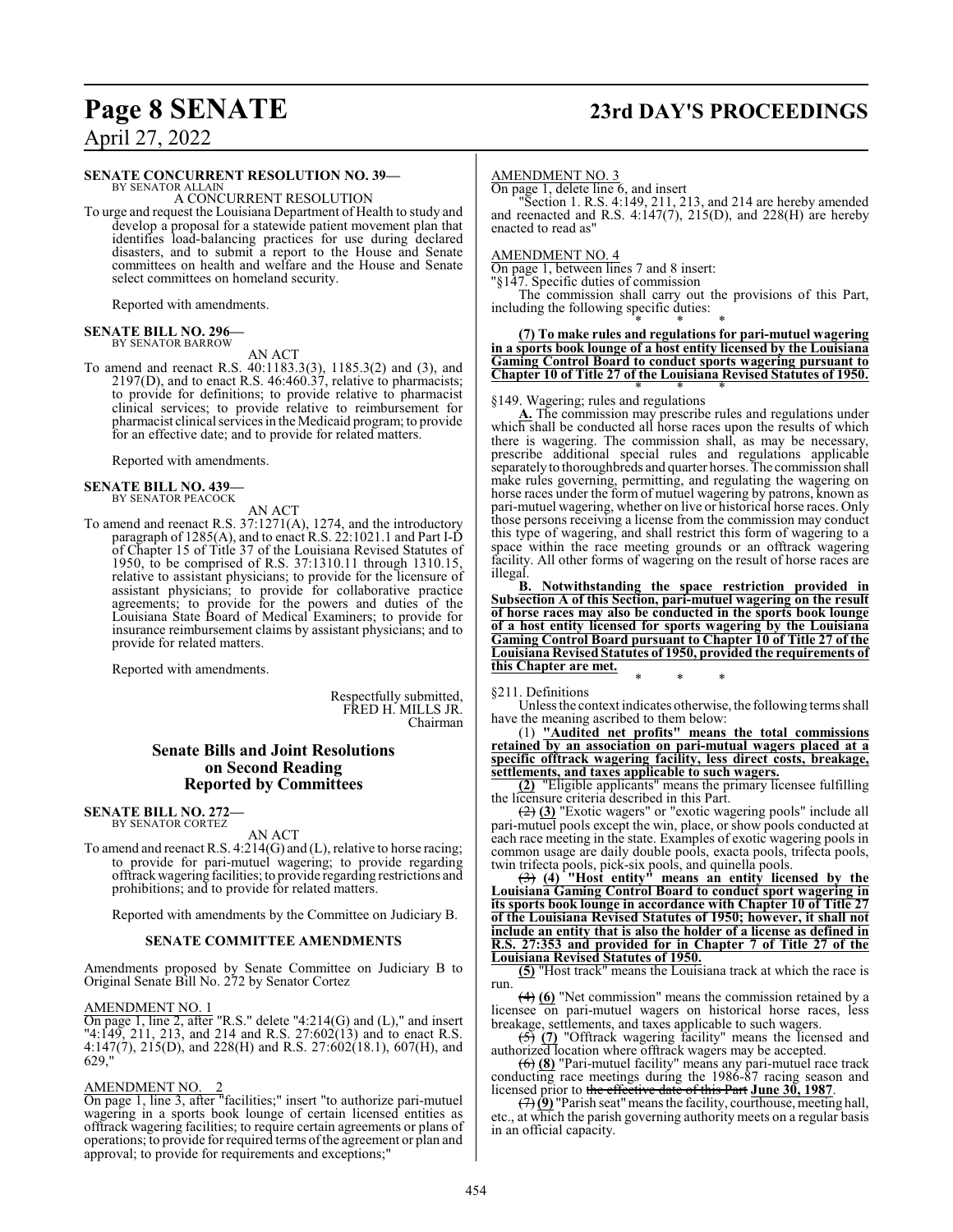**SENATE CONCURRENT RESOLUTION NO. 39—**
BY SENATOR ALLAIN

A CONCURRENT RESOLUTION

To urge and request the Louisiana Department of Health to study and develop a proposal for a statewide patient movement plan that identifies load-balancing practices for use during declared disasters, and to submit a report to the House and Senate committees on health and welfare and the House and Senate select committees on homeland security.

Reported with amendments.

**SENATE BILL NO. 296—**
BY SENATOR BARROW

AN ACT

To amend and reenact R.S. 40:1183.3(3), 1185.3(2) and (3), and 2197(D), and to enact R.S. 46:460.37, relative to pharmacists; to provide for definitions; to provide relative to pharmacist clinical services; to provide relative to reimbursement for pharmacist clinical services in the Medicaid program; to provide for an effective date; and to provide for related matters.

Reported with amendments.

**SENATE BILL NO. 439—**
BY SENATOR PEACOCK

AN ACT

To amend and reenact R.S. 37:1271(A), 1274, and the introductory paragraph of 1285(A), and to enact R.S. 22:1021.1 and Part I-D of Chapter 15 of Title 37 of the Louisiana Revised Statutes of 1950, to be comprised of R.S. 37:1310.11 through 1310.15, relative to assistant physicians; to provide for the licensure of assistant physicians; to provide for collaborative practice agreements; to provide for the powers and duties of the Louisiana State Board of Medical Examiners; to provide for insurance reimbursement claims by assistant physicians; and to provide for related matters.

Reported with amendments.

Respectfully submitted,
FRED H. MILLS JR.
Chairman

## Senate Bills and Joint Resolutions on Second Reading Reported by Committees

**SENATE BILL NO. 272—**
BY SENATOR CORTEZ

AN ACT

To amend and reenact R.S. 4:214(G) and (L), relative to horse racing; to provide for pari-mutuel wagering; to provide regarding offtrack wagering facilities; to provide regarding restrictions and prohibitions; and to provide for related matters.

Reported with amendments by the Committee on Judiciary B.

### SENATE COMMITTEE AMENDMENTS

Amendments proposed by Senate Committee on Judiciary B to Original Senate Bill No. 272 by Senator Cortez

AMENDMENT NO. 1

On page 1, line 2, after "R.S." delete "4:214(G) and (L)," and insert "4:149, 211, 213, and 214 and R.S. 27:602(13) and to enact R.S. 4:147(7), 215(D), and 228(H) and R.S. 27:602(18.1), 607(H), and 629,"

AMENDMENT NO. 2

On page 1, line 3, after "facilities;" insert "to authorize pari-mutuel wagering in a sports book lounge of certain licensed entities as offtrack wagering facilities; to require certain agreements or plans of operations; to provide for required terms of the agreement or plan and approval; to provide for requirements and exceptions;"

AMENDMENT NO. 3

On page 1, delete line 6, and insert

"Section 1. R.S. 4:149, 211, 213, and 214 are hereby amended and reenacted and R.S. 4:147(7), 215(D), and 228(H) are hereby enacted to read as"

AMENDMENT NO. 4

On page 1, between lines 7 and 8 insert:

"§147. Specific duties of commission

The commission shall carry out the provisions of this Part, including the following specific duties:

\* \* \*

**(7) To make rules and regulations for pari-mutuel wagering in a sports book lounge of a host entity licensed by the Louisiana Gaming Control Board to conduct sports wagering pursuant to Chapter 10 of Title 27 of the Louisiana Revised Statutes of 1950.**

\* \* \*

§149. Wagering; rules and regulations

**A.** The commission may prescribe rules and regulations under which shall be conducted all horse races upon the results of which there is wagering. The commission shall, as may be necessary, prescribe additional special rules and regulations applicable separately to thoroughbreds and quarter horses. The commission shall make rules governing, permitting, and regulating the wagering on horse races under the form of mutuel wagering by patrons, known as pari-mutuel wagering, whether on live or historical horse races. Only those persons receiving a license from the commission may conduct this type of wagering, and shall restrict this form of wagering to a space within the race meeting grounds or an offtrack wagering facility. All other forms of wagering on the result of horse races are illegal.

**B. Notwithstanding the space restriction provided in Subsection A of this Section, pari-mutuel wagering on the result of horse races may also be conducted in the sports book lounge of a host entity licensed for sports wagering by the Louisiana Gaming Control Board pursuant to Chapter 10 of Title 27 of the Louisiana Revised Statutes of 1950, provided the requirements of this Chapter are met.**

\* \* \*

§211. Definitions

Unless the context indicates otherwise, the following terms shall have the meaning ascribed to them below:

(1) **"Audited net profits" means the total commissions retained by an association on pari-mutual wagers placed at a specific offtrack wagering facility, less direct costs, breakage, settlements, and taxes applicable to such wagers.**

**(2)** "Eligible applicants" means the primary licensee fulfilling the licensure criteria described in this Part.

~~(2)~~ **(3)** "Exotic wagers" or "exotic wagering pools" include all pari-mutuel pools except the win, place, or show pools conducted at each race meeting in the state. Examples of exotic wagering pools in common usage are daily double pools, exacta pools, trifecta pools, twin trifecta pools, pick-six pools, and quinella pools.

~~(3)~~ **(4) "Host entity" means an entity licensed by the Louisiana Gaming Control Board to conduct sport wagering in its sports book lounge in accordance with Chapter 10 of Title 27 of the Louisiana Revised Statutes of 1950; however, it shall not include an entity that is also the holder of a license as defined in R.S. 27:353 and provided for in Chapter 7 of Title 27 of the Louisiana Revised Statutes of 1950.**

**(5)** "Host track" means the Louisiana track at which the race is run.

~~(4)~~ **(6)** "Net commission" means the commission retained by a licensee on pari-mutuel wagers on historical horse races, less breakage, settlements, and taxes applicable to such wagers.

~~(5)~~ **(7)** "Offtrack wagering facility" means the licensed and authorized location where offtrack wagers may be accepted.

~~(6)~~ **(8)** "Pari-mutuel facility" means any pari-mutuel race track conducting race meetings during the 1986-87 racing season and licensed prior to ~~the effective date of this Part~~ **June 30, 1987**.

~~(7)~~ **(9)** "Parish seat" means the facility, courthouse, meeting hall, etc., at which the parish governing authority meets on a regular basis in an official capacity.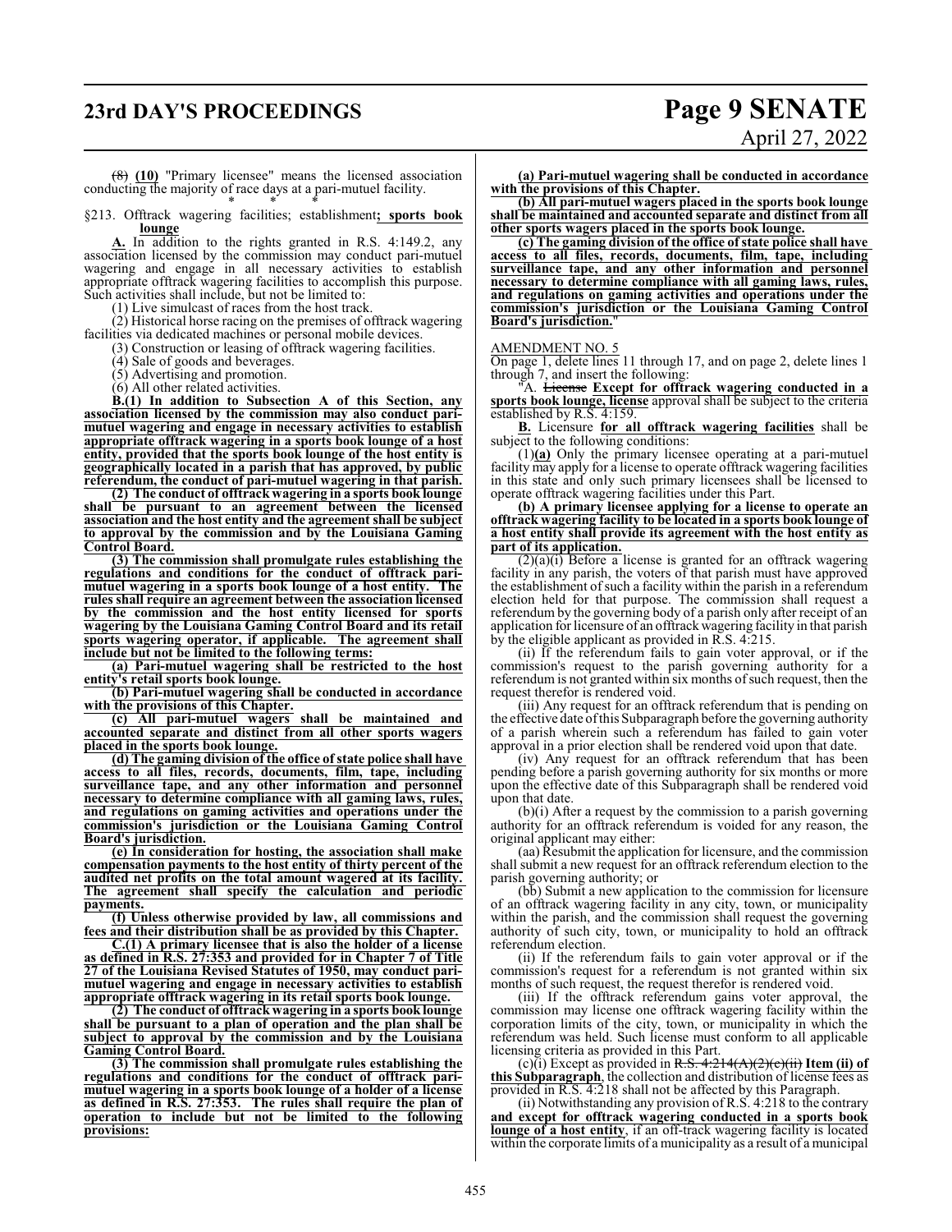~~(8)~~ **(10)** "Primary licensee" means the licensed association conducting the majority of race days at a pari-mutuel facility.

\* \* \*

§213. Offtrack wagering facilities; establishment**; sports book lounge**

**A.** In addition to the rights granted in R.S. 4:149.2, any association licensed by the commission may conduct pari-mutuel wagering and engage in all necessary activities to establish appropriate offtrack wagering facilities to accomplish this purpose. Such activities shall include, but not be limited to:

(1) Live simulcast of races from the host track.

(2) Historical horse racing on the premises of offtrack wagering facilities via dedicated machines or personal mobile devices.

(3) Construction or leasing of offtrack wagering facilities.

(4) Sale of goods and beverages.

(5) Advertising and promotion.

(6) All other related activities.

**B.(1) In addition to Subsection A of this Section, any association licensed by the commission may also conduct pari-mutuel wagering and engage in necessary activities to establish appropriate offtrack wagering in a sports book lounge of a host entity, provided that the sports book lounge of the host entity is geographically located in a parish that has approved, by public referendum, the conduct of pari-mutuel wagering in that parish.**

**(2) The conduct of offtrack wagering in a sports book lounge shall be pursuant to an agreement between the licensed association and the host entity and the agreement shall be subject to approval by the commission and by the Louisiana Gaming Control Board.**

**(3) The commission shall promulgate rules establishing the regulations and conditions for the conduct of offtrack pari-mutuel wagering in a sports book lounge of a host entity. The rules shall require an agreement between the association licensed by the commission and the host entity licensed for sports wagering by the Louisiana Gaming Control Board and its retail sports wagering operator, if applicable. The agreement shall include but not be limited to the following terms:**

**(a) Pari-mutuel wagering shall be restricted to the host entity's retail sports book lounge.**

**(b) Pari-mutuel wagering shall be conducted in accordance with the provisions of this Chapter.**

**(c) All pari-mutuel wagers shall be maintained and accounted separate and distinct from all other sports wagers placed in the sports book lounge.**

**(d) The gaming division of the office of state police shall have access to all files, records, documents, film, tape, including surveillance tape, and any other information and personnel necessary to determine compliance with all gaming laws, rules, and regulations on gaming activities and operations under the commission's jurisdiction or the Louisiana Gaming Control Board's jurisdiction.**

**(e) In consideration for hosting, the association shall make compensation payments to the host entity of thirty percent of the audited net profits on the total amount wagered at its facility. The agreement shall specify the calculation and periodic payments.**

**(f) Unless otherwise provided by law, all commissions and fees and their distribution shall be as provided by this Chapter.**

**C.(1) A primary licensee that is also the holder of a license as defined in R.S. 27:353 and provided for in Chapter 7 of Title 27 of the Louisiana Revised Statutes of 1950, may conduct pari-mutuel wagering and engage in necessary activities to establish appropriate offtrack wagering in its retail sports book lounge.**

**(2) The conduct of offtrack wagering in a sports book lounge shall be pursuant to a plan of operation and the plan shall be subject to approval by the commission and by the Louisiana Gaming Control Board.**

**(3) The commission shall promulgate rules establishing the regulations and conditions for the conduct of offtrack pari-mutuel wagering in a sports book lounge of a holder of a license as defined in R.S. 27:353. The rules shall require the plan of operation to include but not be limited to the following provisions:**

**(a) Pari-mutuel wagering shall be conducted in accordance with the provisions of this Chapter.**

**(b) All pari-mutuel wagers placed in the sports book lounge shall be maintained and accounted separate and distinct from all other sports wagers placed in the sports book lounge.**

**(c) The gaming division of the office of state police shall have access to all files, records, documents, film, tape, including surveillance tape, and any other information and personnel necessary to determine compliance with all gaming laws, rules, and regulations on gaming activities and operations under the commission's jurisdiction or the Louisiana Gaming Control Board's jurisdiction.**"

AMENDMENT NO. 5

On page 1, delete lines 11 through 17, and on page 2, delete lines 1 through 7, and insert the following:

"A. ~~License~~ **Except for offtrack wagering conducted in a sports book lounge, license** approval shall be subject to the criteria established by R.S. 4:159.

**B.** Licensure **for all offtrack wagering facilities** shall be subject to the following conditions:

(1)**(a)** Only the primary licensee operating at a pari-mutuel facility may apply for a license to operate offtrack wagering facilities in this state and only such primary licensees shall be licensed to operate offtrack wagering facilities under this Part.

**(b) A primary licensee applying for a license to operate an offtrack wagering facility to be located in a sports book lounge of a host entity shall provide its agreement with the host entity as part of its application.**

(2)(a)(i) Before a license is granted for an offtrack wagering facility in any parish, the voters of that parish must have approved the establishment of such a facility within the parish in a referendum election held for that purpose. The commission shall request a referendum by the governing body of a parish only after receipt of an application for licensure of an offtrack wagering facility in that parish by the eligible applicant as provided in R.S. 4:215.

(ii) If the referendum fails to gain voter approval, or if the commission's request to the parish governing authority for a referendum is not granted within six months of such request, then the request therefor is rendered void.

(iii) Any request for an offtrack referendum that is pending on the effective date of this Subparagraph before the governing authority of a parish wherein such a referendum has failed to gain voter approval in a prior election shall be rendered void upon that date.

(iv) Any request for an offtrack referendum that has been pending before a parish governing authority for six months or more upon the effective date of this Subparagraph shall be rendered void upon that date.

(b)(i) After a request by the commission to a parish governing authority for an offtrack referendum is voided for any reason, the original applicant may either:

(aa) Resubmit the application for licensure, and the commission shall submit a new request for an offtrack referendum election to the parish governing authority; or

(bb) Submit a new application to the commission for licensure of an offtrack wagering facility in any city, town, or municipality within the parish, and the commission shall request the governing authority of such city, town, or municipality to hold an offtrack referendum election.

(ii) If the referendum fails to gain voter approval or if the commission's request for a referendum is not granted within six months of such request, the request therefor is rendered void.

(iii) If the offtrack referendum gains voter approval, the commission may license one offtrack wagering facility within the corporation limits of the city, town, or municipality in which the referendum was held. Such license must conform to all applicable licensing criteria as provided in this Part.

(c)(i) Except as provided in ~~R.S. 4:214(A)(2)(c)(ii)~~ **Item (ii) of this Subparagraph**, the collection and distribution of license fees as provided in R.S. 4:218 shall not be affected by this Paragraph.

(ii) Notwithstanding any provision of R.S. 4:218 to the contrary **and except for offtrack wagering conducted in a sports book lounge of a host entity**, if an off-track wagering facility is located within the corporate limits of a municipality as a result of a municipal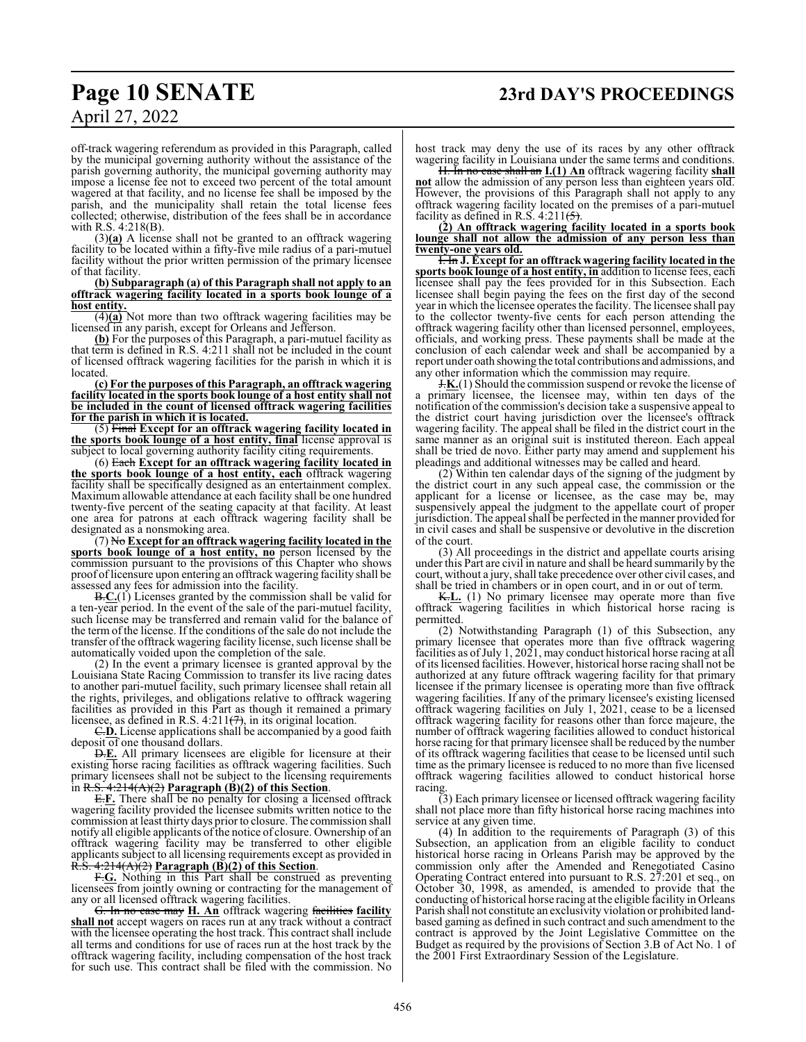off-track wagering referendum as provided in this Paragraph, called by the municipal governing authority without the assistance of the parish governing authority, the municipal governing authority may impose a license fee not to exceed two percent of the total amount wagered at that facility, and no license fee shall be imposed by the parish, and the municipality shall retain the total license fees collected; otherwise, distribution of the fees shall be in accordance with R.S. 4:218(B).

(3)**(a)** A license shall not be granted to an offtrack wagering facility to be located within a fifty-five mile radius of a pari-mutuel facility without the prior written permission of the primary licensee of that facility.

**(b) Subparagraph (a) of this Paragraph shall not apply to an offtrack wagering facility located in a sports book lounge of a host entity.**

(4)**(a)** Not more than two offtrack wagering facilities may be licensed in any parish, except for Orleans and Jefferson.

**(b)** For the purposes of this Paragraph, a pari-mutuel facility as that term is defined in R.S. 4:211 shall not be included in the count of licensed offtrack wagering facilities for the parish in which it is located.

**(c) For the purposes of this Paragraph, an offtrack wagering facility located in the sports book lounge of a host entity shall not be included in the count of licensed offtrack wagering facilities for the parish in which it is located.**

(5) ~~Final~~ **Except for an offtrack wagering facility located in the sports book lounge of a host entity, final** license approval is subject to local governing authority facility citing requirements.

(6) ~~Each~~ **Except for an offtrack wagering facility located in the sports book lounge of a host entity, each** offtrack wagering facility shall be specifically designed as an entertainment complex. Maximum allowable attendance at each facility shall be one hundred twenty-five percent of the seating capacity at that facility. At least one area for patrons at each offtrack wagering facility shall be designated as a nonsmoking area.

(7) ~~No~~ **Except for an offtrack wagering facility located in the sports book lounge of a host entity, no** person licensed by the commission pursuant to the provisions of this Chapter who shows proof of licensure upon entering an offtrack wagering facility shall be assessed any fees for admission into the facility.

~~B.~~**C.**(1) Licenses granted by the commission shall be valid for a ten-year period. In the event of the sale of the pari-mutuel facility, such license may be transferred and remain valid for the balance of the term of the license. If the conditions of the sale do not include the transfer of the offtrack wagering facility license, such license shall be automatically voided upon the completion of the sale.

(2) In the event a primary licensee is granted approval by the Louisiana State Racing Commission to transfer its live racing dates to another pari-mutuel facility, such primary licensee shall retain all the rights, privileges, and obligations relative to offtrack wagering facilities as provided in this Part as though it remained a primary licensee, as defined in R.S. 4:211~~(7)~~, in its original location.

~~C.~~**D.** License applications shall be accompanied by a good faith deposit of one thousand dollars.

~~D.~~**E.** All primary licensees are eligible for licensure at their existing horse racing facilities as offtrack wagering facilities. Such primary licensees shall not be subject to the licensing requirements in ~~R.S. 4:214(A)(2)~~ **Paragraph (B)(2) of this Section**.

~~E.~~**F.** There shall be no penalty for closing a licensed offtrack wagering facility provided the licensee submits written notice to the commission at least thirty days prior to closure. The commission shall notify all eligible applicants of the notice of closure. Ownership of an offtrack wagering facility may be transferred to other eligible applicants subject to all licensing requirements except as provided in ~~R.S. 4:214(A)(2)~~ **Paragraph (B)(2) of this Section**.

~~F.~~**G.** Nothing in this Part shall be construed as preventing licensees from jointly owning or contracting for the management of any or all licensed offtrack wagering facilities.

~~G. In no case may~~ **H. An** offtrack wagering ~~facilities~~ **facility shall not** accept wagers on races run at any track without a contract with the licensee operating the host track. This contract shall include all terms and conditions for use of races run at the host track by the offtrack wagering facility, including compensation of the host track for such use. This contract shall be filed with the commission. No host track may deny the use of its races by any other offtrack wagering facility in Louisiana under the same terms and conditions.

~~H. In no case shall an~~ **I.(1) An** offtrack wagering facility **shall not** allow the admission of any person less than eighteen years old. However, the provisions of this Paragraph shall not apply to any offtrack wagering facility located on the premises of a pari-mutuel facility as defined in R.S. 4:211~~(5)~~.

**(2) An offtrack wagering facility located in a sports book lounge shall not allow the admission of any person less than twenty-one years old.**

~~I. In~~ **J. Except for an offtrack wagering facility located in the sports book lounge of a host entity, in** addition to license fees, each licensee shall pay the fees provided for in this Subsection. Each licensee shall begin paying the fees on the first day of the second year in which the licensee operates the facility. The licensee shall pay to the collector twenty-five cents for each person attending the offtrack wagering facility other than licensed personnel, employees, officials, and working press. These payments shall be made at the conclusion of each calendar week and shall be accompanied by a report under oath showing the total contributions and admissions, and any other information which the commission may require.

~~J.~~**K.**(1) Should the commission suspend or revoke the license of a primary licensee, the licensee may, within ten days of the notification of the commission's decision take a suspensive appeal to the district court having jurisdiction over the licensee's offtrack wagering facility. The appeal shall be filed in the district court in the same manner as an original suit is instituted thereon. Each appeal shall be tried de novo. Either party may amend and supplement his pleadings and additional witnesses may be called and heard.

(2) Within ten calendar days of the signing of the judgment by the district court in any such appeal case, the commission or the applicant for a license or licensee, as the case may be, may suspensively appeal the judgment to the appellate court of proper jurisdiction. The appeal shall be perfected in the manner provided for in civil cases and shall be suspensive or devolutive in the discretion of the court.

(3) All proceedings in the district and appellate courts arising under this Part are civil in nature and shall be heard summarily by the court, without a jury, shall take precedence over other civil cases, and shall be tried in chambers or in open court, and in or out of term.

~~K.~~**L.** (1) No primary licensee may operate more than five offtrack wagering facilities in which historical horse racing is permitted.

(2) Notwithstanding Paragraph (1) of this Subsection, any primary licensee that operates more than five offtrack wagering facilities as of July 1, 2021, may conduct historical horse racing at all of its licensed facilities. However, historical horse racing shall not be authorized at any future offtrack wagering facility for that primary licensee if the primary licensee is operating more than five offtrack wagering facilities. If any of the primary licensee's existing licensed offtrack wagering facilities on July 1, 2021, cease to be a licensed offtrack wagering facility for reasons other than force majeure, the number of offtrack wagering facilities allowed to conduct historical horse racing for that primary licensee shall be reduced by the number of its offtrack wagering facilities that cease to be licensed until such time as the primary licensee is reduced to no more than five licensed offtrack wagering facilities allowed to conduct historical horse racing.

(3) Each primary licensee or licensed offtrack wagering facility shall not place more than fifty historical horse racing machines into service at any given time.

(4) In addition to the requirements of Paragraph (3) of this Subsection, an application from an eligible facility to conduct historical horse racing in Orleans Parish may be approved by the commission only after the Amended and Renegotiated Casino Operating Contract entered into pursuant to R.S. 27:201 et seq., on October 30, 1998, as amended, is amended to provide that the conducting of historical horse racing at the eligible facility in Orleans Parish shall not constitute an exclusivity violation or prohibited land-based gaming as defined in such contract and such amendment to the contract is approved by the Joint Legislative Committee on the Budget as required by the provisions of Section 3.B of Act No. 1 of the 2001 First Extraordinary Session of the Legislature.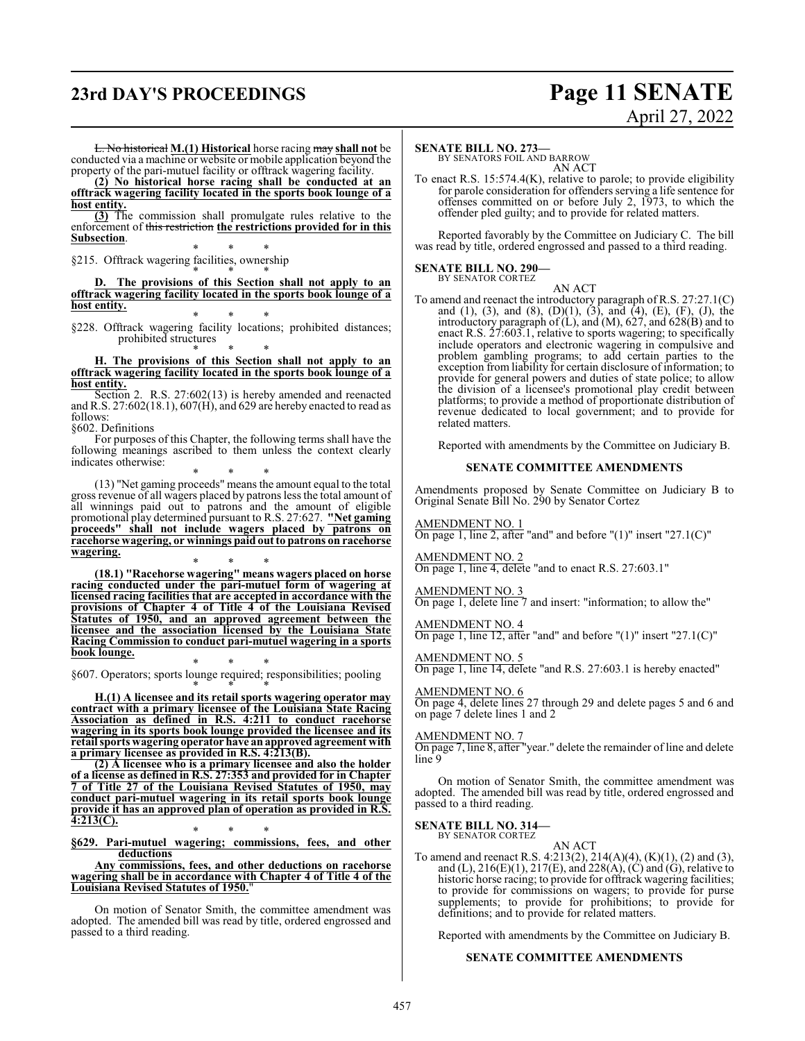L. No historical **M.(1) Historical** horse racing may **shall not** be conducted via a machine or website or mobile application beyond the property of the pari-mutuel facility or offtrack wagering facility.

**(2) No historical horse racing shall be conducted at an offtrack wagering facility located in the sports book lounge of a host entity.**

**(3)** The commission shall promulgate rules relative to the enforcement of this restriction **the restrictions provided for in this Subsection**.

\* \* \*

§215. Offtrack wagering facilities, ownership

\* \* \*

**D. The provisions of this Section shall not apply to an offtrack wagering facility located in the sports book lounge of a host entity.**

\* \* \*

§228. Offtrack wagering facility locations; prohibited distances; prohibited structures

\* \* \*

**H. The provisions of this Section shall not apply to an offtrack wagering facility located in the sports book lounge of a host entity.**

Section 2. R.S. 27:602(13) is hereby amended and reenacted and R.S. 27:602(18.1), 607(H), and 629 are hereby enacted to read as follows:

§602. Definitions

For purposes of this Chapter, the following terms shall have the following meanings ascribed to them unless the context clearly indicates otherwise:

\* \* \*

(13) "Net gaming proceeds" means the amount equal to the total gross revenue of all wagers placed by patrons less the total amount of all winnings paid out to patrons and the amount of eligible promotional play determined pursuant to R.S. 27:627. **"Net gaming proceeds" shall not include wagers placed by patrons on racehorse wagering, or winnings paid out to patrons on racehorse wagering.**

\* \* \*

**(18.1) "Racehorse wagering" means wagers placed on horse racing conducted under the pari-mutuel form of wagering at licensed racing facilities that are accepted in accordance with the provisions of Chapter 4 of Title 4 of the Louisiana Revised Statutes of 1950, and an approved agreement between the licensee and the association licensed by the Louisiana State Racing Commission to conduct pari-mutuel wagering in a sports book lounge.**

\* \* \*

§607. Operators; sports lounge required; responsibilities; pooling

\* \* \*

**H.(1) A licensee and its retail sports wagering operator may contract with a primary licensee of the Louisiana State Racing Association as defined in R.S. 4:211 to conduct racehorse wagering in its sports book lounge provided the licensee and its retail sports wagering operator have an approved agreement with a primary licensee as provided in R.S. 4:213(B).**

**(2) A licensee who is a primary licensee and also the holder of a license as defined in R.S. 27:353 and provided for in Chapter 7 of Title 27 of the Louisiana Revised Statutes of 1950, may conduct pari-mutuel wagering in its retail sports book lounge provide it has an approved plan of operation as provided in R.S. 4:213(C).**

\* \* \*

**§629. Pari-mutuel wagering; commissions, fees, and other deductions**

**Any commissions, fees, and other deductions on racehorse wagering shall be in accordance with Chapter 4 of Title 4 of the Louisiana Revised Statutes of 1950.**"

On motion of Senator Smith, the committee amendment was adopted. The amended bill was read by title, ordered engrossed and passed to a third reading.

**SENATE BILL NO. 273—**
BY SENATORS FOIL AND BARROW

AN ACT

To enact R.S. 15:574.4(K), relative to parole; to provide eligibility for parole consideration for offenders serving a life sentence for offenses committed on or before July 2, 1973, to which the offender pled guilty; and to provide for related matters.

Reported favorably by the Committee on Judiciary C. The bill was read by title, ordered engrossed and passed to a third reading.

**SENATE BILL NO. 290—**
BY SENATOR CORTEZ

AN ACT

To amend and reenact the introductory paragraph of R.S. 27:27.1(C) and (1), (3), and (8), (D)(1), (3), and (4), (E), (F), (J), the introductory paragraph of (L), and (M), 627, and 628(B) and to enact R.S. 27:603.1, relative to sports wagering; to specifically include operators and electronic wagering in compulsive and problem gambling programs; to add certain parties to the exception from liability for certain disclosure of information; to provide for general powers and duties of state police; to allow the division of a licensee's promotional play credit between platforms; to provide a method of proportionate distribution of revenue dedicated to local government; and to provide for related matters.

Reported with amendments by the Committee on Judiciary B.

**SENATE COMMITTEE AMENDMENTS**

Amendments proposed by Senate Committee on Judiciary B to Original Senate Bill No. 290 by Senator Cortez

AMENDMENT NO. 1
On page 1, line 2, after "and" and before "(1)" insert "27.1(C)"

AMENDMENT NO. 2
On page 1, line 4, delete "and to enact R.S. 27:603.1"

AMENDMENT NO. 3
On page 1, delete line 7 and insert: "information; to allow the"

AMENDMENT NO. 4
On page 1, line 12, after "and" and before "(1)" insert "27.1(C)"

AMENDMENT NO. 5
On page 1, line 14, delete "and R.S. 27:603.1 is hereby enacted"

AMENDMENT NO. 6
On page 4, delete lines 27 through 29 and delete pages 5 and 6 and on page 7 delete lines 1 and 2

AMENDMENT NO. 7
On page 7, line 8, after "year." delete the remainder of line and delete line 9

On motion of Senator Smith, the committee amendment was adopted. The amended bill was read by title, ordered engrossed and passed to a third reading.

**SENATE BILL NO. 314—**
BY SENATOR CORTEZ

AN ACT

To amend and reenact R.S. 4:213(2), 214(A)(4), (K)(1), (2) and (3), and (L), 216(E)(1), 217(E), and 228(A), (C) and (G), relative to historic horse racing; to provide for offtrack wagering facilities; to provide for commissions on wagers; to provide for purse supplements; to provide for prohibitions; to provide for definitions; and to provide for related matters.

Reported with amendments by the Committee on Judiciary B.

**SENATE COMMITTEE AMENDMENTS**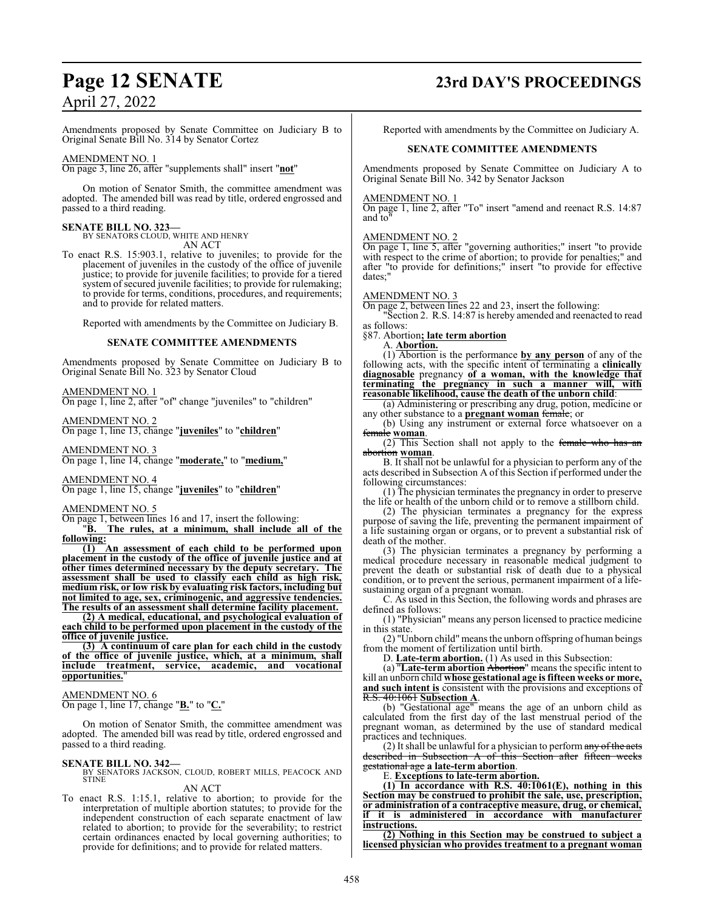Amendments proposed by Senate Committee on Judiciary B to Original Senate Bill No. 314 by Senator Cortez

AMENDMENT NO. 1
On page 3, line 26, after "supplements shall" insert "**not**"

On motion of Senator Smith, the committee amendment was adopted. The amended bill was read by title, ordered engrossed and passed to a third reading.

**SENATE BILL NO. 323—**
BY SENATORS CLOUD, WHITE AND HENRY
AN ACT

To enact R.S. 15:903.1, relative to juveniles; to provide for the placement of juveniles in the custody of the office of juvenile justice; to provide for juvenile facilities; to provide for a tiered system of secured juvenile facilities; to provide for rulemaking; to provide for terms, conditions, procedures, and requirements; and to provide for related matters.

Reported with amendments by the Committee on Judiciary B.

**SENATE COMMITTEE AMENDMENTS**

Amendments proposed by Senate Committee on Judiciary B to Original Senate Bill No. 323 by Senator Cloud

AMENDMENT NO. 1
On page 1, line 2, after "of" change "juveniles" to "children"

AMENDMENT NO. 2
On page 1, line 13, change "**juveniles**" to "**children**"

AMENDMENT NO. 3
On page 1, line 14, change "**moderate,**" to "**medium,**"

AMENDMENT NO. 4
On page 1, line 15, change "**juveniles**" to "**children**"

AMENDMENT NO. 5
On page 1, between lines 16 and 17, insert the following:

"**B. The rules, at a minimum, shall include all of the following:**

**(1) An assessment of each child to be performed upon placement in the custody of the office of juvenile justice and at other times determined necessary by the deputy secretary. The assessment shall be used to classify each child as high risk, medium risk, or low risk by evaluating risk factors, including but not limited to age, sex, criminogenic, and aggressive tendencies. The results of an assessment shall determine facility placement.**

**(2) A medical, educational, and psychological evaluation of each child to be performed upon placement in the custody of the office of juvenile justice.**

**(3) A continuum of care plan for each child in the custody of the office of juvenile justice, which, at a minimum, shall include treatment, service, academic, and vocational opportunities.**"

AMENDMENT NO. 6
On page 1, line 17, change "**B.**" to "**C.**"

On motion of Senator Smith, the committee amendment was adopted. The amended bill was read by title, ordered engrossed and passed to a third reading.

**SENATE BILL NO. 342—**
BY SENATORS JACKSON, CLOUD, ROBERT MILLS, PEACOCK AND STINE
AN ACT

To enact R.S. 1:15.1, relative to abortion; to provide for the interpretation of multiple abortion statutes; to provide for the independent construction of each separate enactment of law related to abortion; to provide for the severability; to restrict certain ordinances enacted by local governing authorities; to provide for definitions; and to provide for related matters.

Reported with amendments by the Committee on Judiciary A.

**SENATE COMMITTEE AMENDMENTS**

Amendments proposed by Senate Committee on Judiciary A to Original Senate Bill No. 342 by Senator Jackson

AMENDMENT NO. 1
On page 1, line 2, after "To" insert "amend and reenact R.S. 14:87 and to"

AMENDMENT NO. 2
On page 1, line 5, after "governing authorities;" insert "to provide with respect to the crime of abortion; to provide for penalties;" and after "to provide for definitions;" insert "to provide for effective dates;"

AMENDMENT NO. 3
On page 2, between lines 22 and 23, insert the following:

"Section 2. R.S. 14:87 is hereby amended and reenacted to read as follows:

§87. Abortion**; late term abortion**

A. **Abortion.**

(1) Abortion is the performance **by any person** of any of the following acts, with the specific intent of terminating a **clinically diagnosable** pregnancy **of a woman, with the knowledge that terminating the pregnancy in such a manner will, with reasonable likelihood, cause the death of the unborn child**:

(a) Administering or prescribing any drug, potion, medicine or any other substance to a **pregnant woman** ~~female~~; or

(b) Using any instrument or external force whatsoever on a ~~female~~ **woman**.

(2) This Section shall not apply to the ~~female who has an abortion~~ **woman**.

B. It shall not be unlawful for a physician to perform any of the acts described in Subsection A of this Section if performed under the following circumstances:

(1) The physician terminates the pregnancy in order to preserve the life or health of the unborn child or to remove a stillborn child.

(2) The physician terminates a pregnancy for the express purpose of saving the life, preventing the permanent impairment of a life sustaining organ or organs, or to prevent a substantial risk of death of the mother.

(3) The physician terminates a pregnancy by performing a medical procedure necessary in reasonable medical judgment to prevent the death or substantial risk of death due to a physical condition, or to prevent the serious, permanent impairment of a life-sustaining organ of a pregnant woman.

C. As used in this Section, the following words and phrases are defined as follows:

(1) "Physician" means any person licensed to practice medicine in this state.

(2) "Unborn child" means the unborn offspring of human beings from the moment of fertilization until birth.

D. **Late-term abortion.** (1) As used in this Subsection:

(a) "**Late-term abortion** ~~Abortion~~" means the specific intent to kill an unborn child **whose gestational age is fifteen weeks or more, and such intent is** consistent with the provisions and exceptions of ~~R.S. 40:1061~~ **Subsection A**.

(b) "Gestational age" means the age of an unborn child as calculated from the first day of the last menstrual period of the pregnant woman, as determined by the use of standard medical practices and techniques.

(2) It shall be unlawful for a physician to perform ~~any of the acts described in Subsection A of this Section after fifteen weeks gestational age~~ **a late-term abortion**.

E. **Exceptions to late-term abortion.**

**(1) In accordance with R.S. 40:1061(E), nothing in this Section may be construed to prohibit the sale, use, prescription, or administration of a contraceptive measure, drug, or chemical, if it is administered in accordance with manufacturer instructions.**

**(2) Nothing in this Section may be construed to subject a licensed physician who provides treatment to a pregnant woman**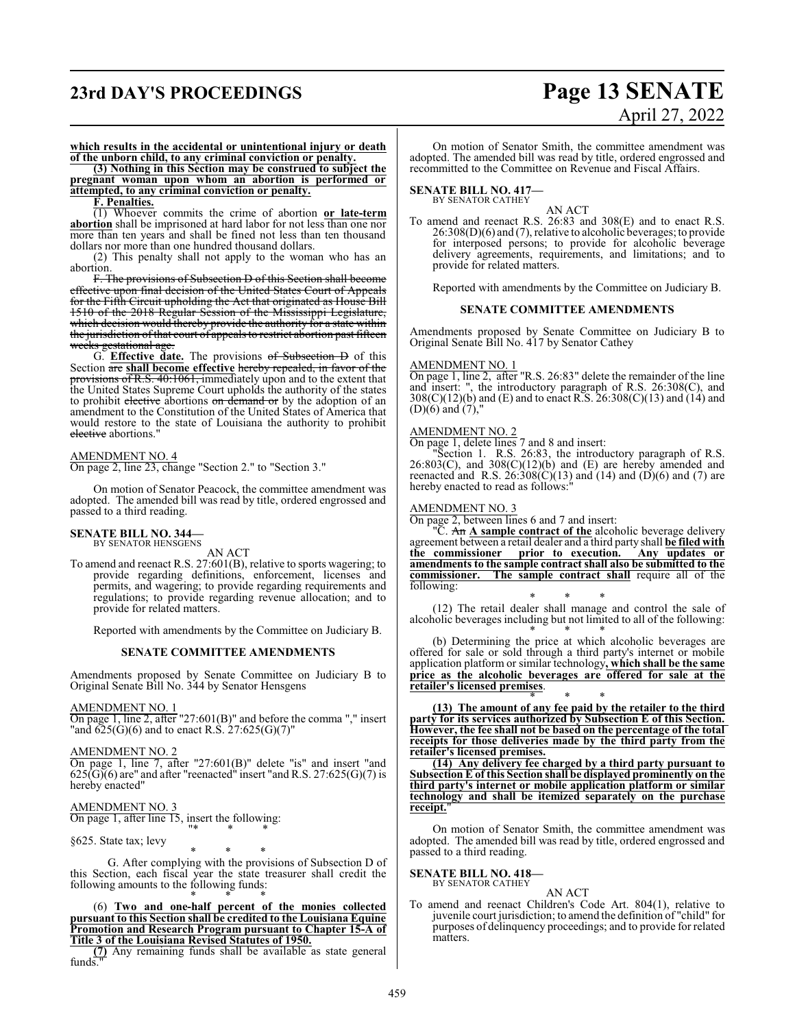**which results in the accidental or unintentional injury or death of the unborn child, to any criminal conviction or penalty.**

**(3) Nothing in this Section may be construed to subject the pregnant woman upon whom an abortion is performed or attempted, to any criminal conviction or penalty.**

**F. Penalties.**

(1) Whoever commits the crime of abortion **or late-term abortion** shall be imprisoned at hard labor for not less than one nor more than ten years and shall be fined not less than ten thousand dollars nor more than one hundred thousand dollars.

(2) This penalty shall not apply to the woman who has an abortion.

~~F. The provisions of Subsection D of this Section shall become effective upon final decision of the United States Court of Appeals for the Fifth Circuit upholding the Act that originated as House Bill 1510 of the 2018 Regular Session of the Mississippi Legislature, which decision would thereby provide the authority for a state within the jurisdiction of that court of appeals to restrict abortion past fifteen weeks gestational age.~~

G. **Effective date.** The provisions ~~of Subsection D~~ of this Section ~~are~~ **shall become effective** ~~hereby repealed, in favor of the provisions of R.S. 40:1061,~~ immediately upon and to the extent that the United States Supreme Court upholds the authority of the states to prohibit ~~elective~~ abortions ~~on demand or~~ by the adoption of an amendment to the Constitution of the United States of America that would restore to the state of Louisiana the authority to prohibit ~~elective~~ abortions."

AMENDMENT NO. 4

On page 2, line 23, change "Section 2." to "Section 3."

On motion of Senator Peacock, the committee amendment was adopted. The amended bill was read by title, ordered engrossed and passed to a third reading.

**SENATE BILL NO. 344—**
BY SENATOR HENSGENS

AN ACT

To amend and reenact R.S. 27:601(B), relative to sports wagering; to provide regarding definitions, enforcement, licenses and permits, and wagering; to provide regarding requirements and regulations; to provide regarding revenue allocation; and to provide for related matters.

Reported with amendments by the Committee on Judiciary B.

**SENATE COMMITTEE AMENDMENTS**

Amendments proposed by Senate Committee on Judiciary B to Original Senate Bill No. 344 by Senator Hensgens

AMENDMENT NO. 1

On page 1, line 2, after "27:601(B)" and before the comma "," insert "and 625(G)(6) and to enact R.S. 27:625(G)(7)"

AMENDMENT NO. 2

On page 1, line 7, after "27:601(B)" delete "is" and insert "and 625(G)(6) are" and after "reenacted" insert "and R.S. 27:625(G)(7) is hereby enacted"

AMENDMENT NO. 3

On page 1, after line 15, insert the following:

"* * *

§625. State tax; levy

* * *

G. After complying with the provisions of Subsection D of this Section, each fiscal year the state treasurer shall credit the following amounts to the following funds:

* * *

(6) **Two and one-half percent of the monies collected pursuant to this Section shall be credited to the Louisiana Equine Promotion and Research Program pursuant to Chapter 15-A of Title 3 of the Louisiana Revised Statutes of 1950.**

~~(7)~~ Any remaining funds shall be available as state general funds."

On motion of Senator Smith, the committee amendment was adopted. The amended bill was read by title, ordered engrossed and recommitted to the Committee on Revenue and Fiscal Affairs.

**SENATE BILL NO. 417—**
BY SENATOR CATHEY

AN ACT

To amend and reenact R.S. 26:83 and 308(E) and to enact R.S. 26:308(D)(6) and (7), relative to alcoholic beverages; to provide for interposed persons; to provide for alcoholic beverage delivery agreements, requirements, and limitations; and to provide for related matters.

Reported with amendments by the Committee on Judiciary B.

**SENATE COMMITTEE AMENDMENTS**

Amendments proposed by Senate Committee on Judiciary B to Original Senate Bill No. 417 by Senator Cathey

AMENDMENT NO. 1

On page 1, line 2, after "R.S. 26:83" delete the remainder of the line and insert: ", the introductory paragraph of R.S. 26:308(C), and 308(C)(12)(b) and (E) and to enact R.S. 26:308(C)(13) and (14) and (D)(6) and (7),"

AMENDMENT NO. 2

On page 1, delete lines 7 and 8 and insert:

"Section 1. R.S. 26:83, the introductory paragraph of R.S. 26:803(C), and 308(C)(12)(b) and (E) are hereby amended and reenacted and R.S. 26:308(C)(13) and (14) and (D)(6) and (7) are hereby enacted to read as follows:"

AMENDMENT NO. 3

On page 2, between lines 6 and 7 and insert:

"C. ~~An~~ **A sample contract of the** alcoholic beverage delivery agreement between a retail dealer and a third party shall **be filed with the commissioner prior to execution. Any updates or amendments to the sample contract shall also be submitted to the commissioner. The sample contract shall** require all of the following:

* * *

(12) The retail dealer shall manage and control the sale of alcoholic beverages including but not limited to all of the following:

* * *

(b) Determining the price at which alcoholic beverages are offered for sale or sold through a third party's internet or mobile application platform or similar technology**, which shall be the same price as the alcoholic beverages are offered for sale at the retailer's licensed premises**.

* * *

**(13) The amount of any fee paid by the retailer to the third party for its services authorized by Subsection E of this Section. However, the fee shall not be based on the percentage of the total receipts for those deliveries made by the third party from the retailer's licensed premises.**

**(14) Any delivery fee charged by a third party pursuant to Subsection E of this Section shall be displayed prominently on the third party's internet or mobile application platform or similar technology and shall be itemized separately on the purchase receipt.**"

On motion of Senator Smith, the committee amendment was adopted. The amended bill was read by title, ordered engrossed and passed to a third reading.

**SENATE BILL NO. 418—**
BY SENATOR CATHEY

AN ACT

To amend and reenact Children's Code Art. 804(1), relative to juvenile court jurisdiction; to amend the definition of "child" for purposes of delinquency proceedings; and to provide for related matters.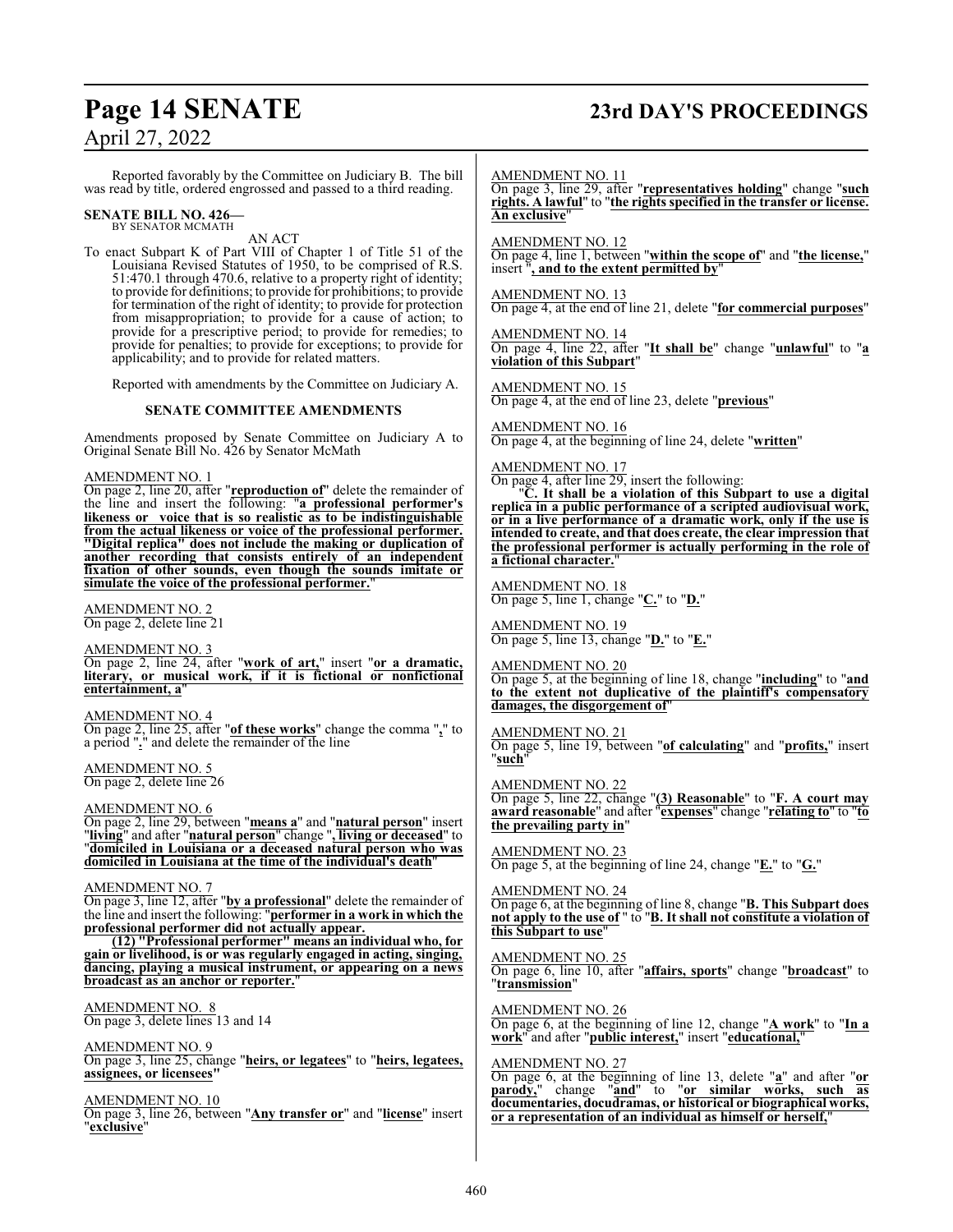Reported favorably by the Committee on Judiciary B. The bill was read by title, ordered engrossed and passed to a third reading.

**SENATE BILL NO. 426—**
BY SENATOR MCMATH

AN ACT

To enact Subpart K of Part VIII of Chapter 1 of Title 51 of the Louisiana Revised Statutes of 1950, to be comprised of R.S. 51:470.1 through 470.6, relative to a property right of identity; to provide for definitions; to provide for prohibitions; to provide for termination of the right of identity; to provide for protection from misappropriation; to provide for a cause of action; to provide for a prescriptive period; to provide for remedies; to provide for penalties; to provide for exceptions; to provide for applicability; and to provide for related matters.

Reported with amendments by the Committee on Judiciary A.

**SENATE COMMITTEE AMENDMENTS**

Amendments proposed by Senate Committee on Judiciary A to Original Senate Bill No. 426 by Senator McMath

AMENDMENT NO. 1
On page 2, line 20, after "**reproduction of**" delete the remainder of the line and insert the following: "**a professional performer's likeness or voice that is so realistic as to be indistinguishable from the actual likeness or voice of the professional performer. "Digital replica" does not include the making or duplication of another recording that consists entirely of an independent fixation of other sounds, even though the sounds imitate or simulate the voice of the professional performer.**"

AMENDMENT NO. 2
On page 2, delete line 21

AMENDMENT NO. 3
On page 2, line 24, after "**work of art,**" insert "**or a dramatic, literary, or musical work, if it is fictional or nonfictional entertainment, a**"

AMENDMENT NO. 4
On page 2, line 25, after "**of these works**" change the comma "**,**" to a period "**.**" and delete the remainder of the line

AMENDMENT NO. 5
On page 2, delete line 26

AMENDMENT NO. 6
On page 2, line 29, between "**means a**" and "**natural person**" insert "**living**" and after "**natural person**" change "**, living or deceased**" to "**domiciled in Louisiana or a deceased natural person who was domiciled in Louisiana at the time of the individual's death**"

AMENDMENT NO. 7
On page 3, line 12, after "**by a professional**" delete the remainder of the line and insert the following: "**performer in a work in which the professional performer did not actually appear.**

**(12) "Professional performer" means an individual who, for gain or livelihood, is or was regularly engaged in acting, singing, dancing, playing a musical instrument, or appearing on a news broadcast as an anchor or reporter.**"

AMENDMENT NO. 8
On page 3, delete lines 13 and 14

AMENDMENT NO. 9
On page 3, line 25, change "**heirs, or legatees**" to "**heirs, legatees, assignees, or licensees**"

AMENDMENT NO. 10
On page 3, line 26, between "**Any transfer or**" and "**license**" insert "**exclusive**"

AMENDMENT NO. 11
On page 3, line 29, after "**representatives holding**" change "**such rights. A lawful**" to "**the rights specified in the transfer or license. An exclusive**"

AMENDMENT NO. 12
On page 4, line 1, between "**within the scope of**" and "**the license,**" insert "**, and to the extent permitted by**"

AMENDMENT NO. 13
On page 4, at the end of line 21, delete "**for commercial purposes**"

AMENDMENT NO. 14
On page 4, line 22, after "**It shall be**" change "**unlawful**" to "**a violation of this Subpart**"

AMENDMENT NO. 15
On page 4, at the end of line 23, delete "**previous**"

AMENDMENT NO. 16
On page 4, at the beginning of line 24, delete "**written**"

AMENDMENT NO. 17
On page 4, after line 29, insert the following:

"**C. It shall be a violation of this Subpart to use a digital replica in a public performance of a scripted audiovisual work, or in a live performance of a dramatic work, only if the use is intended to create, and that does create, the clear impression that the professional performer is actually performing in the role of a fictional character.**"

AMENDMENT NO. 18
On page 5, line 1, change "**C.**" to "**D.**"

AMENDMENT NO. 19
On page 5, line 13, change "**D.**" to "**E.**"

AMENDMENT NO. 20
On page 5, at the beginning of line 18, change "**including**" to "**and to the extent not duplicative of the plaintiff's compensatory damages, the disgorgement of**"

AMENDMENT NO. 21
On page 5, line 19, between "**of calculating**" and "**profits,**" insert "**such**"

AMENDMENT NO. 22
On page 5, line 22, change "**(3) Reasonable**" to "**F. A court may award reasonable**" and after "**expenses**" change "**relating to**" to "**to the prevailing party in**"

AMENDMENT NO. 23
On page 5, at the beginning of line 24, change "**E.**" to "**G.**"

AMENDMENT NO. 24
On page 6, at the beginning of line 8, change "**B. This Subpart does not apply to the use of** " to "**B. It shall not constitute a violation of this Subpart to use**"

AMENDMENT NO. 25
On page 6, line 10, after "**affairs, sports**" change "**broadcast**" to "**transmission**"

AMENDMENT NO. 26
On page 6, at the beginning of line 12, change "**A work**" to "**In a work**" and after "**public interest,**" insert "**educational,**"

AMENDMENT NO. 27
On page 6, at the beginning of line 13, delete "**a**" and after "**or parody,**" change "**and**" to "**or similar works, such as documentaries, docudramas, or historical or biographical works, or a representation of an individual as himself or herself,**"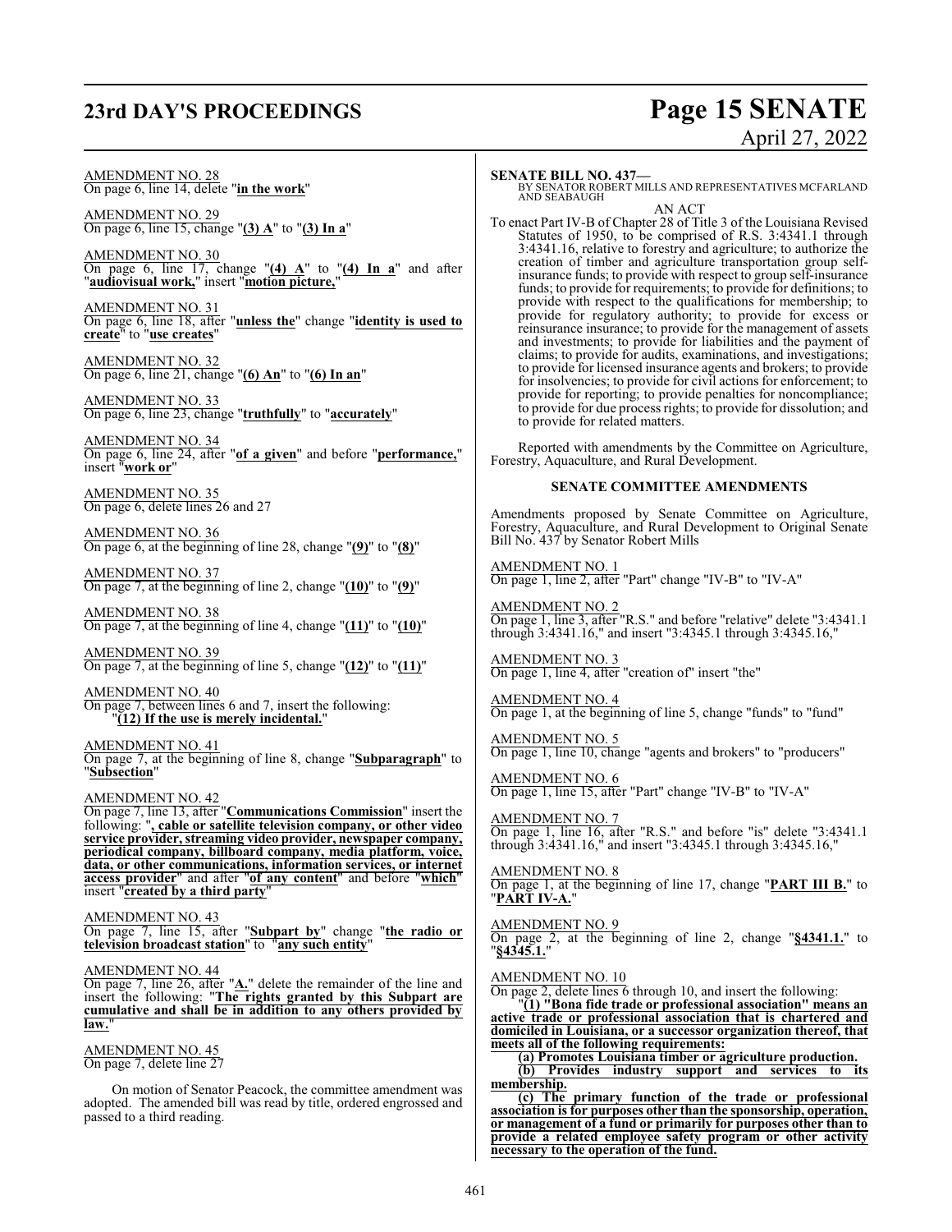AMENDMENT NO. 28
On page 6, line 14, delete "**in the work**"

AMENDMENT NO. 29
On page 6, line 15, change "**(3) A**" to "**(3) In a**"

AMENDMENT NO. 30
On page 6, line 17, change "**(4) A**" to "**(4) In a**" and after "**audiovisual work,**" insert "**motion picture,**"

AMENDMENT NO. 31
On page 6, line 18, after "**unless the**" change "**identity is used to create**" to "**use creates**"

AMENDMENT NO. 32
On page 6, line 21, change "**(6) An**" to "**(6) In an**"

AMENDMENT NO. 33
On page 6, line 23, change "**truthfully**" to "**accurately**"

AMENDMENT NO. 34
On page 6, line 24, after "**of a given**" and before "**performance,**" insert "**work or**"

AMENDMENT NO. 35
On page 6, delete lines 26 and 27

AMENDMENT NO. 36
On page 6, at the beginning of line 28, change "**(9)**" to "**(8)**"

AMENDMENT NO. 37
On page 7, at the beginning of line 2, change "**(10)**" to "**(9)**"

AMENDMENT NO. 38
On page 7, at the beginning of line 4, change "**(11)**" to "**(10)**"

AMENDMENT NO. 39
On page 7, at the beginning of line 5, change "**(12)**" to "**(11)**"

AMENDMENT NO. 40
On page 7, between lines 6 and 7, insert the following:
"**(12) If the use is merely incidental.**"

AMENDMENT NO. 41
On page 7, at the beginning of line 8, change "**Subparagraph**" to "**Subsection**"

AMENDMENT NO. 42
On page 7, line 13, after "**Communications Commission**" insert the following: "**, cable or satellite television company, or other video service provider, streaming video provider, newspaper company, periodical company, billboard company, media platform, voice, data, or other communications, information services, or internet access provider**" and after "**of any content**" and before "**which**" insert "**created by a third party**"

AMENDMENT NO. 43
On page 7, line 15, after "**Subpart by**" change "**the radio or television broadcast station**" to "**any such entity**"

AMENDMENT NO. 44
On page 7, line 26, after "**A.**" delete the remainder of the line and insert the following: "**The rights granted by this Subpart are cumulative and shall be in addition to any others provided by law.**"

AMENDMENT NO. 45
On page 7, delete line 27

On motion of Senator Peacock, the committee amendment was adopted. The amended bill was read by title, ordered engrossed and passed to a third reading.

**SENATE BILL NO. 437—**
BY SENATOR ROBERT MILLS AND REPRESENTATIVES MCFARLAND AND SEABAUGH

AN ACT

To enact Part IV-B of Chapter 28 of Title 3 of the Louisiana Revised Statutes of 1950, to be comprised of R.S. 3:4341.1 through 3:4341.16, relative to forestry and agriculture; to authorize the creation of timber and agriculture transportation group self-insurance funds; to provide with respect to group self-insurance funds; to provide for requirements; to provide for definitions; to provide with respect to the qualifications for membership; to provide for regulatory authority; to provide for excess or reinsurance insurance; to provide for the management of assets and investments; to provide for liabilities and the payment of claims; to provide for audits, examinations, and investigations; to provide for licensed insurance agents and brokers; to provide for insolvencies; to provide for civil actions for enforcement; to provide for reporting; to provide penalties for noncompliance; to provide for due process rights; to provide for dissolution; and to provide for related matters.

Reported with amendments by the Committee on Agriculture, Forestry, Aquaculture, and Rural Development.

**SENATE COMMITTEE AMENDMENTS**

Amendments proposed by Senate Committee on Agriculture, Forestry, Aquaculture, and Rural Development to Original Senate Bill No. 437 by Senator Robert Mills

AMENDMENT NO. 1
On page 1, line 2, after "Part" change "IV-B" to "IV-A"

AMENDMENT NO. 2
On page 1, line 3, after "R.S." and before "relative" delete "3:4341.1 through 3:4341.16," and insert "3:4345.1 through 3:4345.16,"

AMENDMENT NO. 3
On page 1, line 4, after "creation of" insert "the"

AMENDMENT NO. 4
On page 1, at the beginning of line 5, change "funds" to "fund"

AMENDMENT NO. 5
On page 1, line 10, change "agents and brokers" to "producers"

AMENDMENT NO. 6
On page 1, line 15, after "Part" change "IV-B" to "IV-A"

AMENDMENT NO. 7
On page 1, line 16, after "R.S." and before "is" delete "3:4341.1 through 3:4341.16," and insert "3:4345.1 through 3:4345.16,"

AMENDMENT NO. 8
On page 1, at the beginning of line 17, change "**PART III B.**" to "**PART IV-A.**"

AMENDMENT NO. 9
On page 2, at the beginning of line 2, change "**§4341.1.**" to "**§4345.1.**"

AMENDMENT NO. 10
On page 2, delete lines 6 through 10, and insert the following:

"**(1) "Bona fide trade or professional association" means an active trade or professional association that is chartered and domiciled in Louisiana, or a successor organization thereof, that meets all of the following requirements:**

**(a) Promotes Louisiana timber or agriculture production.**

**(b) Provides industry support and services to its membership.**

**(c) The primary function of the trade or professional association is for purposes other than the sponsorship, operation, or management of a fund or primarily for purposes other than to provide a related employee safety program or other activity necessary to the operation of the fund.**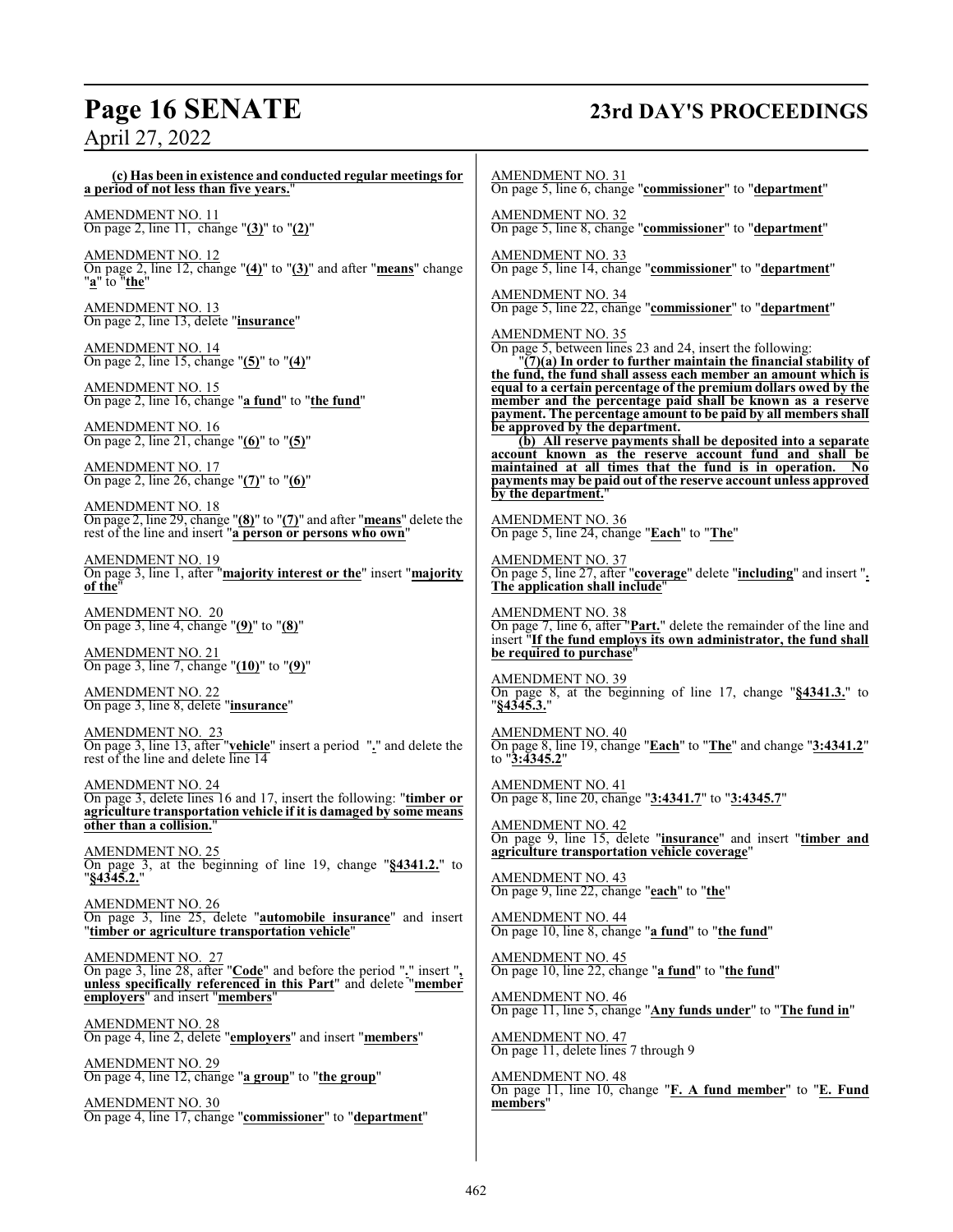**(c) Has been in existence and conducted regular meetings for a period of not less than five years.**"

AMENDMENT NO. 11
On page 2, line 11, change "**(3)**" to "**(2)**"

AMENDMENT NO. 12
On page 2, line 12, change "**(4)**" to "**(3)**" and after "**means**" change "**a**" to "**the**"

AMENDMENT NO. 13
On page 2, line 13, delete "**insurance**"

AMENDMENT NO. 14
On page 2, line 15, change "**(5)**" to "**(4)**"

AMENDMENT NO. 15
On page 2, line 16, change "**a fund**" to "**the fund**"

AMENDMENT NO. 16
On page 2, line 21, change "**(6)**" to "**(5)**"

AMENDMENT NO. 17
On page 2, line 26, change "**(7)**" to "**(6)**"

AMENDMENT NO. 18
On page 2, line 29, change "**(8)**" to "**(7)**" and after "**means**" delete the rest of the line and insert "**a person or persons who own**"

AMENDMENT NO. 19
On page 3, line 1, after "**majority interest or the**" insert "**majority of the**"

AMENDMENT NO. 20
On page 3, line 4, change "**(9)**" to "**(8)**"

AMENDMENT NO. 21
On page 3, line 7, change "**(10)**" to "**(9)**"

AMENDMENT NO. 22
On page 3, line 8, delete "**insurance**"

AMENDMENT NO. 23
On page 3, line 13, after "**vehicle**" insert a period "**.**" and delete the rest of the line and delete line 14

AMENDMENT NO. 24
On page 3, delete lines 16 and 17, insert the following: "**timber or agriculture transportation vehicle if it is damaged by some means other than a collision.**"

AMENDMENT NO. 25
On page 3, at the beginning of line 19, change "**§4341.2.**" to "**§4345.2.**"

AMENDMENT NO. 26
On page 3, line 25, delete "**automobile insurance**" and insert "**timber or agriculture transportation vehicle**"

AMENDMENT NO. 27
On page 3, line 28, after "**Code**" and before the period "**.**" insert "**, unless specifically referenced in this Part**" and delete "**member employers**" and insert "**members**"

AMENDMENT NO. 28
On page 4, line 2, delete "**employers**" and insert "**members**"

AMENDMENT NO. 29
On page 4, line 12, change "**a group**" to "**the group**"

AMENDMENT NO. 30
On page 4, line 17, change "**commissioner**" to "**department**"

AMENDMENT NO. 31
On page 5, line 6, change "**commissioner**" to "**department**"

AMENDMENT NO. 32
On page 5, line 8, change "**commissioner**" to "**department**"

AMENDMENT NO. 33
On page 5, line 14, change "**commissioner**" to "**department**"

AMENDMENT NO. 34
On page 5, line 22, change "**commissioner**" to "**department**"

AMENDMENT NO. 35
On page 5, between lines 23 and 24, insert the following:

"**(7)(a) In order to further maintain the financial stability of the fund, the fund shall assess each member an amount which is equal to a certain percentage of the premium dollars owed by the member and the percentage paid shall be known as a reserve payment. The percentage amount to be paid by all members shall be approved by the department.**

**(b) All reserve payments shall be deposited into a separate account known as the reserve account fund and shall be maintained at all times that the fund is in operation. No payments may be paid out of the reserve account unless approved by the department.**"

AMENDMENT NO. 36
On page 5, line 24, change "**Each**" to "**The**"

AMENDMENT NO. 37
On page 5, line 27, after "**coverage**" delete "**including**" and insert "**. The application shall include**"

AMENDMENT NO. 38
On page 7, line 6, after "**Part.**" delete the remainder of the line and insert "**If the fund employs its own administrator, the fund shall be required to purchase**"

AMENDMENT NO. 39
On page 8, at the beginning of line 17, change "**§4341.3.**" to "**§4345.3.**"

AMENDMENT NO. 40
On page 8, line 19, change "**Each**" to "**The**" and change "**3:4341.2**" to "**3:4345.2**"

AMENDMENT NO. 41
On page 8, line 20, change "**3:4341.7**" to "**3:4345.7**"

AMENDMENT NO. 42
On page 9, line 15, delete "**insurance**" and insert "**timber and agriculture transportation vehicle coverage**"

AMENDMENT NO. 43
On page 9, line 22, change "**each**" to "**the**"

AMENDMENT NO. 44
On page 10, line 8, change "**a fund**" to "**the fund**"

AMENDMENT NO. 45
On page 10, line 22, change "**a fund**" to "**the fund**"

AMENDMENT NO. 46
On page 11, line 5, change "**Any funds under**" to "**The fund in**"

AMENDMENT NO. 47
On page 11, delete lines 7 through 9

AMENDMENT NO. 48
On page 11, line 10, change "**F. A fund member**" to "**E. Fund members**"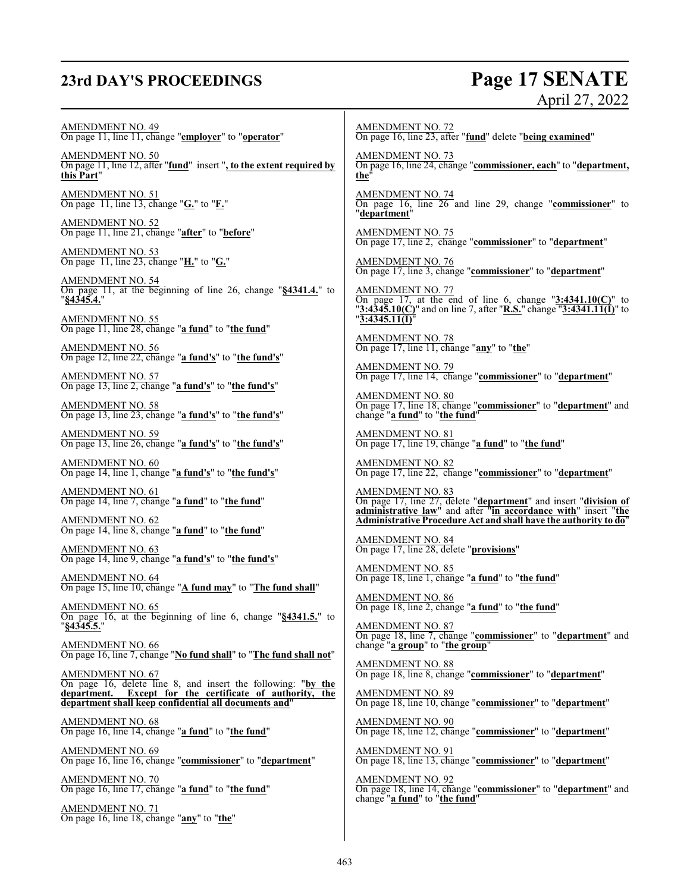AMENDMENT NO. 49
On page 11, line 11, change "**employer**" to "**operator**"

AMENDMENT NO. 50
On page 11, line 12, after "**fund**" insert "**, to the extent required by this Part**"

AMENDMENT NO. 51
On page 11, line 13, change "**G.**" to "**F.**"

AMENDMENT NO. 52
On page 11, line 21, change "**after**" to "**before**"

AMENDMENT NO. 53
On page 11, line 23, change "**H.**" to "**G.**"

AMENDMENT NO. 54
On page 11, at the beginning of line 26, change "**§4341.4.**" to "**§4345.4.**"

AMENDMENT NO. 55
On page 11, line 28, change "**a fund**" to "**the fund**"

AMENDMENT NO. 56
On page 12, line 22, change "**a fund's**" to "**the fund's**"

AMENDMENT NO. 57
On page 13, line 2, change "**a fund's**" to "**the fund's**"

AMENDMENT NO. 58
On page 13, line 23, change "**a fund's**" to "**the fund's**"

AMENDMENT NO. 59
On page 13, line 26, change "**a fund's**" to "**the fund's**"

AMENDMENT NO. 60
On page 14, line 1, change "**a fund's**" to "**the fund's**"

AMENDMENT NO. 61
On page 14, line 7, change "**a fund**" to "**the fund**"

AMENDMENT NO. 62
On page 14, line 8, change "**a fund**" to "**the fund**"

AMENDMENT NO. 63
On page 14, line 9, change "**a fund's**" to "**the fund's**"

AMENDMENT NO. 64
On page 15, line 10, change "**A fund may**" to "**The fund shall**"

AMENDMENT NO. 65
On page 16, at the beginning of line 6, change "**§4341.5.**" to "**§4345.5.**"

AMENDMENT NO. 66
On page 16, line 7, change "**No fund shall**" to "**The fund shall not**"

AMENDMENT NO. 67
On page 16, delete line 8, and insert the following: "**by the department. Except for the certificate of authority, the department shall keep confidential all documents and**"

AMENDMENT NO. 68
On page 16, line 14, change "**a fund**" to "**the fund**"

AMENDMENT NO. 69
On page 16, line 16, change "**commissioner**" to "**department**"

AMENDMENT NO. 70
On page 16, line 17, change "**a fund**" to "**the fund**"

AMENDMENT NO. 71
On page 16, line 18, change "**any**" to "**the**"

AMENDMENT NO. 72
On page 16, line 23, after "**fund**" delete "**being examined**"

AMENDMENT NO. 73
On page 16, line 24, change "**commissioner, each**" to "**department, the**"

AMENDMENT NO. 74
On page 16, line 26 and line 29, change "**commissioner**" to "**department**"

AMENDMENT NO. 75
On page 17, line 2, change "**commissioner**" to "**department**"

AMENDMENT NO. 76
On page 17, line 3, change "**commissioner**" to "**department**"

AMENDMENT NO. 77
On page 17, at the end of line 6, change "**3:4341.10(C)**" to "**3:4345.10(C)**" and on line 7, after "**R.S.**" change "**3:4341.11(I)**" to "**3:4345.11(I)**"

AMENDMENT NO. 78
On page 17, line 11, change "**any**" to "**the**"

AMENDMENT NO. 79
On page 17, line 14, change "**commissioner**" to "**department**"

AMENDMENT NO. 80
On page 17, line 18, change "**commissioner**" to "**department**" and change "**a fund**" to "**the fund**"

AMENDMENT NO. 81
On page 17, line 19, change "**a fund**" to "**the fund**"

AMENDMENT NO. 82
On page 17, line 22, change "**commissioner**" to "**department**"

AMENDMENT NO. 83
On page 17, line 27, delete "**department**" and insert "**division of administrative law**" and after "**in accordance with**" insert "**the Administrative Procedure Act and shall have the authority to do**"

AMENDMENT NO. 84
On page 17, line 28, delete "**provisions**"

AMENDMENT NO. 85
On page 18, line 1, change "**a fund**" to "**the fund**"

AMENDMENT NO. 86
On page 18, line 2, change "**a fund**" to "**the fund**"

AMENDMENT NO. 87
On page 18, line 7, change "**commissioner**" to "**department**" and change "**a group**" to "**the group**"

AMENDMENT NO. 88
On page 18, line 8, change "**commissioner**" to "**department**"

AMENDMENT NO. 89
On page 18, line 10, change "**commissioner**" to "**department**"

AMENDMENT NO. 90
On page 18, line 12, change "**commissioner**" to "**department**"

AMENDMENT NO. 91
On page 18, line 13, change "**commissioner**" to "**department**"

AMENDMENT NO. 92
On page 18, line 14, change "**commissioner**" to "**department**" and change "**a fund**" to "**the fund**"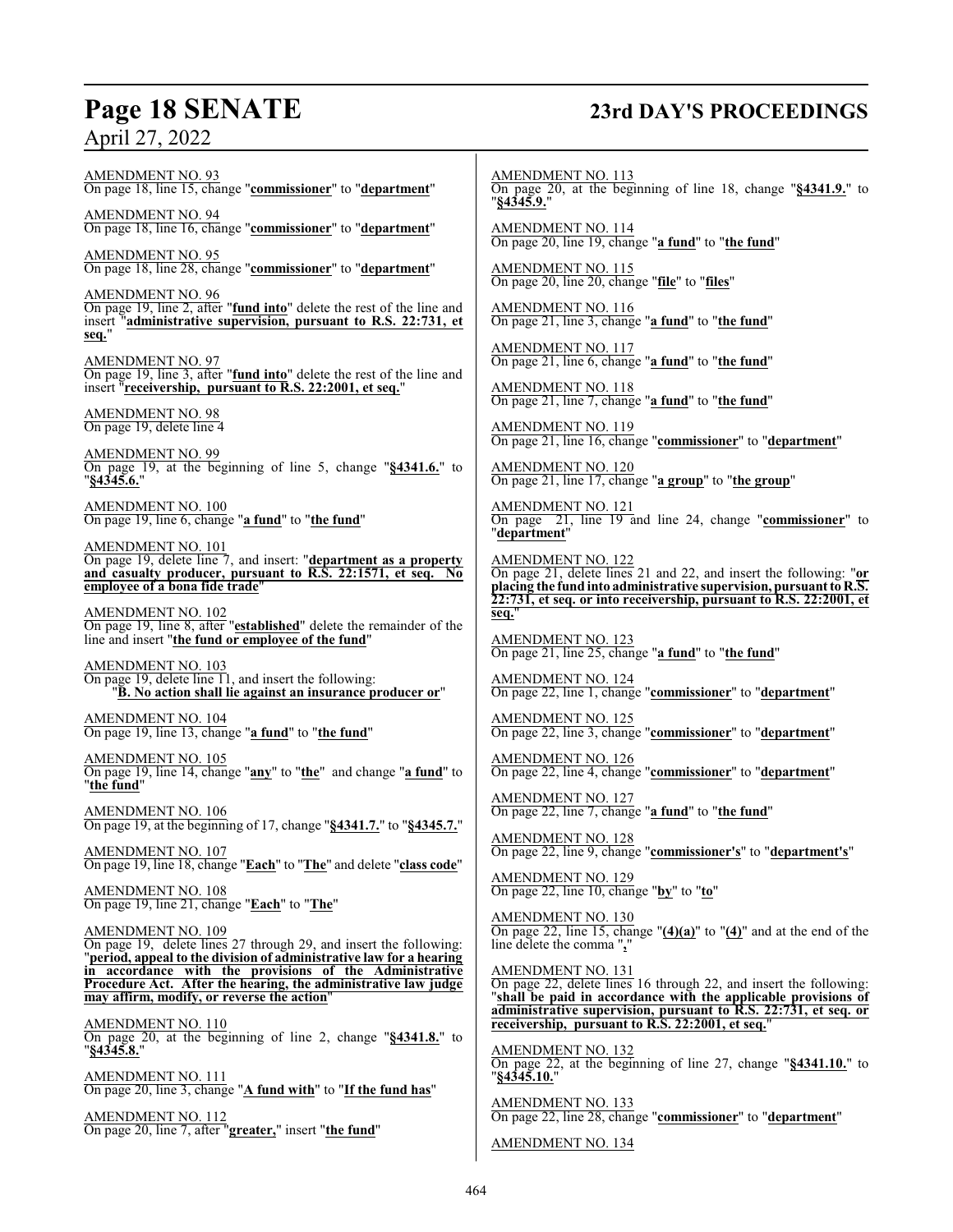AMENDMENT NO. 93
On page 18, line 15, change "**commissioner**" to "**department**"

AMENDMENT NO. 94
On page 18, line 16, change "**commissioner**" to "**department**"

AMENDMENT NO. 95
On page 18, line 28, change "**commissioner**" to "**department**"

AMENDMENT NO. 96
On page 19, line 2, after "**fund into**" delete the rest of the line and insert "**administrative supervision, pursuant to R.S. 22:731, et seq.**"

AMENDMENT NO. 97
On page 19, line 3, after "**fund into**" delete the rest of the line and insert "**receivership, pursuant to R.S. 22:2001, et seq.**"

AMENDMENT NO. 98
On page 19, delete line 4

AMENDMENT NO. 99
On page 19, at the beginning of line 5, change "**§4341.6.**" to "**§4345.6.**"

AMENDMENT NO. 100
On page 19, line 6, change "**a fund**" to "**the fund**"

AMENDMENT NO. 101
On page 19, delete line 7, and insert: "**department as a property and casualty producer, pursuant to R.S. 22:1571, et seq. No employee of a bona fide trade**"

AMENDMENT NO. 102
On page 19, line 8, after "**established**" delete the remainder of the line and insert "**the fund or employee of the fund**"

AMENDMENT NO. 103
On page 19, delete line 11, and insert the following:
"**B. No action shall lie against an insurance producer or**"

AMENDMENT NO. 104
On page 19, line 13, change "**a fund**" to "**the fund**"

AMENDMENT NO. 105
On page 19, line 14, change "**any**" to "**the**" and change "**a fund**" to "**the fund**"

AMENDMENT NO. 106
On page 19, at the beginning of 17, change "**§4341.7.**" to "**§4345.7.**"

AMENDMENT NO. 107
On page 19, line 18, change "**Each**" to "**The**" and delete "**class code**"

AMENDMENT NO. 108
On page 19, line 21, change "**Each**" to "**The**"

AMENDMENT NO. 109
On page 19, delete lines 27 through 29, and insert the following: "**period, appeal to the division of administrative law for a hearing in accordance with the provisions of the Administrative Procedure Act. After the hearing, the administrative law judge may affirm, modify, or reverse the action**"

AMENDMENT NO. 110
On page 20, at the beginning of line 2, change "**§4341.8.**" to "**§4345.8.**"

AMENDMENT NO. 111
On page 20, line 3, change "**A fund with**" to "**If the fund has**"

AMENDMENT NO. 112
On page 20, line 7, after "**greater,**" insert "**the fund**"

AMENDMENT NO. 113
On page 20, at the beginning of line 18, change "**§4341.9.**" to "**§4345.9.**"

AMENDMENT NO. 114
On page 20, line 19, change "**a fund**" to "**the fund**"

AMENDMENT NO. 115
On page 20, line 20, change "**file**" to "**files**"

AMENDMENT NO. 116
On page 21, line 3, change "**a fund**" to "**the fund**"

AMENDMENT NO. 117
On page 21, line 6, change "**a fund**" to "**the fund**"

AMENDMENT NO. 118
On page 21, line 7, change "**a fund**" to "**the fund**"

AMENDMENT NO. 119
On page 21, line 16, change "**commissioner**" to "**department**"

AMENDMENT NO. 120
On page 21, line 17, change "**a group**" to "**the group**"

AMENDMENT NO. 121
On page 21, line 19 and line 24, change "**commissioner**" to "**department**"

AMENDMENT NO. 122
On page 21, delete lines 21 and 22, and insert the following: "**or placing the fund into administrative supervision, pursuant to R.S. 22:731, et seq. or into receivership, pursuant to R.S. 22:2001, et seq.**"

AMENDMENT NO. 123
On page 21, line 25, change "**a fund**" to "**the fund**"

AMENDMENT NO. 124
On page 22, line 1, change "**commissioner**" to "**department**"

AMENDMENT NO. 125
On page 22, line 3, change "**commissioner**" to "**department**"

AMENDMENT NO. 126
On page 22, line 4, change "**commissioner**" to "**department**"

AMENDMENT NO. 127
On page 22, line 7, change "**a fund**" to "**the fund**"

AMENDMENT NO. 128
On page 22, line 9, change "**commissioner's**" to "**department's**"

AMENDMENT NO. 129
On page 22, line 10, change "**by**" to "**to**"

AMENDMENT NO. 130
On page 22, line 15, change "**(4)(a)**" to "**(4)**" and at the end of the line delete the comma "**,**"

AMENDMENT NO. 131
On page 22, delete lines 16 through 22, and insert the following: "**shall be paid in accordance with the applicable provisions of administrative supervision, pursuant to R.S. 22:731, et seq. or receivership, pursuant to R.S. 22:2001, et seq.**"

AMENDMENT NO. 132
On page 22, at the beginning of line 27, change "**§4341.10.**" to "**§4345.10.**"

AMENDMENT NO. 133
On page 22, line 28, change "**commissioner**" to "**department**"

AMENDMENT NO. 134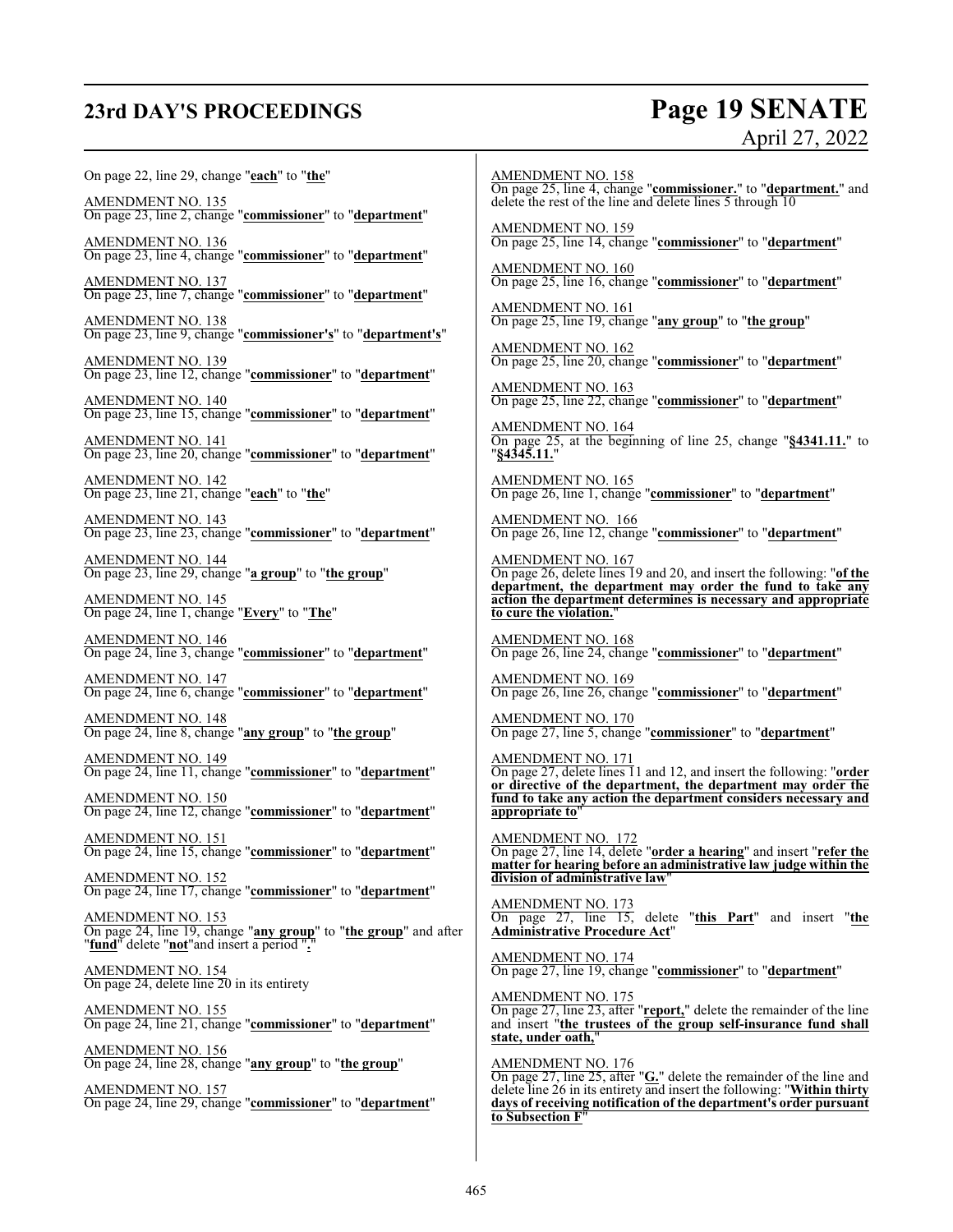On page 22, line 29, change "**each**" to "**the**"

AMENDMENT NO. 135
On page 23, line 2, change "**commissioner**" to "**department**"

AMENDMENT NO. 136
On page 23, line 4, change "**commissioner**" to "**department**"

AMENDMENT NO. 137
On page 23, line 7, change "**commissioner**" to "**department**"

AMENDMENT NO. 138
On page 23, line 9, change "**commissioner's**" to "**department's**"

AMENDMENT NO. 139
On page 23, line 12, change "**commissioner**" to "**department**"

AMENDMENT NO. 140
On page 23, line 15, change "**commissioner**" to "**department**"

AMENDMENT NO. 141
On page 23, line 20, change "**commissioner**" to "**department**"

AMENDMENT NO. 142
On page 23, line 21, change "**each**" to "**the**"

AMENDMENT NO. 143
On page 23, line 23, change "**commissioner**" to "**department**"

AMENDMENT NO. 144
On page 23, line 29, change "**a group**" to "**the group**"

AMENDMENT NO. 145
On page 24, line 1, change "**Every**" to "**The**"

AMENDMENT NO. 146
On page 24, line 3, change "**commissioner**" to "**department**"

AMENDMENT NO. 147
On page 24, line 6, change "**commissioner**" to "**department**"

AMENDMENT NO. 148
On page 24, line 8, change "**any group**" to "**the group**"

AMENDMENT NO. 149
On page 24, line 11, change "**commissioner**" to "**department**"

AMENDMENT NO. 150
On page 24, line 12, change "**commissioner**" to "**department**"

AMENDMENT NO. 151
On page 24, line 15, change "**commissioner**" to "**department**"

AMENDMENT NO. 152
On page 24, line 17, change "**commissioner**" to "**department**"

AMENDMENT NO. 153
On page 24, line 19, change "**any group**" to "**the group**" and after "**fund**" delete "**not**"and insert a period "**.**"

AMENDMENT NO. 154
On page 24, delete line 20 in its entirety

AMENDMENT NO. 155
On page 24, line 21, change "**commissioner**" to "**department**"

AMENDMENT NO. 156
On page 24, line 28, change "**any group**" to "**the group**"

AMENDMENT NO. 157
On page 24, line 29, change "**commissioner**" to "**department**"

AMENDMENT NO. 158
On page 25, line 4, change "**commissioner.**" to "**department.**" and delete the rest of the line and delete lines 5 through 10

AMENDMENT NO. 159
On page 25, line 14, change "**commissioner**" to "**department**"

AMENDMENT NO. 160
On page 25, line 16, change "**commissioner**" to "**department**"

AMENDMENT NO. 161
On page 25, line 19, change "**any group**" to "**the group**"

AMENDMENT NO. 162
On page 25, line 20, change "**commissioner**" to "**department**"

AMENDMENT NO. 163
On page 25, line 22, change "**commissioner**" to "**department**"

AMENDMENT NO. 164
On page 25, at the beginning of line 25, change "**§4341.11.**" to "**§4345.11.**"

AMENDMENT NO. 165
On page 26, line 1, change "**commissioner**" to "**department**"

AMENDMENT NO. 166
On page 26, line 12, change "**commissioner**" to "**department**"

AMENDMENT NO. 167
On page 26, delete lines 19 and 20, and insert the following: "**of the department, the department may order the fund to take any action the department determines is necessary and appropriate to cure the violation.**"

AMENDMENT NO. 168
On page 26, line 24, change "**commissioner**" to "**department**"

AMENDMENT NO. 169
On page 26, line 26, change "**commissioner**" to "**department**"

AMENDMENT NO. 170
On page 27, line 5, change "**commissioner**" to "**department**"

AMENDMENT NO. 171
On page 27, delete lines 11 and 12, and insert the following: "**order or directive of the department, the department may order the fund to take any action the department considers necessary and appropriate to**"

AMENDMENT NO. 172
On page 27, line 14, delete "**order a hearing**" and insert "**refer the matter for hearing before an administrative law judge within the division of administrative law**"

AMENDMENT NO. 173
On page 27, line 15, delete "**this Part**" and insert "**the Administrative Procedure Act**"

AMENDMENT NO. 174
On page 27, line 19, change "**commissioner**" to "**department**"

AMENDMENT NO. 175
On page 27, line 23, after "**report,**" delete the remainder of the line and insert "**the trustees of the group self-insurance fund shall state, under oath,**"

AMENDMENT NO. 176
On page 27, line 25, after "**G.**" delete the remainder of the line and delete line 26 in its entirety and insert the following: "**Within thirty days of receiving notification of the department's order pursuant to Subsection F**"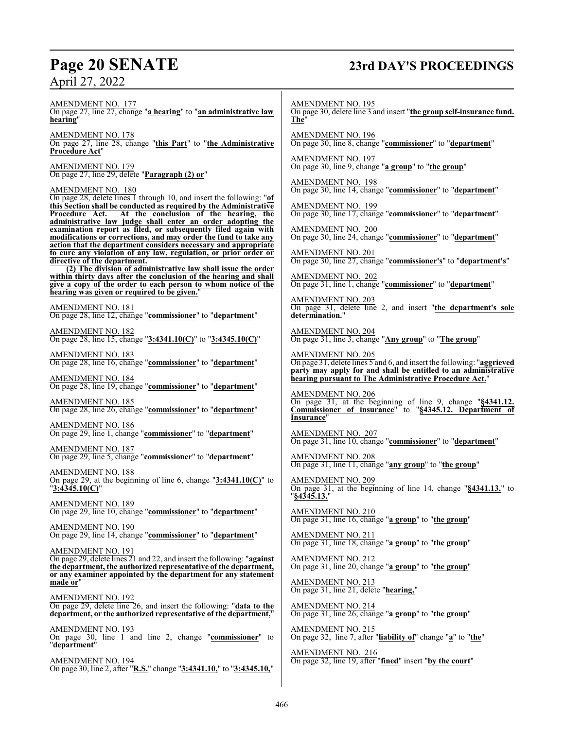AMENDMENT NO. 177
On page 27, line 27, change "**a hearing**" to "**an administrative law hearing**"

AMENDMENT NO. 178
On page 27, line 28, change "**this Part**" to "**the Administrative Procedure Act**"

AMENDMENT NO. 179
On page 27, line 29, delete "**Paragraph (2) or**"

AMENDMENT NO. 180
On page 28, delete lines 1 through 10, and insert the following: "**of this Section shall be conducted as required by the Administrative Procedure Act. At the conclusion of the hearing, the administrative law judge shall enter an order adopting the examination report as filed, or subsequently filed again with modifications or corrections, and may order the fund to take any action that the department considers necessary and appropriate to cure any violation of any law, regulation, or prior order or directive of the department.**

**(2) The division of administrative law shall issue the order within thirty days after the conclusion of the hearing and shall give a copy of the order to each person to whom notice of the hearing was given or required to be given.**"

AMENDMENT NO. 181
On page 28, line 12, change "**commissioner**" to "**department**"

AMENDMENT NO. 182
On page 28, line 15, change "**3:4341.10(C)**" to "**3:4345.10(C)**"

AMENDMENT NO. 183
On page 28, line 16, change "**commissioner**" to "**department**"

AMENDMENT NO. 184
On page 28, line 19, change "**commissioner**" to "**department**"

AMENDMENT NO. 185
On page 28, line 26, change "**commissioner**" to "**department**"

AMENDMENT NO. 186
On page 29, line 1, change "**commissioner**" to "**department**"

AMENDMENT NO. 187
On page 29, line 5, change "**commissioner**" to "**department**"

AMENDMENT NO. 188
On page 29, at the beginning of line 6, change "**3:4341.10(C)**" to "**3:4345.10(C)**"

AMENDMENT NO. 189
On page 29, line 10, change "**commissioner**" to "**department**"

AMENDMENT NO. 190
On page 29, line 14, change "**commissioner**" to "**department**"

AMENDMENT NO. 191
On page 29, delete lines 21 and 22, and insert the following: "**against the department, the authorized representative of the department, or any examiner appointed by the department for any statement made or**"

AMENDMENT NO. 192
On page 29, delete line 26, and insert the following: "**data to the department, or the authorized representative of the department,**"

AMENDMENT NO. 193
On page 30, line 1 and line 2, change "**commissioner**" to "**department**"

AMENDMENT NO. 194
On page 30, line 2, after "**R.S.**" change "**3:4341.10,**" to "**3:4345.10,**"

AMENDMENT NO. 195
On page 30, delete line 3 and insert "**the group self-insurance fund. The**"

AMENDMENT NO. 196
On page 30, line 8, change "**commissioner**" to "**department**"

AMENDMENT NO. 197
On page 30, line 9, change "**a group**" to "**the group**"

AMENDMENT NO. 198
On page 30, line 14, change "**commissioner**" to "**department**"

AMENDMENT NO. 199
On page 30, line 17, change "**commissioner**" to "**department**"

AMENDMENT NO. 200
On page 30, line 24, change "**commissioner**" to "**department**"

AMENDMENT NO. 201
On page 30, line 27, change "**commissioner's**" to "**department's**"

AMENDMENT NO. 202
On page 31, line 1, change "**commissioner**" to "**department**"

AMENDMENT NO. 203
On page 31, delete line 2, and insert "**the department's sole determination.**"

AMENDMENT NO. 204
On page 31, line 3, change "**Any group**" to "**The group**"

AMENDMENT NO. 205
On page 31, delete lines 5 and 6, and insert the following: "**aggrieved party may apply for and shall be entitled to an administrative hearing pursuant to The Administrative Procedure Act.**"

AMENDMENT NO. 206
On page 31, at the beginning of line 9, change "**§4341.12. Commissioner of insurance**" to "**§4345.12. Department of Insurance**"

AMENDMENT NO. 207
On page 31, line 10, change "**commissioner**" to "**department**"

AMENDMENT NO. 208
On page 31, line 11, change "**any group**" to "**the group**"

AMENDMENT NO. 209
On page 31, at the beginning of line 14, change "**§4341.13.**" to "**§4345.13.**"

AMENDMENT NO. 210
On page 31, line 16, change "**a group**" to "**the group**"

AMENDMENT NO. 211
On page 31, line 18, change "**a group**" to "**the group**"

AMENDMENT NO. 212
On page 31, line 20, change "**a group**" to "**the group**"

AMENDMENT NO. 213
On page 31, line 21, delete "**hearing,**"

AMENDMENT NO. 214
On page 31, line 26, change "**a group**" to "**the group**"

AMENDMENT NO. 215
On page 32, line 7, after "**liability of**" change "**a**" to "**the**"

AMENDMENT NO. 216
On page 32, line 19, after "**fined**" insert "**by the court**"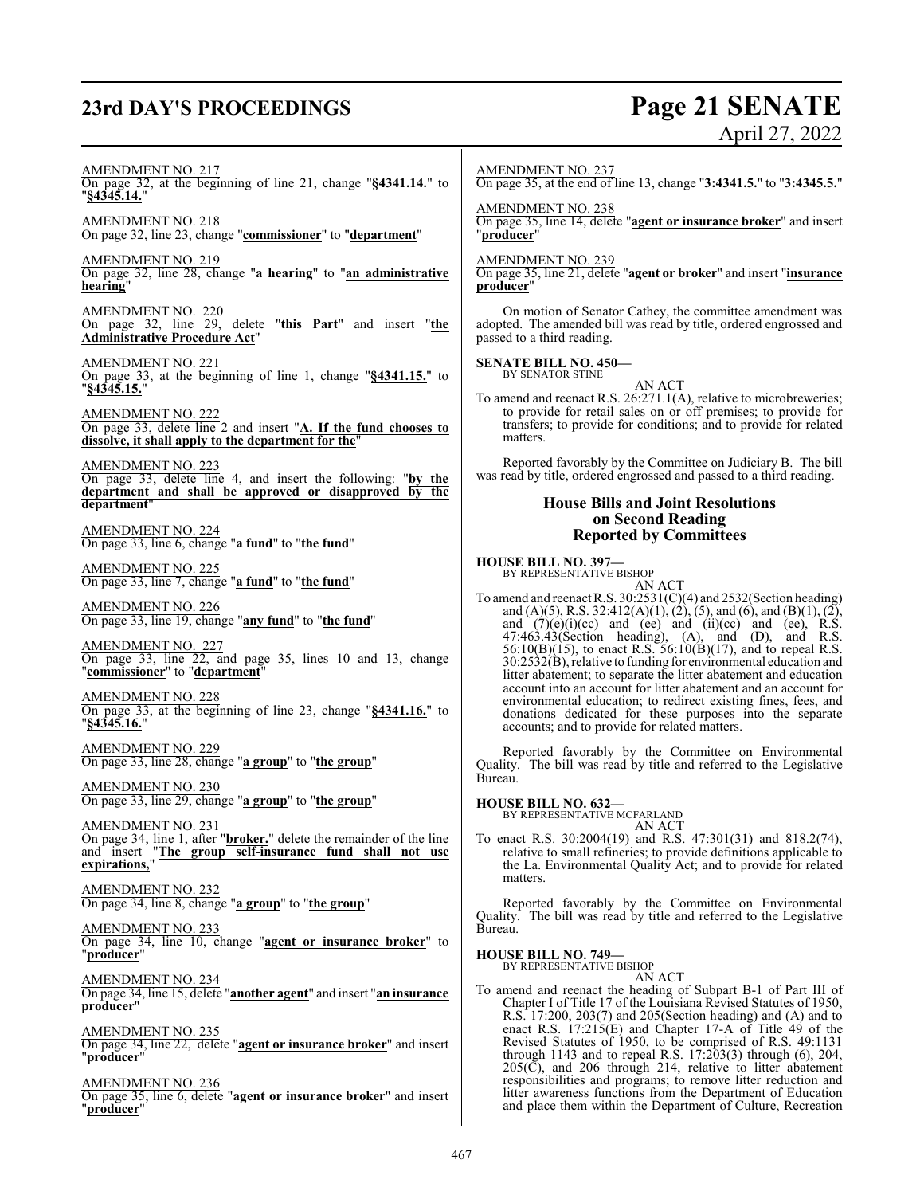AMENDMENT NO. 217
On page 32, at the beginning of line 21, change "**§4341.14.**" to "**§4345.14.**"

AMENDMENT NO. 218
On page 32, line 23, change "**commissioner**" to "**department**"

AMENDMENT NO. 219
On page 32, line 28, change "**a hearing**" to "**an administrative hearing**"

AMENDMENT NO. 220
On page 32, line 29, delete "**this Part**" and insert "**the Administrative Procedure Act**"

AMENDMENT NO. 221
On page 33, at the beginning of line 1, change "**§4341.15.**" to "**§4345.15.**"

AMENDMENT NO. 222
On page 33, delete line 2 and insert "**A. If the fund chooses to dissolve, it shall apply to the department for the**"

AMENDMENT NO. 223
On page 33, delete line 4, and insert the following: "**by the department and shall be approved or disapproved by the department**"

AMENDMENT NO. 224
On page 33, line 6, change "**a fund**" to "**the fund**"

AMENDMENT NO. 225
On page 33, line 7, change "**a fund**" to "**the fund**"

AMENDMENT NO. 226
On page 33, line 19, change "**any fund**" to "**the fund**"

AMENDMENT NO. 227
On page 33, line 22, and page 35, lines 10 and 13, change "**commissioner**" to "**department**"

AMENDMENT NO. 228
On page 33, at the beginning of line 23, change "**§4341.16.**" to "**§4345.16.**"

AMENDMENT NO. 229
On page 33, line 28, change "**a group**" to "**the group**"

AMENDMENT NO. 230
On page 33, line 29, change "**a group**" to "**the group**"

AMENDMENT NO. 231
On page 34, line 1, after "**broker.**" delete the remainder of the line and insert "**The group self-insurance fund shall not use expirations,**"

AMENDMENT NO. 232
On page 34, line 8, change "**a group**" to "**the group**"

AMENDMENT NO. 233
On page 34, line 10, change "**agent or insurance broker**" to "**producer**"

AMENDMENT NO. 234
On page 34, line 15, delete "**another agent**" and insert "**an insurance producer**"

AMENDMENT NO. 235
On page 34, line 22, delete "**agent or insurance broker**" and insert "**producer**"

AMENDMENT NO. 236
On page 35, line 6, delete "**agent or insurance broker**" and insert "**producer**"

AMENDMENT NO. 237
On page 35, at the end of line 13, change "**3:4341.5.**" to "**3:4345.5.**"

AMENDMENT NO. 238
On page 35, line 14, delete "**agent or insurance broker**" and insert "**producer**"

AMENDMENT NO. 239
On page 35, line 21, delete "**agent or broker**" and insert "**insurance producer**"

On motion of Senator Cathey, the committee amendment was adopted. The amended bill was read by title, ordered engrossed and passed to a third reading.

**SENATE BILL NO. 450—**
BY SENATOR STINE

AN ACT

To amend and reenact R.S. 26:271.1(A), relative to microbreweries; to provide for retail sales on or off premises; to provide for transfers; to provide for conditions; and to provide for related matters.

Reported favorably by the Committee on Judiciary B. The bill was read by title, ordered engrossed and passed to a third reading.

## House Bills and Joint Resolutions on Second Reading Reported by Committees

**HOUSE BILL NO. 397—**
BY REPRESENTATIVE BISHOP

AN ACT

To amend and reenact R.S. 30:2531(C)(4) and 2532(Section heading) and (A)(5), R.S. 32:412(A)(1), (2), (5), and (6), and (B)(1), (2), and (7)(e)(i)(cc) and (ee) and (ii)(cc) and (ee), R.S. 47:463.43(Section heading), (A), and (D), and R.S. 56:10(B)(15), to enact R.S. 56:10(B)(17), and to repeal R.S. 30:2532(B), relative to funding for environmental education and litter abatement; to separate the litter abatement and education account into an account for litter abatement and an account for environmental education; to redirect existing fines, fees, and donations dedicated for these purposes into the separate accounts; and to provide for related matters.

Reported favorably by the Committee on Environmental Quality. The bill was read by title and referred to the Legislative Bureau.

**HOUSE BILL NO. 632—**
BY REPRESENTATIVE MCFARLAND

AN ACT

To enact R.S. 30:2004(19) and R.S. 47:301(31) and 818.2(74), relative to small refineries; to provide definitions applicable to the La. Environmental Quality Act; and to provide for related matters.

Reported favorably by the Committee on Environmental Quality. The bill was read by title and referred to the Legislative Bureau.

**HOUSE BILL NO. 749—**
BY REPRESENTATIVE BISHOP

AN ACT

To amend and reenact the heading of Subpart B-1 of Part III of Chapter I of Title 17 of the Louisiana Revised Statutes of 1950, R.S. 17:200, 203(7) and 205(Section heading) and (A) and to enact R.S. 17:215(E) and Chapter 17-A of Title 49 of the Revised Statutes of 1950, to be comprised of R.S. 49:1131 through 1143 and to repeal R.S. 17:203(3) through (6), 204, 205(C), and 206 through 214, relative to litter abatement responsibilities and programs; to remove litter reduction and litter awareness functions from the Department of Education and place them within the Department of Culture, Recreation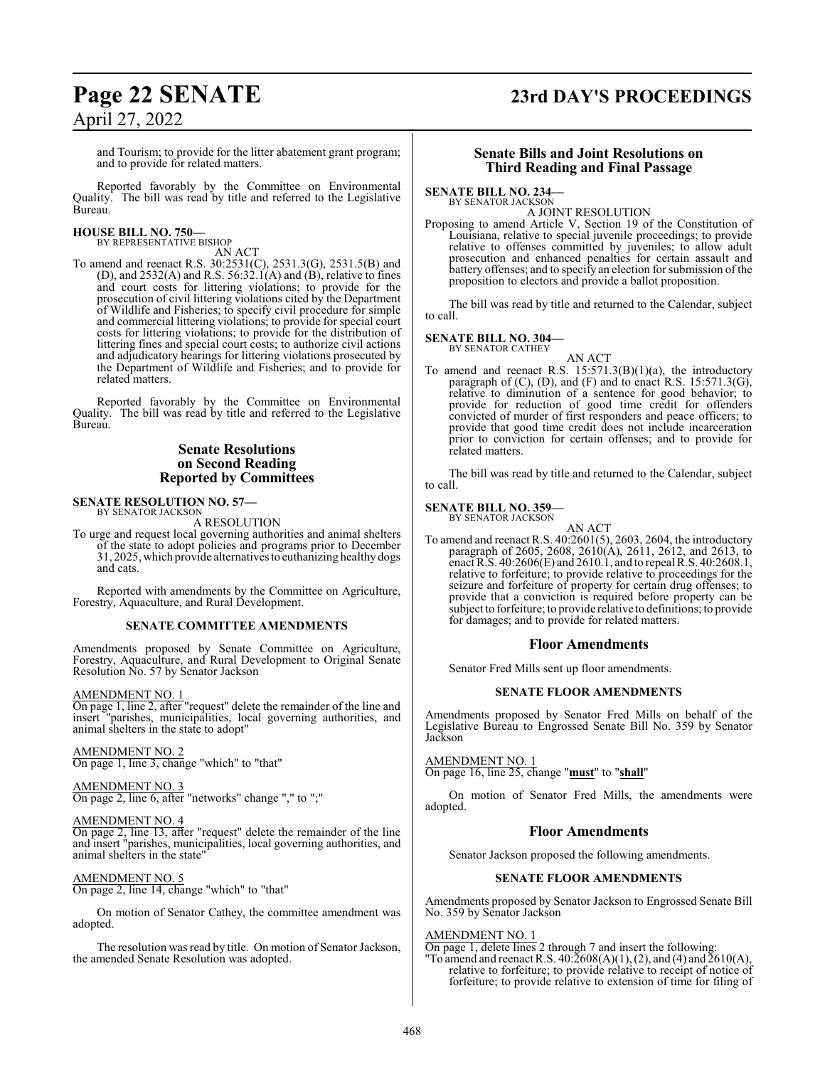and Tourism; to provide for the litter abatement grant program; and to provide for related matters.

Reported favorably by the Committee on Environmental Quality. The bill was read by title and referred to the Legislative Bureau.

**HOUSE BILL NO. 750—**
BY REPRESENTATIVE BISHOP

AN ACT

To amend and reenact R.S. 30:2531(C), 2531.3(G), 2531.5(B) and (D), and 2532(A) and R.S. 56:32.1(A) and (B), relative to fines and court costs for littering violations; to provide for the prosecution of civil littering violations cited by the Department of Wildlife and Fisheries; to specify civil procedure for simple and commercial littering violations; to provide for special court costs for littering violations; to provide for the distribution of littering fines and special court costs; to authorize civil actions and adjudicatory hearings for littering violations prosecuted by the Department of Wildlife and Fisheries; and to provide for related matters.

Reported favorably by the Committee on Environmental Quality. The bill was read by title and referred to the Legislative Bureau.

## Senate Resolutions on Second Reading Reported by Committees

**SENATE RESOLUTION NO. 57—**
BY SENATOR JACKSON

A RESOLUTION

To urge and request local governing authorities and animal shelters of the state to adopt policies and programs prior to December 31, 2025, which provide alternatives to euthanizing healthy dogs and cats.

Reported with amendments by the Committee on Agriculture, Forestry, Aquaculture, and Rural Development.

**SENATE COMMITTEE AMENDMENTS**

Amendments proposed by Senate Committee on Agriculture, Forestry, Aquaculture, and Rural Development to Original Senate Resolution No. 57 by Senator Jackson

AMENDMENT NO. 1
On page 1, line 2, after "request" delete the remainder of the line and insert "parishes, municipalities, local governing authorities, and animal shelters in the state to adopt"

AMENDMENT NO. 2
On page 1, line 3, change "which" to "that"

AMENDMENT NO. 3
On page 2, line 6, after "networks" change "," to ";"

AMENDMENT NO. 4
On page 2, line 13, after "request" delete the remainder of the line and insert "parishes, municipalities, local governing authorities, and animal shelters in the state"

AMENDMENT NO. 5
On page 2, line 14, change "which" to "that"

On motion of Senator Cathey, the committee amendment was adopted.

The resolution was read by title. On motion of Senator Jackson, the amended Senate Resolution was adopted.

## Senate Bills and Joint Resolutions on Third Reading and Final Passage

**SENATE BILL NO. 234—**
BY SENATOR JACKSON

A JOINT RESOLUTION

Proposing to amend Article V, Section 19 of the Constitution of Louisiana, relative to special juvenile proceedings; to provide relative to offenses committed by juveniles; to allow adult prosecution and enhanced penalties for certain assault and battery offenses; and to specify an election for submission of the proposition to electors and provide a ballot proposition.

The bill was read by title and returned to the Calendar, subject to call.

**SENATE BILL NO. 304—**
BY SENATOR CATHEY

AN ACT

To amend and reenact R.S. 15:571.3(B)(1)(a), the introductory paragraph of (C), (D), and (F) and to enact R.S. 15:571.3(G), relative to diminution of a sentence for good behavior; to provide for reduction of good time credit for offenders convicted of murder of first responders and peace officers; to provide that good time credit does not include incarceration prior to conviction for certain offenses; and to provide for related matters.

The bill was read by title and returned to the Calendar, subject to call.

**SENATE BILL NO. 359—**
BY SENATOR JACKSON

AN ACT

To amend and reenact R.S. 40:2601(5), 2603, 2604, the introductory paragraph of 2605, 2608, 2610(A), 2611, 2612, and 2613, to enact R.S. 40:2606(E) and 2610.1, and to repeal R.S. 40:2608.1, relative to forfeiture; to provide relative to proceedings for the seizure and forfeiture of property for certain drug offenses; to provide that a conviction is required before property can be subject to forfeiture; to provide relative to definitions; to provide for damages; and to provide for related matters.

### Floor Amendments

Senator Fred Mills sent up floor amendments.

**SENATE FLOOR AMENDMENTS**

Amendments proposed by Senator Fred Mills on behalf of the Legislative Bureau to Engrossed Senate Bill No. 359 by Senator Jackson

AMENDMENT NO. 1
On page 16, line 25, change "**must**" to "**shall**"

On motion of Senator Fred Mills, the amendments were adopted.

### Floor Amendments

Senator Jackson proposed the following amendments.

**SENATE FLOOR AMENDMENTS**

Amendments proposed by Senator Jackson to Engrossed Senate Bill No. 359 by Senator Jackson

AMENDMENT NO. 1
On page 1, delete lines 2 through 7 and insert the following:
"To amend and reenact R.S. 40:2608(A)(1), (2), and (4) and 2610(A), relative to forfeiture; to provide relative to receipt of notice of forfeiture; to provide relative to extension of time for filing of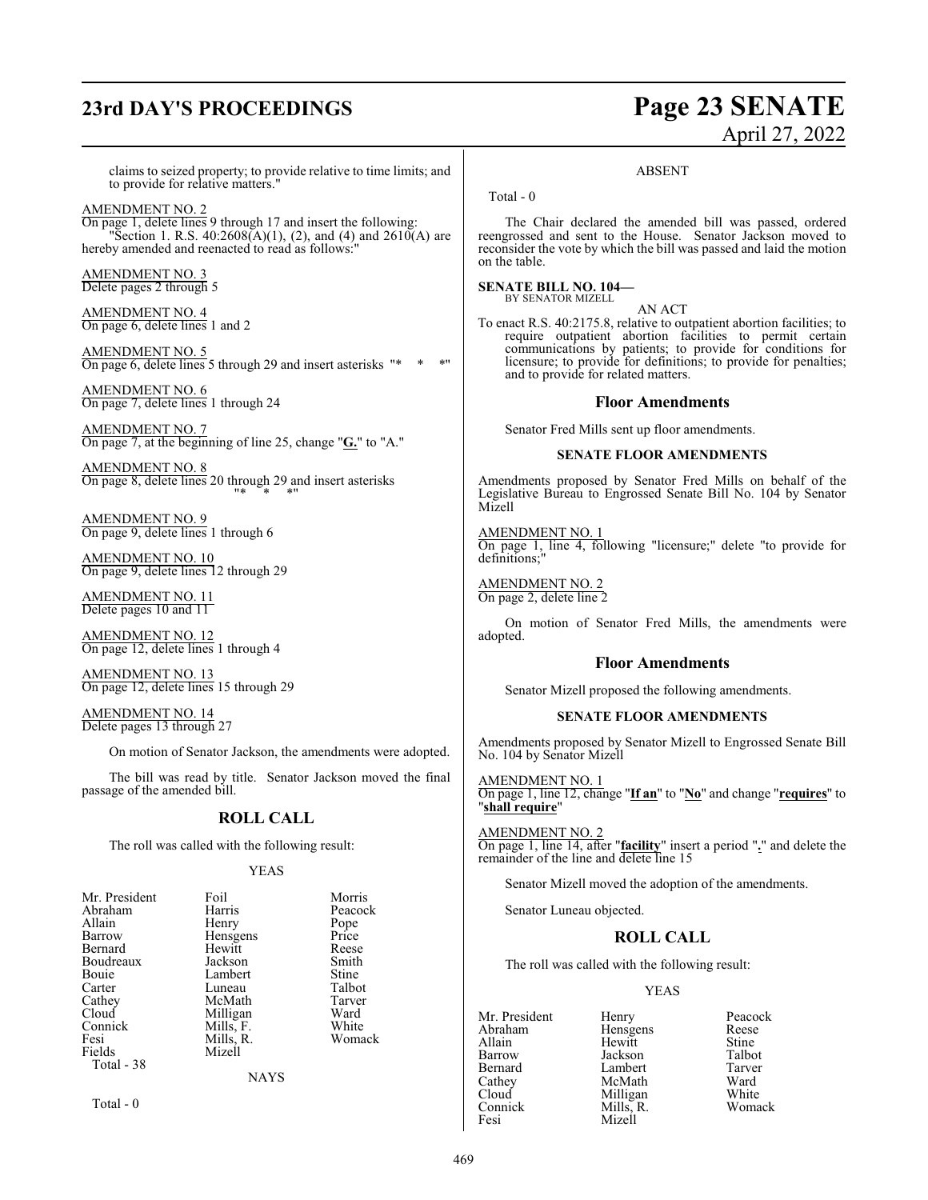claims to seized property; to provide relative to time limits; and to provide for relative matters."

AMENDMENT NO. 2
On page 1, delete lines 9 through 17 and insert the following:
"Section 1. R.S. 40:2608(A)(1), (2), and (4) and 2610(A) are hereby amended and reenacted to read as follows:"

AMENDMENT NO. 3
Delete pages 2 through 5

AMENDMENT NO. 4
On page 6, delete lines 1 and 2

AMENDMENT NO. 5
On page 6, delete lines 5 through 29 and insert asterisks "* * *"

AMENDMENT NO. 6
On page 7, delete lines 1 through 24

AMENDMENT NO. 7
On page 7, at the beginning of line 25, change "**G.**" to "A."

AMENDMENT NO. 8
On page 8, delete lines 20 through 29 and insert asterisks "* * *"

AMENDMENT NO. 9
On page 9, delete lines 1 through 6

AMENDMENT NO. 10
On page 9, delete lines 12 through 29

AMENDMENT NO. 11
Delete pages 10 and 11

AMENDMENT NO. 12
On page 12, delete lines 1 through 4

AMENDMENT NO. 13
On page 12, delete lines 15 through 29

AMENDMENT NO. 14
Delete pages 13 through 27

On motion of Senator Jackson, the amendments were adopted.

The bill was read by title. Senator Jackson moved the final passage of the amended bill.

## ROLL CALL

The roll was called with the following result:

YEAS

| | | |
|---|---|---|
| Mr. President | Foil | Morris |
| Abraham | Harris | Peacock |
| Allain | Henry | Pope |
| Barrow | Hensgens | Price |
| Bernard | Hewitt | Reese |
| Boudreaux | Jackson | Smith |
| Bouie | Lambert | Stine |
| Carter | Luneau | Talbot |
| Cathey | McMath | Tarver |
| Cloud | Milligan | Ward |
| Connick | Mills, F. | White |
| Fesi | Mills, R. | Womack |
| Fields | Mizell | |

Total - 38

NAYS

Total - 0

ABSENT

Total - 0

The Chair declared the amended bill was passed, ordered reengrossed and sent to the House. Senator Jackson moved to reconsider the vote by which the bill was passed and laid the motion on the table.

**SENATE BILL NO. 104—**
BY SENATOR MIZELL

AN ACT

To enact R.S. 40:2175.8, relative to outpatient abortion facilities; to require outpatient abortion facilities to permit certain communications by patients; to provide for conditions for licensure; to provide for definitions; to provide for penalties; and to provide for related matters.

## Floor Amendments

Senator Fred Mills sent up floor amendments.

### SENATE FLOOR AMENDMENTS

Amendments proposed by Senator Fred Mills on behalf of the Legislative Bureau to Engrossed Senate Bill No. 104 by Senator Mizell

AMENDMENT NO. 1
On page 1, line 4, following "licensure;" delete "to provide for definitions;"

AMENDMENT NO. 2
On page 2, delete line 2

On motion of Senator Fred Mills, the amendments were adopted.

## Floor Amendments

Senator Mizell proposed the following amendments.

### SENATE FLOOR AMENDMENTS

Amendments proposed by Senator Mizell to Engrossed Senate Bill No. 104 by Senator Mizell

AMENDMENT NO. 1
On page 1, line 12, change "**If an**" to "**No**" and change "**requires**" to "**shall require**"

AMENDMENT NO. 2
On page 1, line 14, after "**facility**" insert a period "**.**" and delete the remainder of the line and delete line 15

Senator Mizell moved the adoption of the amendments.

Senator Luneau objected.

## ROLL CALL

The roll was called with the following result:

YEAS

| | | |
|---|---|---|
| Mr. President | Henry | Peacock |
| Abraham | Hensgens | Reese |
| Allain | Hewitt | Stine |
| Barrow | Jackson | Talbot |
| Bernard | Lambert | Tarver |
| Cathey | McMath | Ward |
| Cloud | Milligan | White |
| Connick | Mills, R. | Womack |
| Fesi | Mizell | |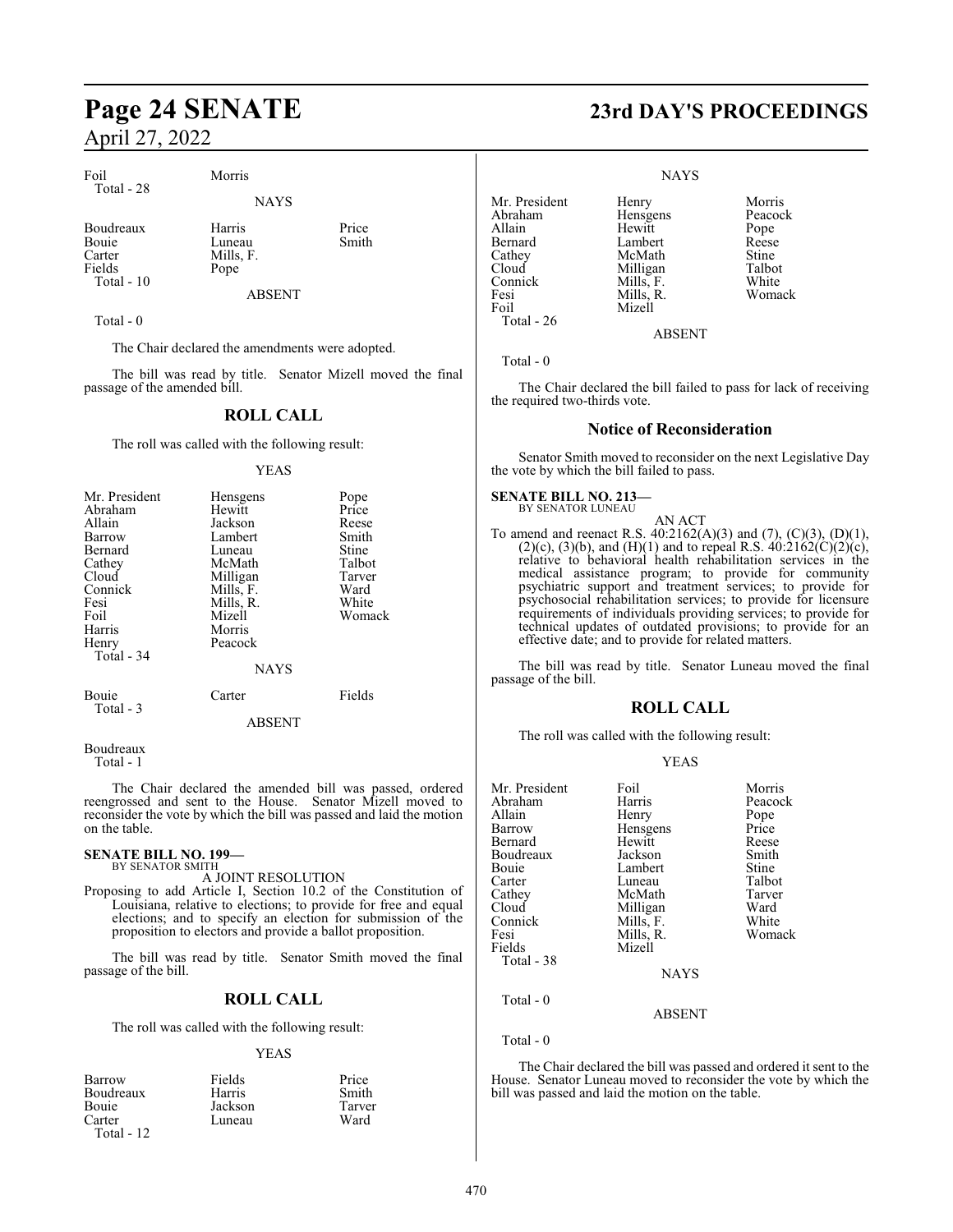| | | |
|---|---|---|
| Foil | Morris | |
| Total - 28 | | |

NAYS

| | | |
|---|---|---|
| Boudreaux | Harris | Price |
| Bouie | Luneau | Smith |
| Carter | Mills, F. | |
| Fields | Pope | |
| Total - 10 | | |

ABSENT

Total - 0

The Chair declared the amendments were adopted.

The bill was read by title. Senator Mizell moved the final passage of the amended bill.

## ROLL CALL

The roll was called with the following result:

YEAS

| | | |
|---|---|---|
| Mr. President | Hensgens | Pope |
| Abraham | Hewitt | Price |
| Allain | Jackson | Reese |
| Barrow | Lambert | Smith |
| Bernard | Luneau | Stine |
| Cathey | McMath | Talbot |
| Cloud | Milligan | Tarver |
| Connick | Mills, F. | Ward |
| Fesi | Mills, R. | White |
| Foil | Mizell | Womack |
| Harris | Morris | |
| Henry | Peacock | |
| Total - 34 | | |

NAYS

| | | |
|---|---|---|
| Bouie | Carter | Fields |
| Total - 3 | | |

ABSENT

Boudreaux
Total - 1

The Chair declared the amended bill was passed, ordered reengrossed and sent to the House. Senator Mizell moved to reconsider the vote by which the bill was passed and laid the motion on the table.

**SENATE BILL NO. 199—**
BY SENATOR SMITH

A JOINT RESOLUTION

Proposing to add Article I, Section 10.2 of the Constitution of Louisiana, relative to elections; to provide for free and equal elections; and to specify an election for submission of the proposition to electors and provide a ballot proposition.

The bill was read by title. Senator Smith moved the final passage of the bill.

## ROLL CALL

The roll was called with the following result:

YEAS

| | | |
|---|---|---|
| Barrow | Fields | Price |
| Boudreaux | Harris | Smith |
| Bouie | Jackson | Tarver |
| Carter | Luneau | Ward |
| Total - 12 | | |

NAYS

| | | |
|---|---|---|
| Mr. President | Henry | Morris |
| Abraham | Hensgens | Peacock |
| Allain | Hewitt | Pope |
| Bernard | Lambert | Reese |
| Cathey | McMath | Stine |
| Cloud | Milligan | Talbot |
| Connick | Mills, F. | White |
| Fesi | Mills, R. | Womack |
| Foil | Mizell | |
| Total - 26 | | |

ABSENT

Total - 0

The Chair declared the bill failed to pass for lack of receiving the required two-thirds vote.

## Notice of Reconsideration

Senator Smith moved to reconsider on the next Legislative Day the vote by which the bill failed to pass.

**SENATE BILL NO. 213—**
BY SENATOR LUNEAU

AN ACT

To amend and reenact R.S. 40:2162(A)(3) and (7), (C)(3), (D)(1), (2)(c), (3)(b), and (H)(1) and to repeal R.S. 40:2162(C)(2)(c), relative to behavioral health rehabilitation services in the medical assistance program; to provide for community psychiatric support and treatment services; to provide for psychosocial rehabilitation services; to provide for licensure requirements of individuals providing services; to provide for technical updates of outdated provisions; to provide for an effective date; and to provide for related matters.

The bill was read by title. Senator Luneau moved the final passage of the bill.

## ROLL CALL

The roll was called with the following result:

YEAS

| | | |
|---|---|---|
| Mr. President | Foil | Morris |
| Abraham | Harris | Peacock |
| Allain | Henry | Pope |
| Barrow | Hensgens | Price |
| Bernard | Hewitt | Reese |
| Boudreaux | Jackson | Smith |
| Bouie | Lambert | Stine |
| Carter | Luneau | Talbot |
| Cathey | McMath | Tarver |
| Cloud | Milligan | Ward |
| Connick | Mills, F. | White |
| Fesi | Mills, R. | Womack |
| Fields | Mizell | |
| Total - 38 | | |

NAYS

Total - 0

ABSENT

Total - 0

The Chair declared the bill was passed and ordered it sent to the House. Senator Luneau moved to reconsider the vote by which the bill was passed and laid the motion on the table.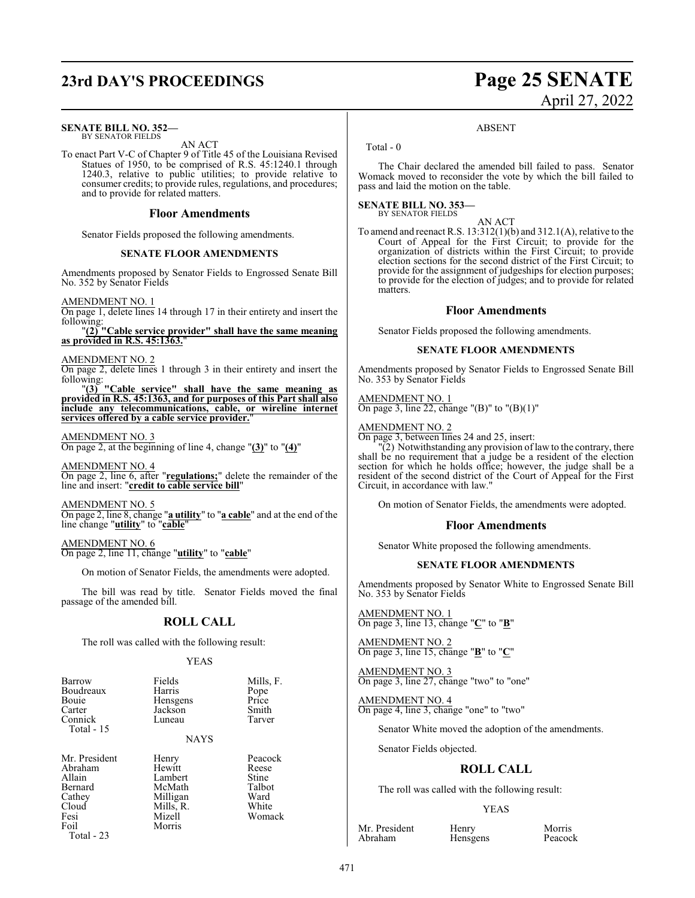**SENATE BILL NO. 352—**
BY SENATOR FIELDS

AN ACT

To enact Part V-C of Chapter 9 of Title 45 of the Louisiana Revised Statues of 1950, to be comprised of R.S. 45:1240.1 through 1240.3, relative to public utilities; to provide relative to consumer credits; to provide rules, regulations, and procedures; and to provide for related matters.

## Floor Amendments

Senator Fields proposed the following amendments.

### SENATE FLOOR AMENDMENTS

Amendments proposed by Senator Fields to Engrossed Senate Bill No. 352 by Senator Fields

AMENDMENT NO. 1
On page 1, delete lines 14 through 17 in their entirety and insert the following:
"**(2) "Cable service provider" shall have the same meaning as provided in R.S. 45:1363.**"

AMENDMENT NO. 2
On page 2, delete lines 1 through 3 in their entirety and insert the following:
"**(3) "Cable service" shall have the same meaning as provided in R.S. 45:1363, and for purposes of this Part shall also include any telecommunications, cable, or wireline internet services offered by a cable service provider.**"

AMENDMENT NO. 3
On page 2, at the beginning of line 4, change "**(3)**" to "**(4)**"

AMENDMENT NO. 4
On page 2, line 6, after "**regulations;**" delete the remainder of the line and insert: "**credit to cable service bill**"

AMENDMENT NO. 5
On page 2, line 8, change "**a utility**" to "**a cable**" and at the end of the line change "**utility**" to "**cable**"

AMENDMENT NO. 6
On page 2, line 11, change "**utility**" to "**cable**"

On motion of Senator Fields, the amendments were adopted.

The bill was read by title. Senator Fields moved the final passage of the amended bill.

## ROLL CALL

The roll was called with the following result:

YEAS

| | | |
|---|---|---|
| Barrow | Fields | Mills, F. |
| Boudreaux | Harris | Pope |
| Bouie | Hensgens | Price |
| Carter | Jackson | Smith |
| Connick | Luneau | Tarver |
| Total - 15 | | |

NAYS

| | | |
|---|---|---|
| Mr. President | Henry | Peacock |
| Abraham | Hewitt | Reese |
| Allain | Lambert | Stine |
| Bernard | McMath | Talbot |
| Cathey | Milligan | Ward |
| Cloud | Mills, R. | White |
| Fesi | Mizell | Womack |
| Foil | Morris | |
| Total - 23 | | |

ABSENT

Total - 0

The Chair declared the amended bill failed to pass. Senator Womack moved to reconsider the vote by which the bill failed to pass and laid the motion on the table.

**SENATE BILL NO. 353—**
BY SENATOR FIELDS

AN ACT

To amend and reenact R.S. 13:312(1)(b) and 312.1(A), relative to the Court of Appeal for the First Circuit; to provide for the organization of districts within the First Circuit; to provide election sections for the second district of the First Circuit; to provide for the assignment of judgeships for election purposes; to provide for the election of judges; and to provide for related matters.

## Floor Amendments

Senator Fields proposed the following amendments.

### SENATE FLOOR AMENDMENTS

Amendments proposed by Senator Fields to Engrossed Senate Bill No. 353 by Senator Fields

AMENDMENT NO. 1
On page 3, line 22, change "(B)" to "(B)(1)"

AMENDMENT NO. 2
On page 3, between lines 24 and 25, insert:
"(2) Notwithstanding any provision of law to the contrary, there shall be no requirement that a judge be a resident of the election section for which he holds office; however, the judge shall be a resident of the second district of the Court of Appeal for the First Circuit, in accordance with law."

On motion of Senator Fields, the amendments were adopted.

## Floor Amendments

Senator White proposed the following amendments.

### SENATE FLOOR AMENDMENTS

Amendments proposed by Senator White to Engrossed Senate Bill No. 353 by Senator Fields

AMENDMENT NO. 1
On page 3, line 13, change "**C**" to "**B**"

AMENDMENT NO. 2
On page 3, line 15, change "**B**" to "**C**"

AMENDMENT NO. 3
On page 3, line 27, change "two" to "one"

AMENDMENT NO. 4
On page 4, line 3, change "one" to "two"

Senator White moved the adoption of the amendments.

Senator Fields objected.

## ROLL CALL

The roll was called with the following result:

YEAS

| | | |
|---|---|---|
| Mr. President | Henry | Morris |
| Abraham | Hensgens | Peacock |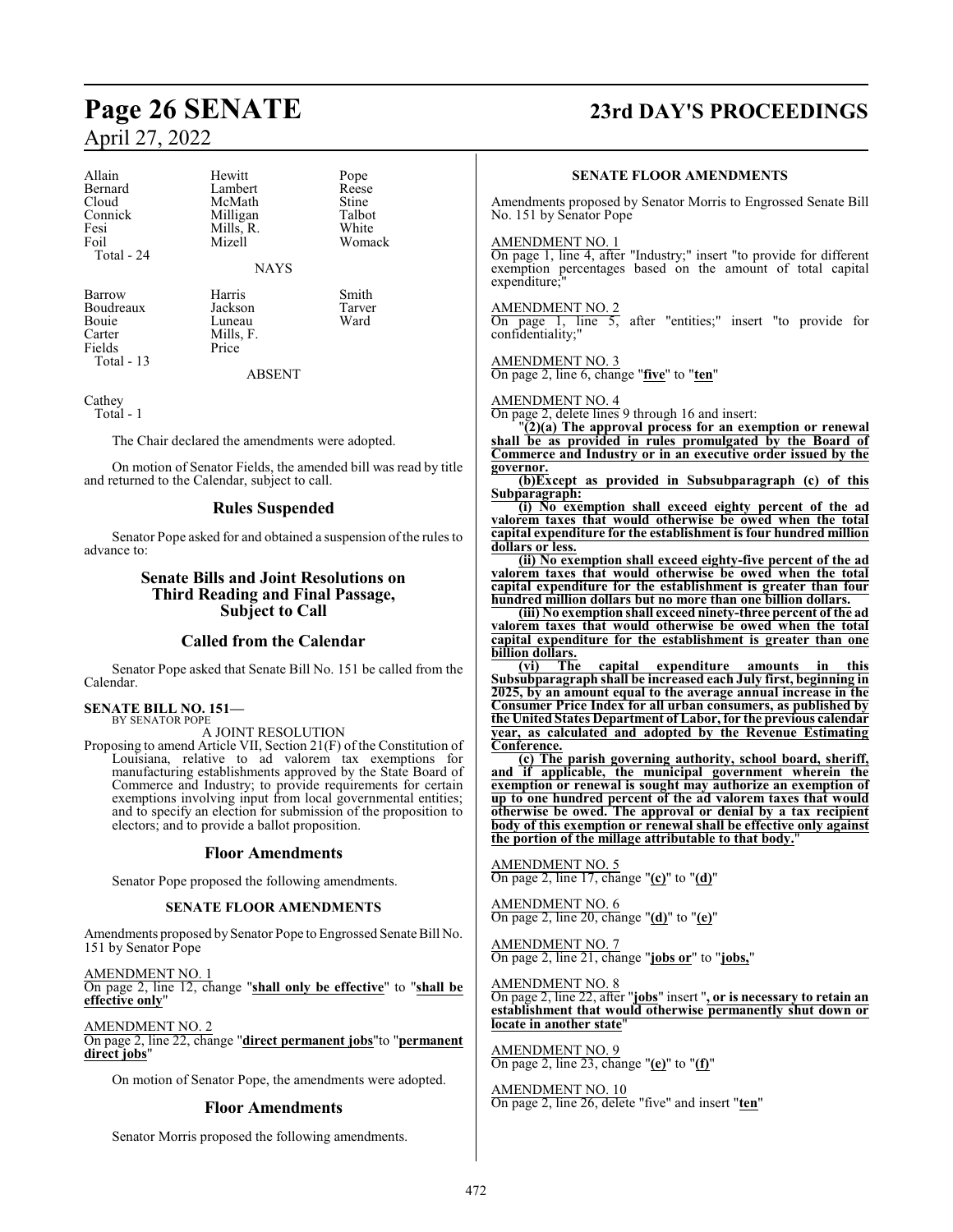| | | |
|---|---|---|
| Allain | Hewitt | Pope |
| Bernard | Lambert | Reese |
| Cloud | McMath | Stine |
| Connick | Milligan | Talbot |
| Fesi | Mills, R. | White |
| Foil | Mizell | Womack |
| Total - 24 | | |

NAYS

| | | |
|---|---|---|
| Barrow | Harris | Smith |
| Boudreaux | Jackson | Tarver |
| Bouie | Luneau | Ward |
| Carter | Mills, F. | |
| Fields | Price | |
| Total - 13 | | |

ABSENT

Cathey
Total - 1

The Chair declared the amendments were adopted.

On motion of Senator Fields, the amended bill was read by title and returned to the Calendar, subject to call.

## Rules Suspended

Senator Pope asked for and obtained a suspension of the rules to advance to:

## Senate Bills and Joint Resolutions on Third Reading and Final Passage, Subject to Call

## Called from the Calendar

Senator Pope asked that Senate Bill No. 151 be called from the Calendar.

**SENATE BILL NO. 151—**
BY SENATOR POPE

A JOINT RESOLUTION

Proposing to amend Article VII, Section 21(F) of the Constitution of Louisiana, relative to ad valorem tax exemptions for manufacturing establishments approved by the State Board of Commerce and Industry; to provide requirements for certain exemptions involving input from local governmental entities; and to specify an election for submission of the proposition to electors; and to provide a ballot proposition.

## Floor Amendments

Senator Pope proposed the following amendments.

**SENATE FLOOR AMENDMENTS**

Amendments proposed by Senator Pope to Engrossed Senate Bill No. 151 by Senator Pope

AMENDMENT NO. 1
On page 2, line 12, change "**shall only be effective**" to "**shall be effective only**"

AMENDMENT NO. 2
On page 2, line 22, change "**direct permanent jobs**"to "**permanent direct jobs**"

On motion of Senator Pope, the amendments were adopted.

## Floor Amendments

Senator Morris proposed the following amendments.

**SENATE FLOOR AMENDMENTS**

Amendments proposed by Senator Morris to Engrossed Senate Bill No. 151 by Senator Pope

AMENDMENT NO. 1
On page 1, line 4, after "Industry;" insert "to provide for different exemption percentages based on the amount of total capital expenditure;"

AMENDMENT NO. 2
On page 1, line 5, after "entities;" insert "to provide for confidentiality;"

AMENDMENT NO. 3
On page 2, line 6, change "**five**" to "**ten**"

AMENDMENT NO. 4
On page 2, delete lines 9 through 16 and insert:

"**(2)(a) The approval process for an exemption or renewal shall be as provided in rules promulgated by the Board of Commerce and Industry or in an executive order issued by the governor.**

**(b)Except as provided in Subsubparagraph (c) of this Subparagraph:**

**(i) No exemption shall exceed eighty percent of the ad valorem taxes that would otherwise be owed when the total capital expenditure for the establishment is four hundred million dollars or less.**

**(ii) No exemption shall exceed eighty-five percent of the ad valorem taxes that would otherwise be owed when the total capital expenditure for the establishment is greater than four hundred million dollars but no more than one billion dollars.**

**(iii) No exemption shall exceed ninety-three percent of the ad valorem taxes that would otherwise be owed when the total capital expenditure for the establishment is greater than one billion dollars.**

**(vi) The capital expenditure amounts in this Subsubparagraph shall be increased each July first, beginning in 2025, by an amount equal to the average annual increase in the Consumer Price Index for all urban consumers, as published by the United States Department of Labor, for the previous calendar year, as calculated and adopted by the Revenue Estimating Conference.**

**(c) The parish governing authority, school board, sheriff, and if applicable, the municipal government wherein the exemption or renewal is sought may authorize an exemption of up to one hundred percent of the ad valorem taxes that would otherwise be owed. The approval or denial by a tax recipient body of this exemption or renewal shall be effective only against the portion of the millage attributable to that body.**"

AMENDMENT NO. 5
On page 2, line 17, change "**(c)**" to "**(d)**"

AMENDMENT NO. 6
On page 2, line 20, change "**(d)**" to "**(e)**"

AMENDMENT NO. 7
On page 2, line 21, change "**jobs or**" to "**jobs,**"

AMENDMENT NO. 8
On page 2, line 22, after "**jobs**" insert "**, or is necessary to retain an establishment that would otherwise permanently shut down or locate in another state**"

AMENDMENT NO. 9
On page 2, line 23, change "**(e)**" to "**(f)**"

AMENDMENT NO. 10
On page 2, line 26, delete "five" and insert "**ten**"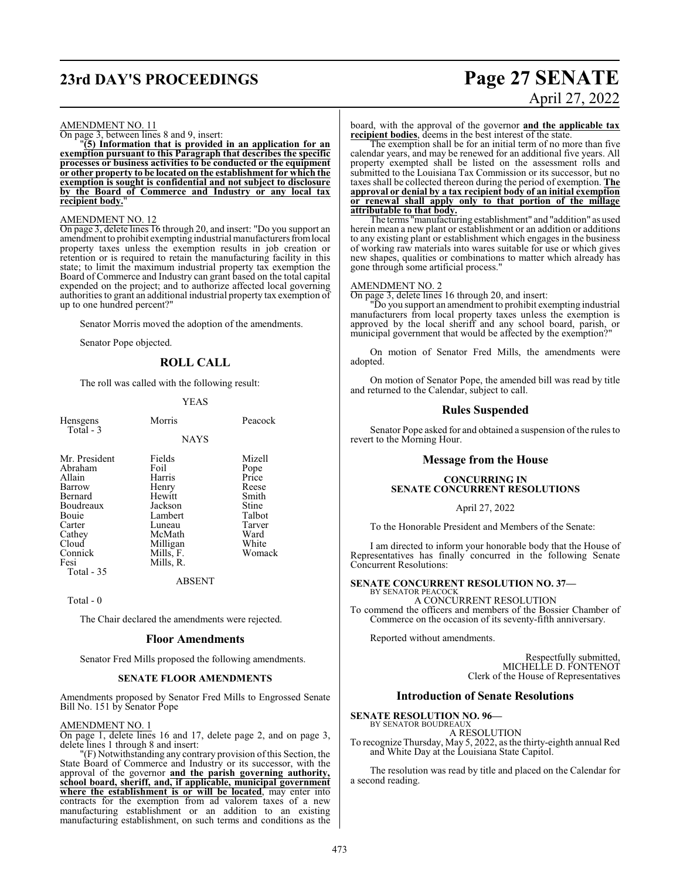AMENDMENT NO. 11

On page 3, between lines 8 and 9, insert:

"**(5) Information that is provided in an application for an exemption pursuant to this Paragraph that describes the specific processes or business activities to be conducted or the equipment or other property to be located on the establishment for which the exemption is sought is confidential and not subject to disclosure by the Board of Commerce and Industry or any local tax recipient body.**"

AMENDMENT NO. 12

On page 3, delete lines 16 through 20, and insert: "Do you support an amendment to prohibit exempting industrial manufacturers from local property taxes unless the exemption results in job creation or retention or is required to retain the manufacturing facility in this state; to limit the maximum industrial property tax exemption the Board of Commerce and Industry can grant based on the total capital expended on the project; and to authorize affected local governing authorities to grant an additional industrial property tax exemption of up to one hundred percent?"

Senator Morris moved the adoption of the amendments.

Senator Pope objected.

## ROLL CALL

The roll was called with the following result:

YEAS

| | | |
|---|---|---|
| Hensgens | Morris | Peacock |
| Total - 3 | | |

NAYS

| | | |
|---|---|---|
| Mr. President | Fields | Mizell |
| Abraham | Foil | Pope |
| Allain | Harris | Price |
| Barrow | Henry | Reese |
| Bernard | Hewitt | Smith |
| Boudreaux | Jackson | Stine |
| Bouie | Lambert | Talbot |
| Carter | Luneau | Tarver |
| Cathey | McMath | Ward |
| Cloud | Milligan | White |
| Connick | Mills, F. | Womack |
| Fesi | Mills, R. | |
| Total - 35 | | |

ABSENT

Total - 0

The Chair declared the amendments were rejected.

## Floor Amendments

Senator Fred Mills proposed the following amendments.

### SENATE FLOOR AMENDMENTS

Amendments proposed by Senator Fred Mills to Engrossed Senate Bill No. 151 by Senator Pope

AMENDMENT NO. 1

On page 1, delete lines 16 and 17, delete page 2, and on page 3, delete lines 1 through 8 and insert:

"(F) Notwithstanding any contrary provision of this Section, the State Board of Commerce and Industry or its successor, with the approval of the governor **and the parish governing authority, school board, sheriff, and, if applicable, municipal government where the establishment is or will be located**, may enter into contracts for the exemption from ad valorem taxes of a new manufacturing establishment or an addition to an existing manufacturing establishment, on such terms and conditions as the board, with the approval of the governor **and the applicable tax recipient bodies**, deems in the best interest of the state.

The exemption shall be for an initial term of no more than five calendar years, and may be renewed for an additional five years. All property exempted shall be listed on the assessment rolls and submitted to the Louisiana Tax Commission or its successor, but no taxes shall be collected thereon during the period of exemption. **The approval or denial by a tax recipient body of an initial exemption or renewal shall apply only to that portion of the millage attributable to that body.**

The terms "manufacturing establishment" and "addition" as used herein mean a new plant or establishment or an addition or additions to any existing plant or establishment which engages in the business of working raw materials into wares suitable for use or which gives new shapes, qualities or combinations to matter which already has gone through some artificial process."

AMENDMENT NO. 2

On page 3, delete lines 16 through 20, and insert:

"Do you support an amendment to prohibit exempting industrial manufacturers from local property taxes unless the exemption is approved by the local sheriff and any school board, parish, or municipal government that would be affected by the exemption?"

On motion of Senator Fred Mills, the amendments were adopted.

On motion of Senator Pope, the amended bill was read by title and returned to the Calendar, subject to call.

## Rules Suspended

Senator Pope asked for and obtained a suspension of the rules to revert to the Morning Hour.

## Message from the House

### CONCURRING IN SENATE CONCURRENT RESOLUTIONS

April 27, 2022

To the Honorable President and Members of the Senate:

I am directed to inform your honorable body that the House of Representatives has finally concurred in the following Senate Concurrent Resolutions:

**SENATE CONCURRENT RESOLUTION NO. 37—**
BY SENATOR PEACOCK

A CONCURRENT RESOLUTION

To commend the officers and members of the Bossier Chamber of Commerce on the occasion of its seventy-fifth anniversary.

Reported without amendments.

Respectfully submitted,
MICHELLE D. FONTENOT
Clerk of the House of Representatives

## Introduction of Senate Resolutions

**SENATE RESOLUTION NO. 96—**
BY SENATOR BOUDREAUX

A RESOLUTION

To recognize Thursday, May 5, 2022, as the thirty-eighth annual Red and White Day at the Louisiana State Capitol.

The resolution was read by title and placed on the Calendar for a second reading.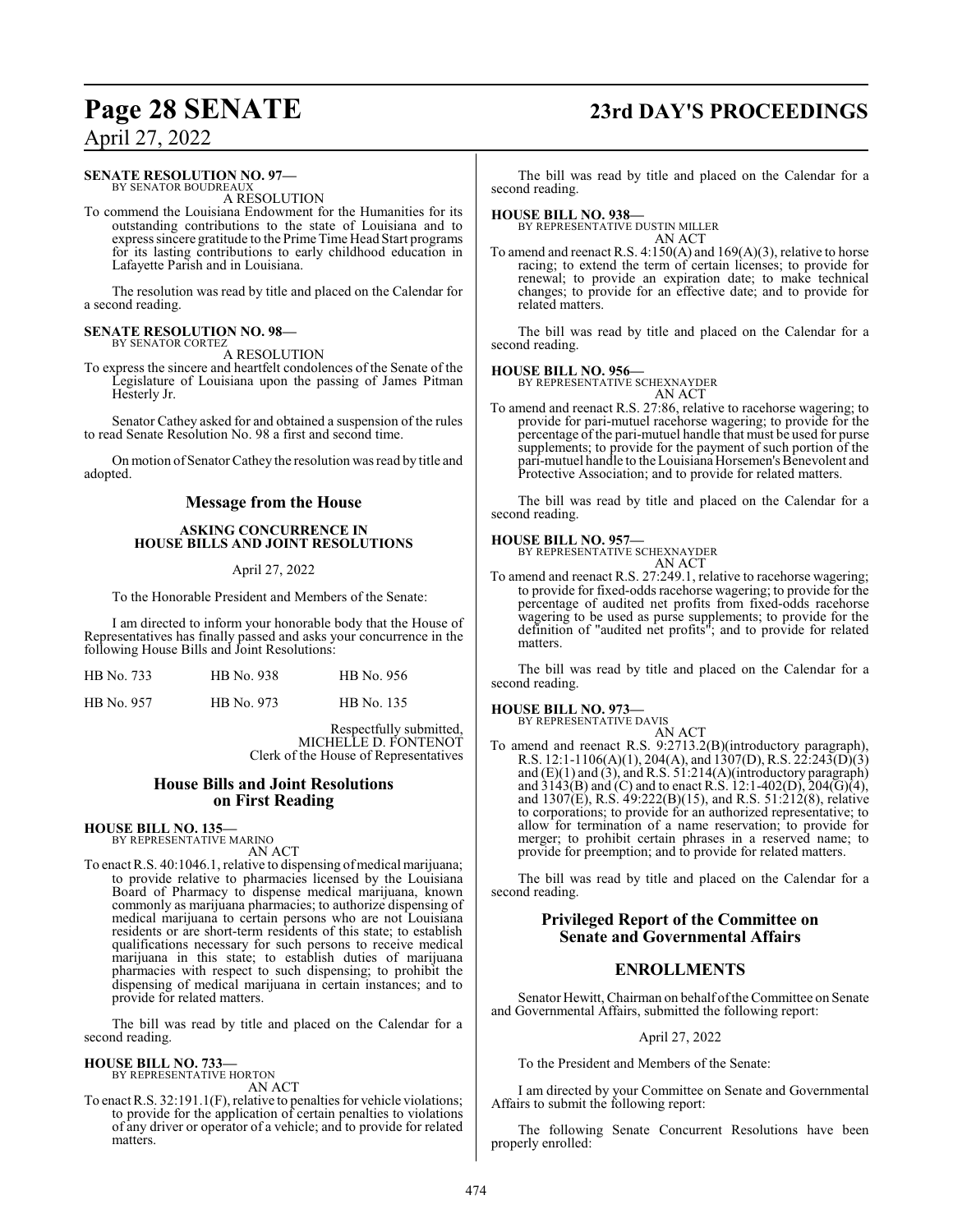**SENATE RESOLUTION NO. 97—**
BY SENATOR BOUDREAUX

A RESOLUTION

To commend the Louisiana Endowment for the Humanities for its outstanding contributions to the state of Louisiana and to express sincere gratitude to the Prime Time Head Start programs for its lasting contributions to early childhood education in Lafayette Parish and in Louisiana.

The resolution was read by title and placed on the Calendar for a second reading.

**SENATE RESOLUTION NO. 98—**
BY SENATOR CORTEZ

A RESOLUTION

To express the sincere and heartfelt condolences of the Senate of the Legislature of Louisiana upon the passing of James Pitman Hesterly Jr.

Senator Cathey asked for and obtained a suspension of the rules to read Senate Resolution No. 98 a first and second time.

On motion of Senator Cathey the resolution was read by title and adopted.

## Message from the House

### ASKING CONCURRENCE IN HOUSE BILLS AND JOINT RESOLUTIONS

April 27, 2022

To the Honorable President and Members of the Senate:

I am directed to inform your honorable body that the House of Representatives has finally passed and asks your concurrence in the following House Bills and Joint Resolutions:

| HB No. 733 | HB No. 938 | HB No. 956 |
|---|---|---|
| HB No. 957 | HB No. 973 | HB No. 135 |

Respectfully submitted,
MICHELLE D. FONTENOT
Clerk of the House of Representatives

## House Bills and Joint Resolutions on First Reading

**HOUSE BILL NO. 135—**
BY REPRESENTATIVE MARINO

AN ACT

To enact R.S. 40:1046.1, relative to dispensing of medical marijuana; to provide relative to pharmacies licensed by the Louisiana Board of Pharmacy to dispense medical marijuana, known commonly as marijuana pharmacies; to authorize dispensing of medical marijuana to certain persons who are not Louisiana residents or are short-term residents of this state; to establish qualifications necessary for such persons to receive medical marijuana in this state; to establish duties of marijuana pharmacies with respect to such dispensing; to prohibit the dispensing of medical marijuana in certain instances; and to provide for related matters.

The bill was read by title and placed on the Calendar for a second reading.

**HOUSE BILL NO. 733—**
BY REPRESENTATIVE HORTON

AN ACT

To enact R.S. 32:191.1(F), relative to penalties for vehicle violations; to provide for the application of certain penalties to violations of any driver or operator of a vehicle; and to provide for related matters.

The bill was read by title and placed on the Calendar for a second reading.

**HOUSE BILL NO. 938—**
BY REPRESENTATIVE DUSTIN MILLER

AN ACT

To amend and reenact R.S. 4:150(A) and 169(A)(3), relative to horse racing; to extend the term of certain licenses; to provide for renewal; to provide an expiration date; to make technical changes; to provide for an effective date; and to provide for related matters.

The bill was read by title and placed on the Calendar for a second reading.

**HOUSE BILL NO. 956—**
BY REPRESENTATIVE SCHEXNAYDER

AN ACT

To amend and reenact R.S. 27:86, relative to racehorse wagering; to provide for pari-mutuel racehorse wagering; to provide for the percentage of the pari-mutuel handle that must be used for purse supplements; to provide for the payment of such portion of the pari-mutuel handle to the Louisiana Horsemen's Benevolent and Protective Association; and to provide for related matters.

The bill was read by title and placed on the Calendar for a second reading.

**HOUSE BILL NO. 957—**
BY REPRESENTATIVE SCHEXNAYDER

AN ACT

To amend and reenact R.S. 27:249.1, relative to racehorse wagering; to provide for fixed-odds racehorse wagering; to provide for the percentage of audited net profits from fixed-odds racehorse wagering to be used as purse supplements; to provide for the definition of "audited net profits"; and to provide for related matters.

The bill was read by title and placed on the Calendar for a second reading.

**HOUSE BILL NO. 973—**
BY REPRESENTATIVE DAVIS

AN ACT

To amend and reenact R.S. 9:2713.2(B)(introductory paragraph), R.S. 12:1-1106(A)(1), 204(A), and 1307(D), R.S. 22:243(D)(3) and (E)(1) and (3), and R.S. 51:214(A)(introductory paragraph) and 3143(B) and (C) and to enact R.S. 12:1-402(D), 204(G)(4), and 1307(E), R.S. 49:222(B)(15), and R.S. 51:212(8), relative to corporations; to provide for an authorized representative; to allow for termination of a name reservation; to provide for merger; to prohibit certain phrases in a reserved name; to provide for preemption; and to provide for related matters.

The bill was read by title and placed on the Calendar for a second reading.

## Privileged Report of the Committee on Senate and Governmental Affairs

## ENROLLMENTS

Senator Hewitt, Chairman on behalf of the Committee on Senate and Governmental Affairs, submitted the following report:

April 27, 2022

To the President and Members of the Senate:

I am directed by your Committee on Senate and Governmental Affairs to submit the following report:

The following Senate Concurrent Resolutions have been properly enrolled: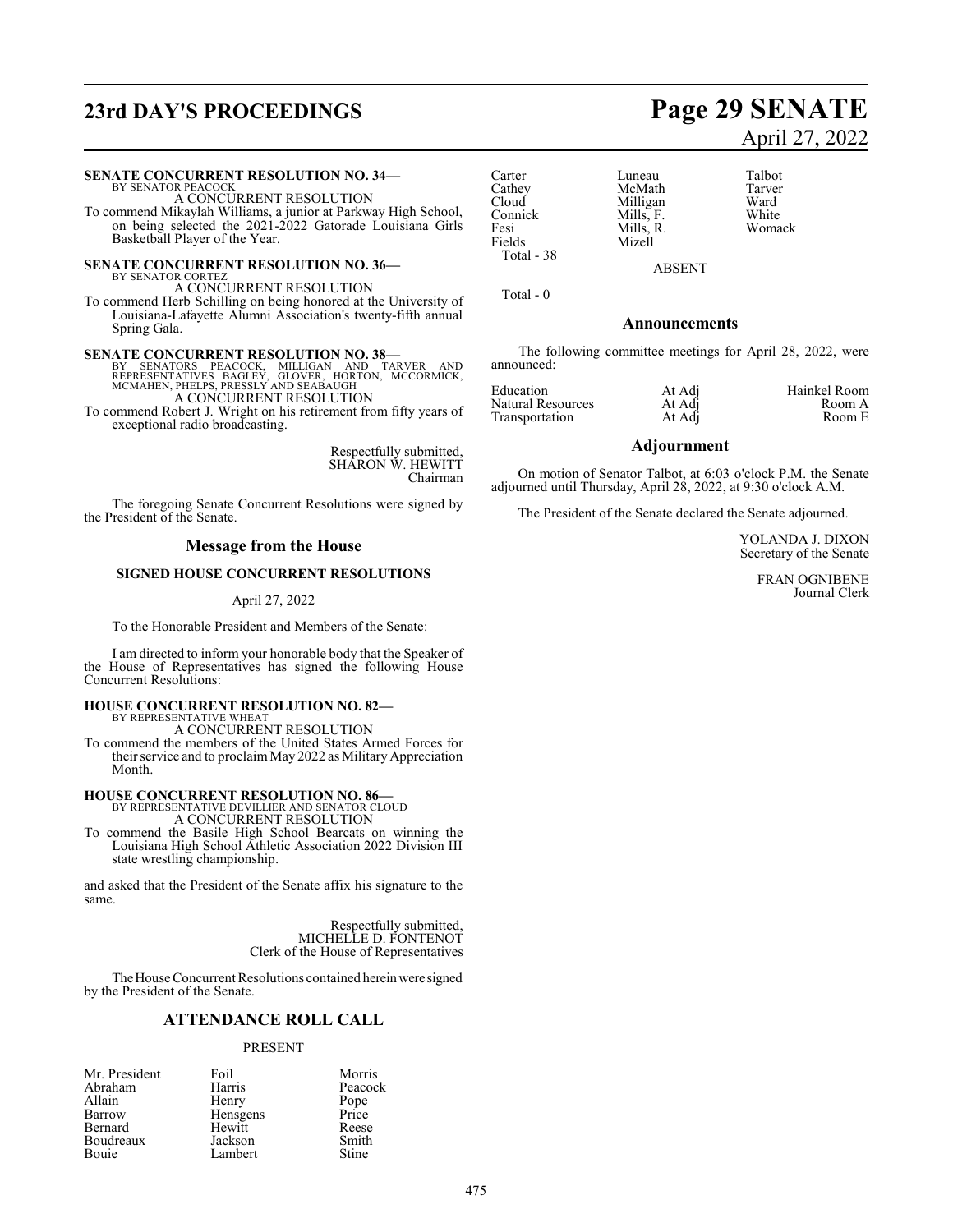**SENATE CONCURRENT RESOLUTION NO. 34—**
BY SENATOR PEACOCK
A CONCURRENT RESOLUTION
To commend Mikaylah Williams, a junior at Parkway High School, on being selected the 2021-2022 Gatorade Louisiana Girls Basketball Player of the Year.

**SENATE CONCURRENT RESOLUTION NO. 36—**
BY SENATOR CORTEZ
A CONCURRENT RESOLUTION
To commend Herb Schilling on being honored at the University of Louisiana-Lafayette Alumni Association's twenty-fifth annual Spring Gala.

**SENATE CONCURRENT RESOLUTION NO. 38—**
BY SENATORS PEACOCK, MILLIGAN AND TARVER AND REPRESENTATIVES BAGLEY, GLOVER, HORTON, MCCORMICK, MCMAHEN, PHELPS, PRESSLY AND SEABAUGH
A CONCURRENT RESOLUTION
To commend Robert J. Wright on his retirement from fifty years of exceptional radio broadcasting.

Respectfully submitted,
SHARON W. HEWITT
Chairman

The foregoing Senate Concurrent Resolutions were signed by the President of the Senate.

## Message from the House

### SIGNED HOUSE CONCURRENT RESOLUTIONS

April 27, 2022

To the Honorable President and Members of the Senate:

I am directed to inform your honorable body that the Speaker of the House of Representatives has signed the following House Concurrent Resolutions:

**HOUSE CONCURRENT RESOLUTION NO. 82—**
BY REPRESENTATIVE WHEAT
A CONCURRENT RESOLUTION
To commend the members of the United States Armed Forces for their service and to proclaim May 2022 as Military Appreciation Month.

**HOUSE CONCURRENT RESOLUTION NO. 86—**
BY REPRESENTATIVE DEVILLIER AND SENATOR CLOUD
A CONCURRENT RESOLUTION
To commend the Basile High School Bearcats on winning the Louisiana High School Athletic Association 2022 Division III state wrestling championship.

and asked that the President of the Senate affix his signature to the same.

Respectfully submitted,
MICHELLE D. FONTENOT
Clerk of the House of Representatives

The House Concurrent Resolutions contained herein were signed by the President of the Senate.

## ATTENDANCE ROLL CALL

PRESENT

| | | |
|---|---|---|
| Mr. President | Foil | Morris |
| Abraham | Harris | Peacock |
| Allain | Henry | Pope |
| Barrow | Hensgens | Price |
| Bernard | Hewitt | Reese |
| Boudreaux | Jackson | Smith |
| Bouie | Lambert | Stine |
| Carter | Luneau | Talbot |
| Cathey | McMath | Tarver |
| Cloud | Milligan | Ward |
| Connick | Mills, F. | White |
| Fesi | Mills, R. | Womack |
| Fields | Mizell | |

Total - 38

ABSENT

Total - 0

## Announcements

The following committee meetings for April 28, 2022, were announced:

| | | |
|---|---|---|
| Education | At Adj | Hainkel Room |
| Natural Resources | At Adj | Room A |
| Transportation | At Adj | Room E |

## Adjournment

On motion of Senator Talbot, at 6:03 o'clock P.M. the Senate adjourned until Thursday, April 28, 2022, at 9:30 o'clock A.M.

The President of the Senate declared the Senate adjourned.

YOLANDA J. DIXON
Secretary of the Senate

FRAN OGNIBENE
Journal Clerk